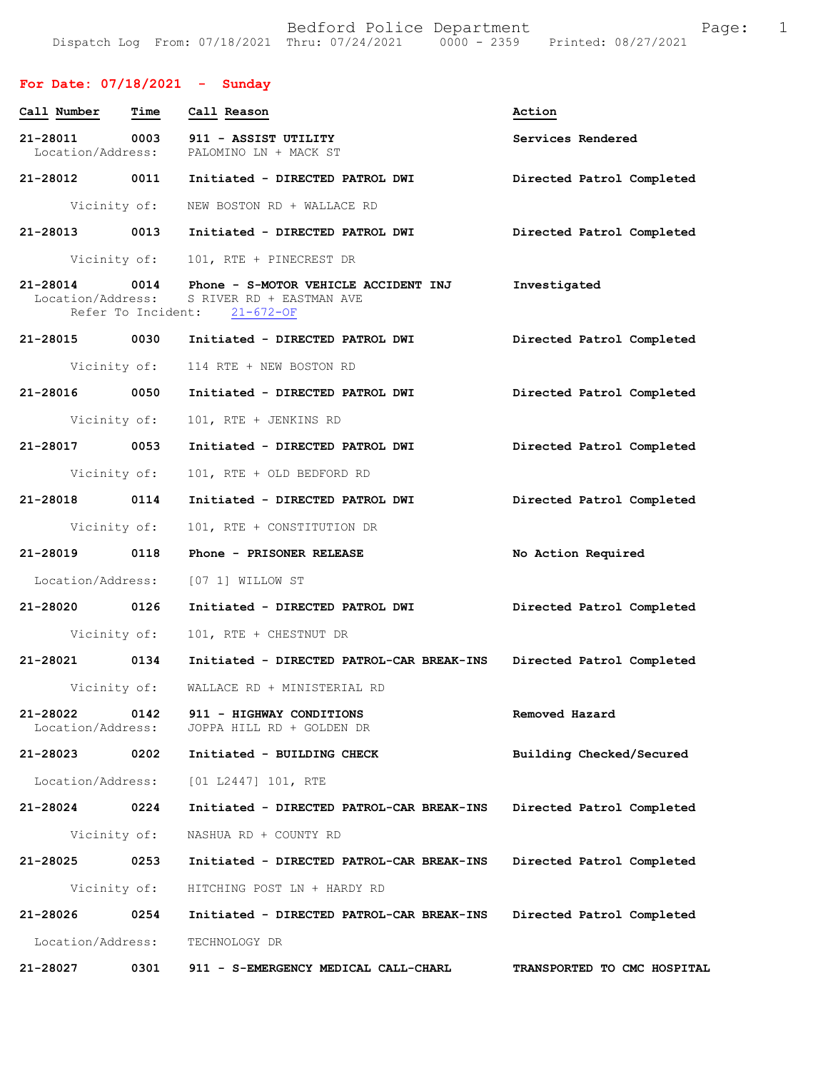Bedford Police Department
Dispatch Log From: 07/18/2021 Thru: 07/24/2021 0000 - 2359 Printed: 08/27/2021

## For Date: 07/18/2021 - Sunday

| Call Number | Time | Call Reason | Action |
|---|---|---|---|
| 21-28011 | 0003 | **911 - ASSIST UTILITY** | Services Rendered |
| Location/Address: | | PALOMINO LN + MACK ST | |
| 21-28012 | 0011 | **Initiated - DIRECTED PATROL DWI** | Directed Patrol Completed |
| Vicinity of: | | NEW BOSTON RD + WALLACE RD | |
| 21-28013 | 0013 | **Initiated - DIRECTED PATROL DWI** | Directed Patrol Completed |
| Vicinity of: | | 101, RTE + PINECREST DR | |
| 21-28014 | 0014 | **Phone - S-MOTOR VEHICLE ACCIDENT INJ** | Investigated |
| Location/Address: | | S RIVER RD + EASTMAN AVE | |
| Refer To Incident: | | 21-672-OF | |
| 21-28015 | 0030 | **Initiated - DIRECTED PATROL DWI** | Directed Patrol Completed |
| Vicinity of: | | 114 RTE + NEW BOSTON RD | |
| 21-28016 | 0050 | **Initiated - DIRECTED PATROL DWI** | Directed Patrol Completed |
| Vicinity of: | | 101, RTE + JENKINS RD | |
| 21-28017 | 0053 | **Initiated - DIRECTED PATROL DWI** | Directed Patrol Completed |
| Vicinity of: | | 101, RTE + OLD BEDFORD RD | |
| 21-28018 | 0114 | **Initiated - DIRECTED PATROL DWI** | Directed Patrol Completed |
| Vicinity of: | | 101, RTE + CONSTITUTION DR | |
| 21-28019 | 0118 | **Phone - PRISONER RELEASE** | No Action Required |
| Location/Address: | | [07 1] WILLOW ST | |
| 21-28020 | 0126 | **Initiated - DIRECTED PATROL DWI** | Directed Patrol Completed |
| Vicinity of: | | 101, RTE + CHESTNUT DR | |
| 21-28021 | 0134 | **Initiated - DIRECTED PATROL-CAR BREAK-INS** | Directed Patrol Completed |
| Vicinity of: | | WALLACE RD + MINISTERIAL RD | |
| 21-28022 | 0142 | **911 - HIGHWAY CONDITIONS** | Removed Hazard |
| Location/Address: | | JOPPA HILL RD + GOLDEN DR | |
| 21-28023 | 0202 | **Initiated - BUILDING CHECK** | Building Checked/Secured |
| Location/Address: | | [01 L2447] 101, RTE | |
| 21-28024 | 0224 | **Initiated - DIRECTED PATROL-CAR BREAK-INS** | Directed Patrol Completed |
| Vicinity of: | | NASHUA RD + COUNTY RD | |
| 21-28025 | 0253 | **Initiated - DIRECTED PATROL-CAR BREAK-INS** | Directed Patrol Completed |
| Vicinity of: | | HITCHING POST LN + HARDY RD | |
| 21-28026 | 0254 | **Initiated - DIRECTED PATROL-CAR BREAK-INS** | Directed Patrol Completed |
| Location/Address: | | TECHNOLOGY DR | |
| 21-28027 | 0301 | **911 - S-EMERGENCY MEDICAL CALL-CHARL** | TRANSPORTED TO CMC HOSPITAL |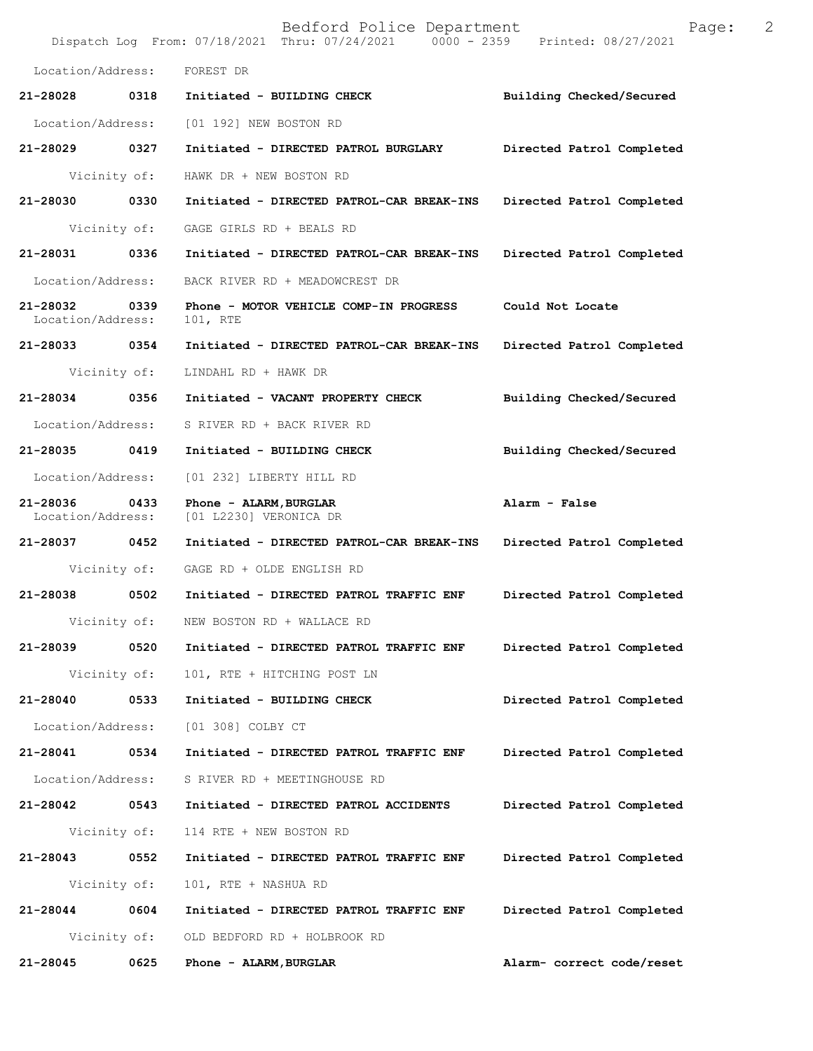Location/Address: FOREST DR

**21-28028 0318 Initiated - BUILDING CHECK** — **Building Checked/Secured**
Location/Address: [01 192] NEW BOSTON RD

**21-28029 0327 Initiated - DIRECTED PATROL BURGLARY** — **Directed Patrol Completed**
Vicinity of: HAWK DR + NEW BOSTON RD

**21-28030 0330 Initiated - DIRECTED PATROL-CAR BREAK-INS** — **Directed Patrol Completed**
Vicinity of: GAGE GIRLS RD + BEALS RD

**21-28031 0336 Initiated - DIRECTED PATROL-CAR BREAK-INS** — **Directed Patrol Completed**
Location/Address: BACK RIVER RD + MEADOWCREST DR

**21-28032 0339 Phone - MOTOR VEHICLE COMP-IN PROGRESS** — **Could Not Locate**
Location/Address: 101, RTE

**21-28033 0354 Initiated - DIRECTED PATROL-CAR BREAK-INS** — **Directed Patrol Completed**
Vicinity of: LINDAHL RD + HAWK DR

**21-28034 0356 Initiated - VACANT PROPERTY CHECK** — **Building Checked/Secured**
Location/Address: S RIVER RD + BACK RIVER RD

**21-28035 0419 Initiated - BUILDING CHECK** — **Building Checked/Secured**
Location/Address: [01 232] LIBERTY HILL RD

**21-28036 0433 Phone - ALARM,BURGLAR** — **Alarm - False**
Location/Address: [01 L2230] VERONICA DR

**21-28037 0452 Initiated - DIRECTED PATROL-CAR BREAK-INS** — **Directed Patrol Completed**
Vicinity of: GAGE RD + OLDE ENGLISH RD

**21-28038 0502 Initiated - DIRECTED PATROL TRAFFIC ENF** — **Directed Patrol Completed**
Vicinity of: NEW BOSTON RD + WALLACE RD

**21-28039 0520 Initiated - DIRECTED PATROL TRAFFIC ENF** — **Directed Patrol Completed**
Vicinity of: 101, RTE + HITCHING POST LN

**21-28040 0533 Initiated - BUILDING CHECK** — **Directed Patrol Completed**
Location/Address: [01 308] COLBY CT

**21-28041 0534 Initiated - DIRECTED PATROL TRAFFIC ENF** — **Directed Patrol Completed**
Location/Address: S RIVER RD + MEETINGHOUSE RD

**21-28042 0543 Initiated - DIRECTED PATROL ACCIDENTS** — **Directed Patrol Completed**
Vicinity of: 114 RTE + NEW BOSTON RD

**21-28043 0552 Initiated - DIRECTED PATROL TRAFFIC ENF** — **Directed Patrol Completed**
Vicinity of: 101, RTE + NASHUA RD

**21-28044 0604 Initiated - DIRECTED PATROL TRAFFIC ENF** — **Directed Patrol Completed**
Vicinity of: OLD BEDFORD RD + HOLBROOK RD

**21-28045 0625 Phone - ALARM,BURGLAR** — **Alarm- correct code/reset**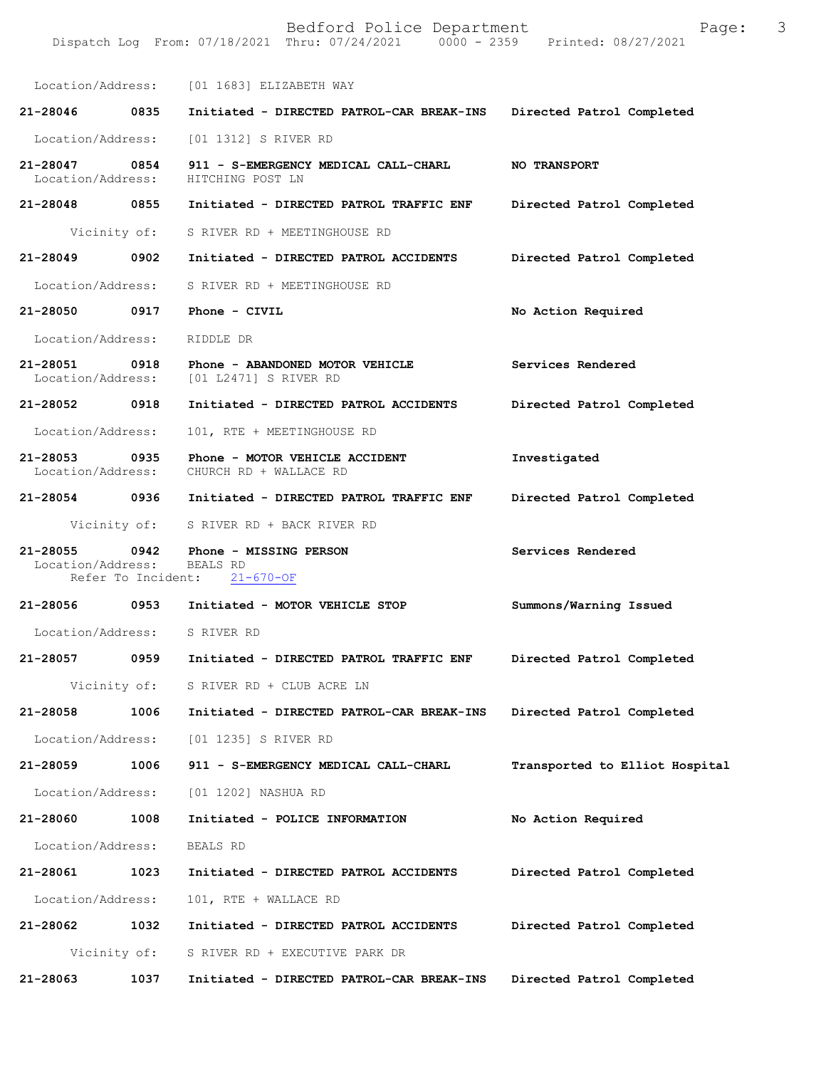Location/Address: [01 1683] ELIZABETH WAY

**21-28046 0835 Initiated - DIRECTED PATROL-CAR BREAK-INS Directed Patrol Completed**

Location/Address: [01 1312] S RIVER RD

**21-28047 0854 911 - S-EMERGENCY MEDICAL CALL-CHARL NO TRANSPORT**
Location/Address: HITCHING POST LN

**21-28048 0855 Initiated - DIRECTED PATROL TRAFFIC ENF Directed Patrol Completed**

Vicinity of: S RIVER RD + MEETINGHOUSE RD

**21-28049 0902 Initiated - DIRECTED PATROL ACCIDENTS Directed Patrol Completed**

Location/Address: S RIVER RD + MEETINGHOUSE RD

**21-28050 0917 Phone - CIVIL No Action Required**

Location/Address: RIDDLE DR

**21-28051 0918 Phone - ABANDONED MOTOR VEHICLE Services Rendered**
Location/Address: [01 L2471] S RIVER RD

**21-28052 0918 Initiated - DIRECTED PATROL ACCIDENTS Directed Patrol Completed**

Location/Address: 101, RTE + MEETINGHOUSE RD

**21-28053 0935 Phone - MOTOR VEHICLE ACCIDENT Investigated**
Location/Address: CHURCH RD + WALLACE RD

**21-28054 0936 Initiated - DIRECTED PATROL TRAFFIC ENF Directed Patrol Completed**

Vicinity of: S RIVER RD + BACK RIVER RD

**21-28055 0942 Phone - MISSING PERSON Services Rendered**
Location/Address: BEALS RD
Refer To Incident: 21-670-OF

**21-28056 0953 Initiated - MOTOR VEHICLE STOP Summons/Warning Issued**

Location/Address: S RIVER RD

**21-28057 0959 Initiated - DIRECTED PATROL TRAFFIC ENF Directed Patrol Completed**

Vicinity of: S RIVER RD + CLUB ACRE LN

**21-28058 1006 Initiated - DIRECTED PATROL-CAR BREAK-INS Directed Patrol Completed**

Location/Address: [01 1235] S RIVER RD

**21-28059 1006 911 - S-EMERGENCY MEDICAL CALL-CHARL Transported to Elliot Hospital**

Location/Address: [01 1202] NASHUA RD

**21-28060 1008 Initiated - POLICE INFORMATION No Action Required**

Location/Address: BEALS RD

**21-28061 1023 Initiated - DIRECTED PATROL ACCIDENTS Directed Patrol Completed**

Location/Address: 101, RTE + WALLACE RD

**21-28062 1032 Initiated - DIRECTED PATROL ACCIDENTS Directed Patrol Completed**

Vicinity of: S RIVER RD + EXECUTIVE PARK DR

**21-28063 1037 Initiated - DIRECTED PATROL-CAR BREAK-INS Directed Patrol Completed**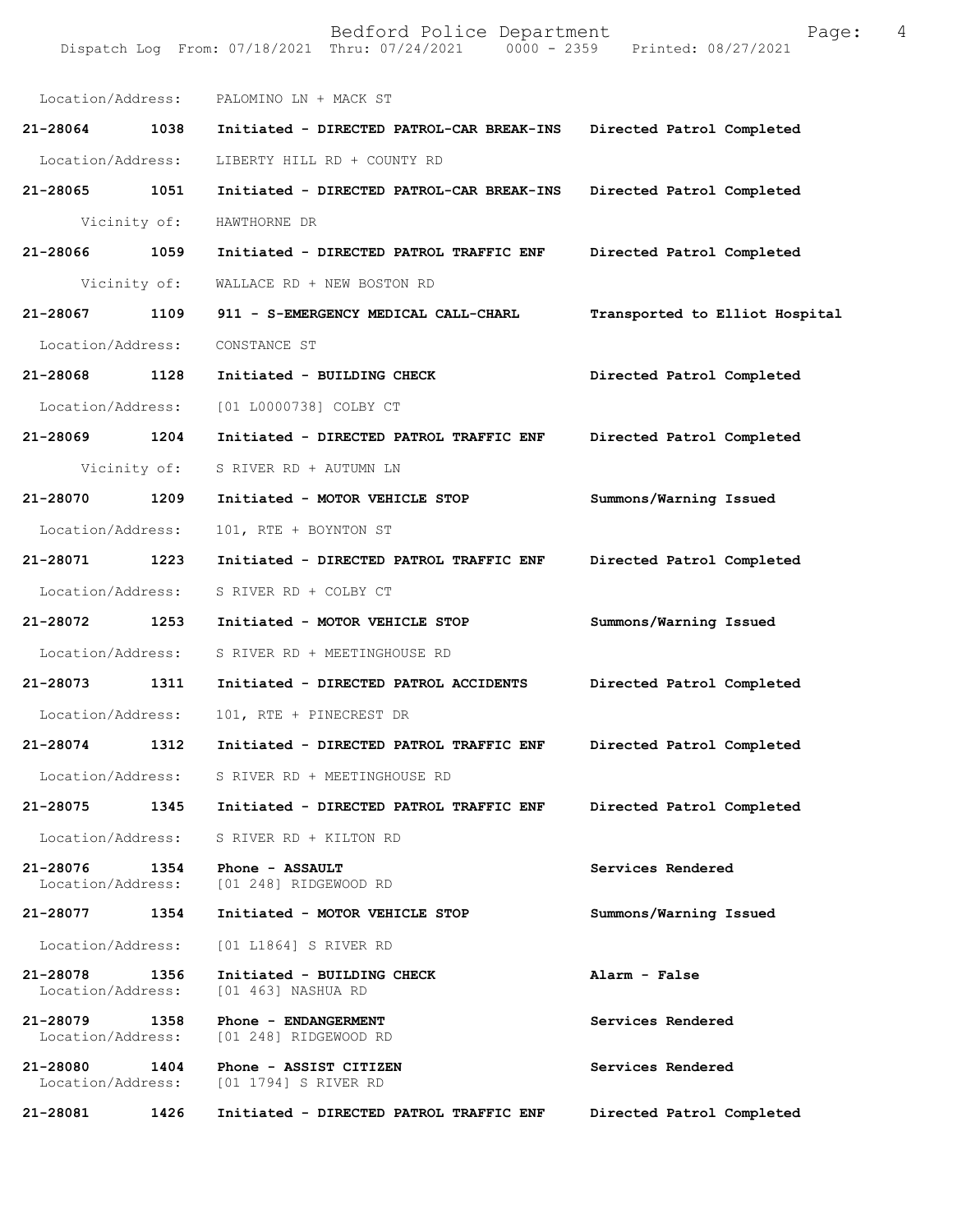Location/Address: PALOMINO LN + MACK ST

**21-28064 1038 Initiated - DIRECTED PATROL-CAR BREAK-INS Directed Patrol Completed**

Location/Address: LIBERTY HILL RD + COUNTY RD

**21-28065 1051 Initiated - DIRECTED PATROL-CAR BREAK-INS Directed Patrol Completed**

Vicinity of: HAWTHORNE DR

**21-28066 1059 Initiated - DIRECTED PATROL TRAFFIC ENF Directed Patrol Completed**

Vicinity of: WALLACE RD + NEW BOSTON RD

**21-28067 1109 911 - S-EMERGENCY MEDICAL CALL-CHARL Transported to Elliot Hospital**

Location/Address: CONSTANCE ST

**21-28068 1128 Initiated - BUILDING CHECK Directed Patrol Completed**

Location/Address: [01 L0000738] COLBY CT

**21-28069 1204 Initiated - DIRECTED PATROL TRAFFIC ENF Directed Patrol Completed**

Vicinity of: S RIVER RD + AUTUMN LN

**21-28070 1209 Initiated - MOTOR VEHICLE STOP Summons/Warning Issued**

Location/Address: 101, RTE + BOYNTON ST

**21-28071 1223 Initiated - DIRECTED PATROL TRAFFIC ENF Directed Patrol Completed**

Location/Address: S RIVER RD + COLBY CT

**21-28072 1253 Initiated - MOTOR VEHICLE STOP Summons/Warning Issued**

Location/Address: S RIVER RD + MEETINGHOUSE RD

**21-28073 1311 Initiated - DIRECTED PATROL ACCIDENTS Directed Patrol Completed**

Location/Address: 101, RTE + PINECREST DR

**21-28074 1312 Initiated - DIRECTED PATROL TRAFFIC ENF Directed Patrol Completed**

Location/Address: S RIVER RD + MEETINGHOUSE RD

**21-28075 1345 Initiated - DIRECTED PATROL TRAFFIC ENF Directed Patrol Completed**

Location/Address: S RIVER RD + KILTON RD

**21-28076 1354 Phone - ASSAULT Services Rendered**
Location/Address: [01 248] RIDGEWOOD RD

**21-28077 1354 Initiated - MOTOR VEHICLE STOP Summons/Warning Issued**

Location/Address: [01 L1864] S RIVER RD

**21-28078 1356 Initiated - BUILDING CHECK Alarm - False**
Location/Address: [01 463] NASHUA RD

**21-28079 1358 Phone - ENDANGERMENT Services Rendered**
Location/Address: [01 248] RIDGEWOOD RD

**21-28080 1404 Phone - ASSIST CITIZEN Services Rendered**
Location/Address: [01 1794] S RIVER RD

**21-28081 1426 Initiated - DIRECTED PATROL TRAFFIC ENF Directed Patrol Completed**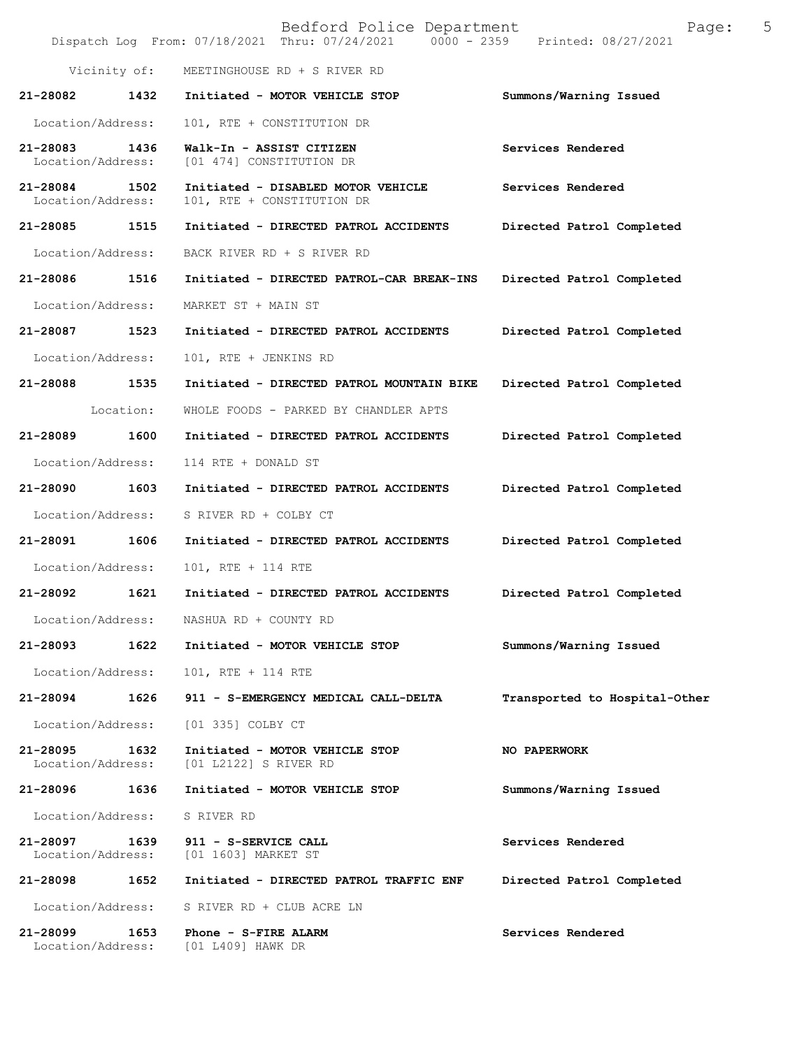Vicinity of: MEETINGHOUSE RD + S RIVER RD

| Call Number | Time | Call Reason | Action |
|---|---|---|---|
| 21-28082 | 1432 | Initiated - MOTOR VEHICLE STOP | Summons/Warning Issued |
| Location/Address: | | 101, RTE + CONSTITUTION DR | |
| 21-28083 | 1436 | Walk-In - ASSIST CITIZEN | Services Rendered |
| Location/Address: | | [01 474] CONSTITUTION DR | |
| 21-28084 | 1502 | Initiated - DISABLED MOTOR VEHICLE | Services Rendered |
| Location/Address: | | 101, RTE + CONSTITUTION DR | |
| 21-28085 | 1515 | Initiated - DIRECTED PATROL ACCIDENTS | Directed Patrol Completed |
| Location/Address: | | BACK RIVER RD + S RIVER RD | |
| 21-28086 | 1516 | Initiated - DIRECTED PATROL-CAR BREAK-INS | Directed Patrol Completed |
| Location/Address: | | MARKET ST + MAIN ST | |
| 21-28087 | 1523 | Initiated - DIRECTED PATROL ACCIDENTS | Directed Patrol Completed |
| Location/Address: | | 101, RTE + JENKINS RD | |
| 21-28088 | 1535 | Initiated - DIRECTED PATROL MOUNTAIN BIKE | Directed Patrol Completed |
| Location: | | WHOLE FOODS - PARKED BY CHANDLER APTS | |
| 21-28089 | 1600 | Initiated - DIRECTED PATROL ACCIDENTS | Directed Patrol Completed |
| Location/Address: | | 114 RTE + DONALD ST | |
| 21-28090 | 1603 | Initiated - DIRECTED PATROL ACCIDENTS | Directed Patrol Completed |
| Location/Address: | | S RIVER RD + COLBY CT | |
| 21-28091 | 1606 | Initiated - DIRECTED PATROL ACCIDENTS | Directed Patrol Completed |
| Location/Address: | | 101, RTE + 114 RTE | |
| 21-28092 | 1621 | Initiated - DIRECTED PATROL ACCIDENTS | Directed Patrol Completed |
| Location/Address: | | NASHUA RD + COUNTY RD | |
| 21-28093 | 1622 | Initiated - MOTOR VEHICLE STOP | Summons/Warning Issued |
| Location/Address: | | 101, RTE + 114 RTE | |
| 21-28094 | 1626 | 911 - S-EMERGENCY MEDICAL CALL-DELTA | Transported to Hospital-Other |
| Location/Address: | | [01 335] COLBY CT | |
| 21-28095 | 1632 | Initiated - MOTOR VEHICLE STOP | NO PAPERWORK |
| Location/Address: | | [01 L2122] S RIVER RD | |
| 21-28096 | 1636 | Initiated - MOTOR VEHICLE STOP | Summons/Warning Issued |
| Location/Address: | | S RIVER RD | |
| 21-28097 | 1639 | 911 - S-SERVICE CALL | Services Rendered |
| Location/Address: | | [01 1603] MARKET ST | |
| 21-28098 | 1652 | Initiated - DIRECTED PATROL TRAFFIC ENF | Directed Patrol Completed |
| Location/Address: | | S RIVER RD + CLUB ACRE LN | |
| 21-28099 | 1653 | Phone - S-FIRE ALARM | Services Rendered |
| Location/Address: | | [01 L409] HAWK DR | |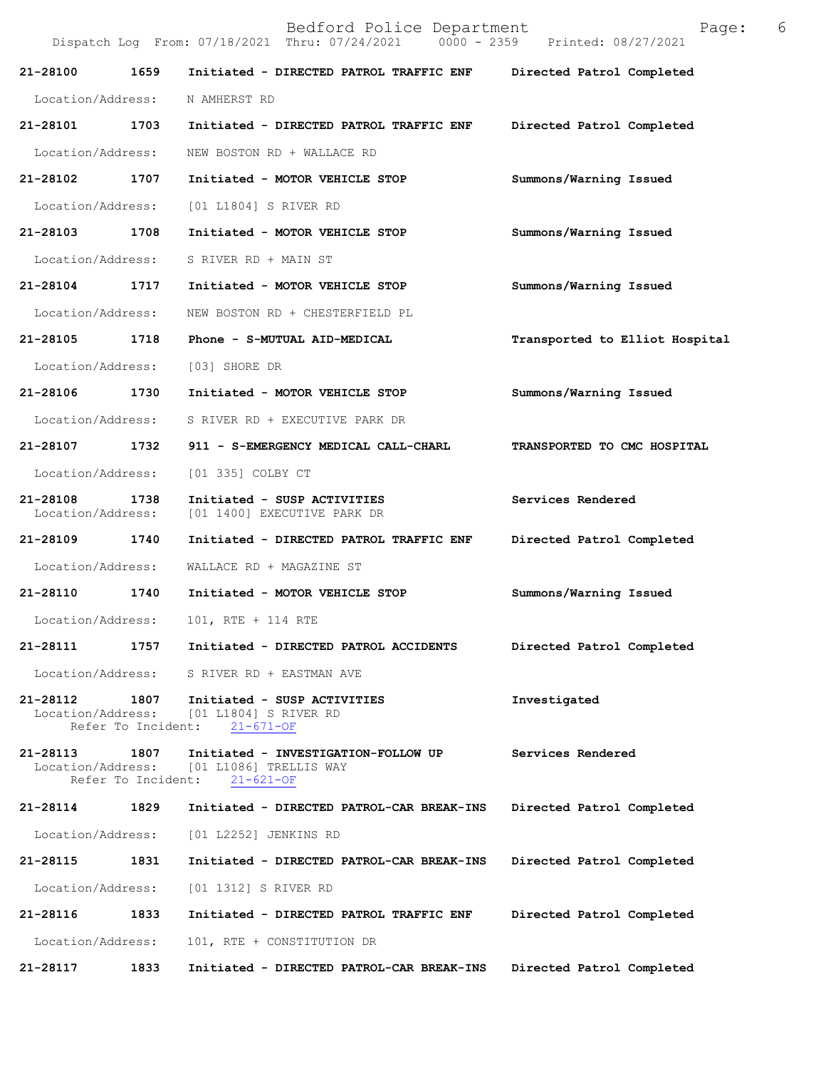**21-28100 1659 Initiated - DIRECTED PATROL TRAFFIC ENF Directed Patrol Completed**

Location/Address: N AMHERST RD

**21-28101 1703 Initiated - DIRECTED PATROL TRAFFIC ENF Directed Patrol Completed**

Location/Address: NEW BOSTON RD + WALLACE RD

**21-28102 1707 Initiated - MOTOR VEHICLE STOP Summons/Warning Issued**

Location/Address: [01 L1804] S RIVER RD

**21-28103 1708 Initiated - MOTOR VEHICLE STOP Summons/Warning Issued**

Location/Address: S RIVER RD + MAIN ST

**21-28104 1717 Initiated - MOTOR VEHICLE STOP Summons/Warning Issued**

Location/Address: NEW BOSTON RD + CHESTERFIELD PL

**21-28105 1718 Phone - S-MUTUAL AID-MEDICAL Transported to Elliot Hospital**

Location/Address: [03] SHORE DR

**21-28106 1730 Initiated - MOTOR VEHICLE STOP Summons/Warning Issued**

Location/Address: S RIVER RD + EXECUTIVE PARK DR

**21-28107 1732 911 - S-EMERGENCY MEDICAL CALL-CHARL TRANSPORTED TO CMC HOSPITAL**

Location/Address: [01 335] COLBY CT

**21-28108 1738 Initiated - SUSP ACTIVITIES Services Rendered**

Location/Address: [01 1400] EXECUTIVE PARK DR

**21-28109 1740 Initiated - DIRECTED PATROL TRAFFIC ENF Directed Patrol Completed**

Location/Address: WALLACE RD + MAGAZINE ST

**21-28110 1740 Initiated - MOTOR VEHICLE STOP Summons/Warning Issued**

Location/Address: 101, RTE + 114 RTE

**21-28111 1757 Initiated - DIRECTED PATROL ACCIDENTS Directed Patrol Completed**

Location/Address: S RIVER RD + EASTMAN AVE

**21-28112 1807 Initiated - SUSP ACTIVITIES Investigated**

Location/Address: [01 L1804] S RIVER RD
Refer To Incident: 21-671-OF

**21-28113 1807 Initiated - INVESTIGATION-FOLLOW UP Services Rendered**

Location/Address: [01 L1086] TRELLIS WAY
Refer To Incident: 21-621-OF

**21-28114 1829 Initiated - DIRECTED PATROL-CAR BREAK-INS Directed Patrol Completed**

Location/Address: [01 L2252] JENKINS RD

**21-28115 1831 Initiated - DIRECTED PATROL-CAR BREAK-INS Directed Patrol Completed**

Location/Address: [01 1312] S RIVER RD

**21-28116 1833 Initiated - DIRECTED PATROL TRAFFIC ENF Directed Patrol Completed**

Location/Address: 101, RTE + CONSTITUTION DR

**21-28117 1833 Initiated - DIRECTED PATROL-CAR BREAK-INS Directed Patrol Completed**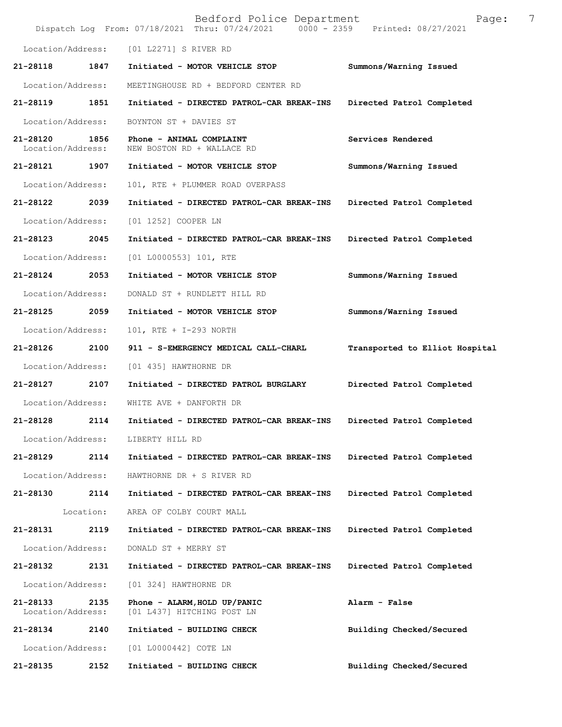Location/Address: [01 L2271] S RIVER RD

**21-28118 1847 Initiated - MOTOR VEHICLE STOP** — **Summons/Warning Issued**
Location/Address: MEETINGHOUSE RD + BEDFORD CENTER RD

**21-28119 1851 Initiated - DIRECTED PATROL-CAR BREAK-INS** — **Directed Patrol Completed**
Location/Address: BOYNTON ST + DAVIES ST

**21-28120 1856 Phone - ANIMAL COMPLAINT** — **Services Rendered**
Location/Address: NEW BOSTON RD + WALLACE RD

**21-28121 1907 Initiated - MOTOR VEHICLE STOP** — **Summons/Warning Issued**
Location/Address: 101, RTE + PLUMMER ROAD OVERPASS

**21-28122 2039 Initiated - DIRECTED PATROL-CAR BREAK-INS** — **Directed Patrol Completed**
Location/Address: [01 1252] COOPER LN

**21-28123 2045 Initiated - DIRECTED PATROL-CAR BREAK-INS** — **Directed Patrol Completed**
Location/Address: [01 L0000553] 101, RTE

**21-28124 2053 Initiated - MOTOR VEHICLE STOP** — **Summons/Warning Issued**
Location/Address: DONALD ST + RUNDLETT HILL RD

**21-28125 2059 Initiated - MOTOR VEHICLE STOP** — **Summons/Warning Issued**
Location/Address: 101, RTE + I-293 NORTH

**21-28126 2100 911 - S-EMERGENCY MEDICAL CALL-CHARL** — **Transported to Elliot Hospital**
Location/Address: [01 435] HAWTHORNE DR

**21-28127 2107 Initiated - DIRECTED PATROL BURGLARY** — **Directed Patrol Completed**
Location/Address: WHITE AVE + DANFORTH DR

**21-28128 2114 Initiated - DIRECTED PATROL-CAR BREAK-INS** — **Directed Patrol Completed**
Location/Address: LIBERTY HILL RD

**21-28129 2114 Initiated - DIRECTED PATROL-CAR BREAK-INS** — **Directed Patrol Completed**
Location/Address: HAWTHORNE DR + S RIVER RD

**21-28130 2114 Initiated - DIRECTED PATROL-CAR BREAK-INS** — **Directed Patrol Completed**
Location: AREA OF COLBY COURT MALL

**21-28131 2119 Initiated - DIRECTED PATROL-CAR BREAK-INS** — **Directed Patrol Completed**
Location/Address: DONALD ST + MERRY ST

**21-28132 2131 Initiated - DIRECTED PATROL-CAR BREAK-INS** — **Directed Patrol Completed**
Location/Address: [01 324] HAWTHORNE DR

**21-28133 2135 Phone - ALARM,HOLD UP/PANIC** — **Alarm - False**
Location/Address: [01 L437] HITCHING POST LN

**21-28134 2140 Initiated - BUILDING CHECK** — **Building Checked/Secured**
Location/Address: [01 L0000442] COTE LN

**21-28135 2152 Initiated - BUILDING CHECK** — **Building Checked/Secured**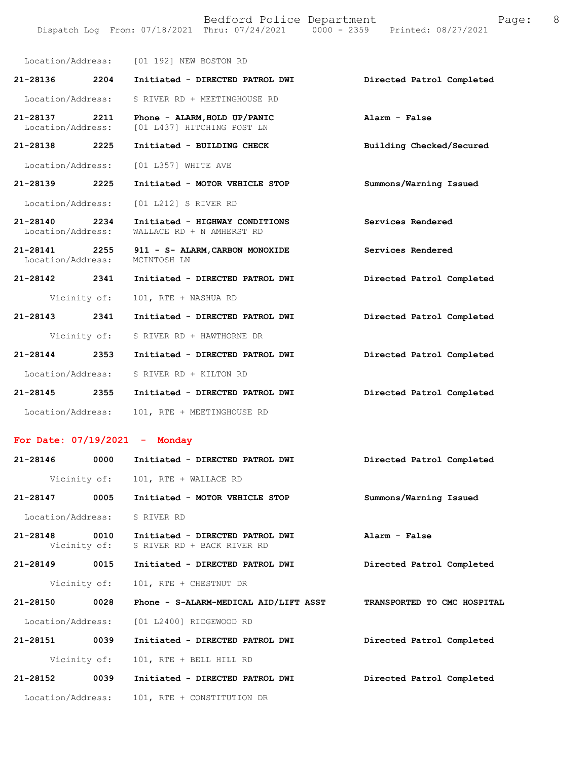Location/Address: [01 192] NEW BOSTON RD

**21-28136 2204 Initiated - DIRECTED PATROL DWI** — **Directed Patrol Completed**
Location/Address: S RIVER RD + MEETINGHOUSE RD

**21-28137 2211 Phone - ALARM,HOLD UP/PANIC** — **Alarm - False**
Location/Address: [01 L437] HITCHING POST LN

**21-28138 2225 Initiated - BUILDING CHECK** — **Building Checked/Secured**
Location/Address: [01 L357] WHITE AVE

**21-28139 2225 Initiated - MOTOR VEHICLE STOP** — **Summons/Warning Issued**
Location/Address: [01 L212] S RIVER RD

**21-28140 2234 Initiated - HIGHWAY CONDITIONS** — **Services Rendered**
Location/Address: WALLACE RD + N AMHERST RD

**21-28141 2255 911 - S- ALARM,CARBON MONOXIDE** — **Services Rendered**
Location/Address: MCINTOSH LN

**21-28142 2341 Initiated - DIRECTED PATROL DWI** — **Directed Patrol Completed**
Vicinity of: 101, RTE + NASHUA RD

**21-28143 2341 Initiated - DIRECTED PATROL DWI** — **Directed Patrol Completed**
Vicinity of: S RIVER RD + HAWTHORNE DR

**21-28144 2353 Initiated - DIRECTED PATROL DWI** — **Directed Patrol Completed**
Location/Address: S RIVER RD + KILTON RD

**21-28145 2355 Initiated - DIRECTED PATROL DWI** — **Directed Patrol Completed**
Location/Address: 101, RTE + MEETINGHOUSE RD

## For Date: 07/19/2021 - Monday

**21-28146 0000 Initiated - DIRECTED PATROL DWI** — **Directed Patrol Completed**
Vicinity of: 101, RTE + WALLACE RD

**21-28147 0005 Initiated - MOTOR VEHICLE STOP** — **Summons/Warning Issued**
Location/Address: S RIVER RD

**21-28148 0010 Initiated - DIRECTED PATROL DWI** — **Alarm - False**
Vicinity of: S RIVER RD + BACK RIVER RD

**21-28149 0015 Initiated - DIRECTED PATROL DWI** — **Directed Patrol Completed**
Vicinity of: 101, RTE + CHESTNUT DR

**21-28150 0028 Phone - S-ALARM-MEDICAL AID/LIFT ASST** — **TRANSPORTED TO CMC HOSPITAL**
Location/Address: [01 L2400] RIDGEWOOD RD

**21-28151 0039 Initiated - DIRECTED PATROL DWI** — **Directed Patrol Completed**
Vicinity of: 101, RTE + BELL HILL RD

**21-28152 0039 Initiated - DIRECTED PATROL DWI** — **Directed Patrol Completed**
Location/Address: 101, RTE + CONSTITUTION DR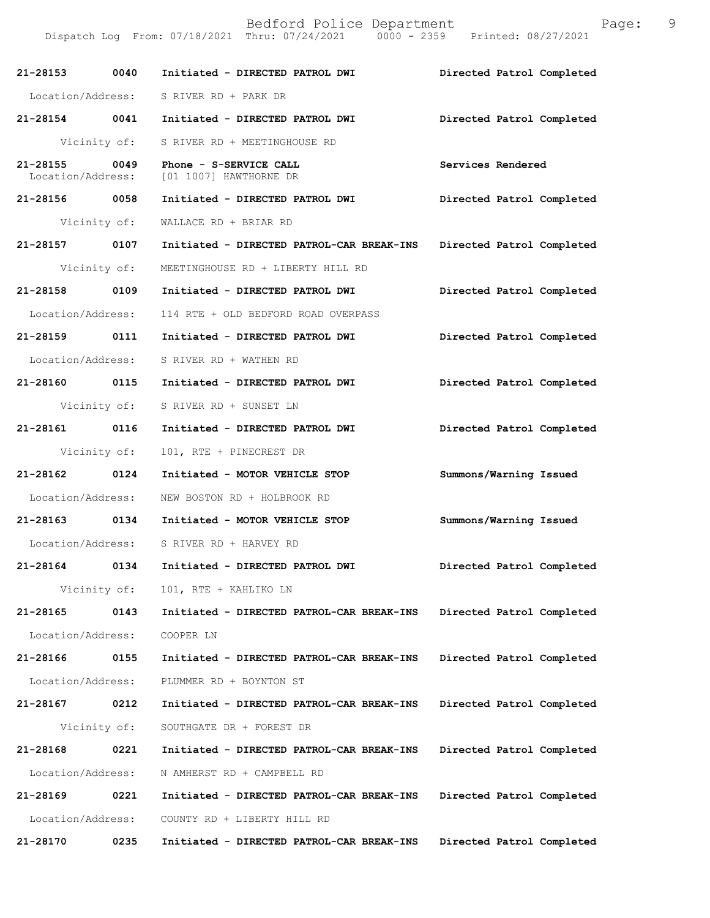21-28153 0040 Initiated - DIRECTED PATROL DWI Directed Patrol Completed

Location/Address: S RIVER RD + PARK DR

21-28154 0041 Initiated - DIRECTED PATROL DWI Directed Patrol Completed

Vicinity of: S RIVER RD + MEETINGHOUSE RD

21-28155 0049 Phone - S-SERVICE CALL Services Rendered
Location/Address: [01 1007] HAWTHORNE DR

21-28156 0058 Initiated - DIRECTED PATROL DWI Directed Patrol Completed

Vicinity of: WALLACE RD + BRIAR RD

21-28157 0107 Initiated - DIRECTED PATROL-CAR BREAK-INS Directed Patrol Completed

Vicinity of: MEETINGHOUSE RD + LIBERTY HILL RD

21-28158 0109 Initiated - DIRECTED PATROL DWI Directed Patrol Completed

Location/Address: 114 RTE + OLD BEDFORD ROAD OVERPASS

21-28159 0111 Initiated - DIRECTED PATROL DWI Directed Patrol Completed

Location/Address: S RIVER RD + WATHEN RD

21-28160 0115 Initiated - DIRECTED PATROL DWI Directed Patrol Completed

Vicinity of: S RIVER RD + SUNSET LN

21-28161 0116 Initiated - DIRECTED PATROL DWI Directed Patrol Completed

Vicinity of: 101, RTE + PINECREST DR

21-28162 0124 Initiated - MOTOR VEHICLE STOP Summons/Warning Issued

Location/Address: NEW BOSTON RD + HOLBROOK RD

21-28163 0134 Initiated - MOTOR VEHICLE STOP Summons/Warning Issued

Location/Address: S RIVER RD + HARVEY RD

21-28164 0134 Initiated - DIRECTED PATROL DWI Directed Patrol Completed

Vicinity of: 101, RTE + KAHLIKO LN

21-28165 0143 Initiated - DIRECTED PATROL-CAR BREAK-INS Directed Patrol Completed

Location/Address: COOPER LN

21-28166 0155 Initiated - DIRECTED PATROL-CAR BREAK-INS Directed Patrol Completed

Location/Address: PLUMMER RD + BOYNTON ST

21-28167 0212 Initiated - DIRECTED PATROL-CAR BREAK-INS Directed Patrol Completed

Vicinity of: SOUTHGATE DR + FOREST DR

21-28168 0221 Initiated - DIRECTED PATROL-CAR BREAK-INS Directed Patrol Completed

Location/Address: N AMHERST RD + CAMPBELL RD

21-28169 0221 Initiated - DIRECTED PATROL-CAR BREAK-INS Directed Patrol Completed

Location/Address: COUNTY RD + LIBERTY HILL RD

21-28170 0235 Initiated - DIRECTED PATROL-CAR BREAK-INS Directed Patrol Completed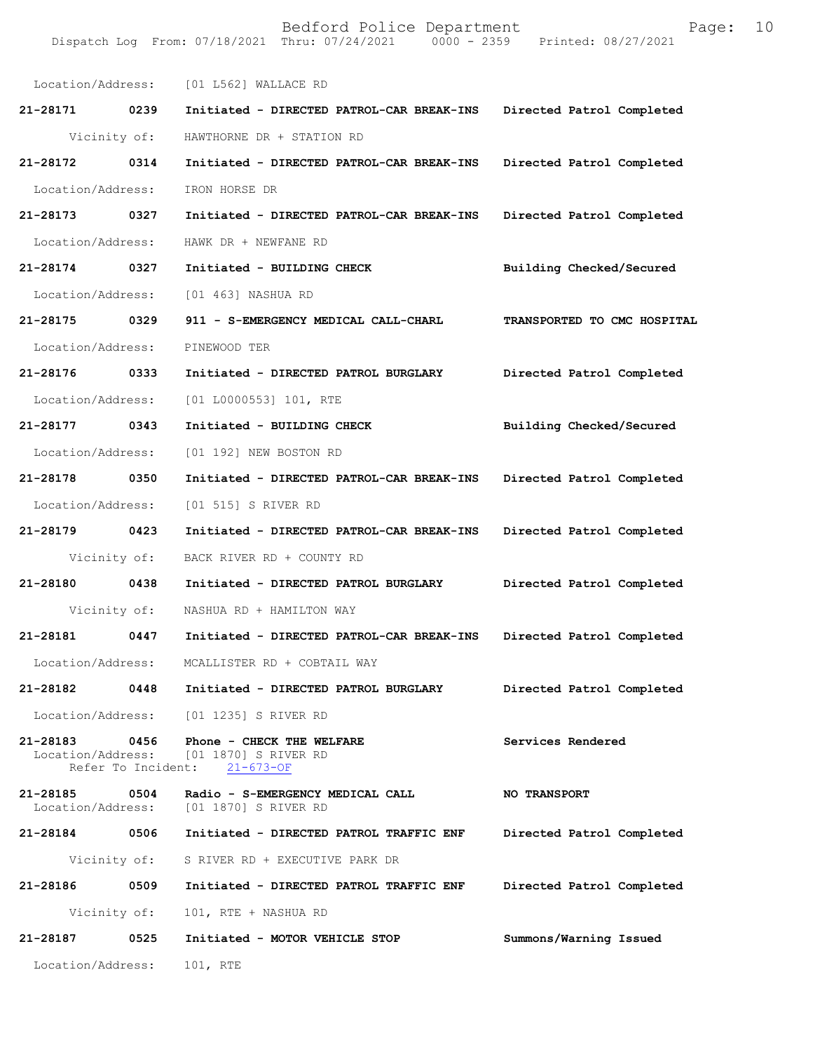Location/Address: [01 L562] WALLACE RD

**21-28171 0239 Initiated - DIRECTED PATROL-CAR BREAK-INS** Directed Patrol Completed
Vicinity of: HAWTHORNE DR + STATION RD

**21-28172 0314 Initiated - DIRECTED PATROL-CAR BREAK-INS** Directed Patrol Completed
Location/Address: IRON HORSE DR

**21-28173 0327 Initiated - DIRECTED PATROL-CAR BREAK-INS** Directed Patrol Completed
Location/Address: HAWK DR + NEWFANE RD

**21-28174 0327 Initiated - BUILDING CHECK** Building Checked/Secured
Location/Address: [01 463] NASHUA RD

**21-28175 0329 911 - S-EMERGENCY MEDICAL CALL-CHARL** **TRANSPORTED TO CMC HOSPITAL**
Location/Address: PINEWOOD TER

**21-28176 0333 Initiated - DIRECTED PATROL BURGLARY** Directed Patrol Completed
Location/Address: [01 L0000553] 101, RTE

**21-28177 0343 Initiated - BUILDING CHECK** Building Checked/Secured
Location/Address: [01 192] NEW BOSTON RD

**21-28178 0350 Initiated - DIRECTED PATROL-CAR BREAK-INS** Directed Patrol Completed
Location/Address: [01 515] S RIVER RD

**21-28179 0423 Initiated - DIRECTED PATROL-CAR BREAK-INS** Directed Patrol Completed
Vicinity of: BACK RIVER RD + COUNTY RD

**21-28180 0438 Initiated - DIRECTED PATROL BURGLARY** Directed Patrol Completed
Vicinity of: NASHUA RD + HAMILTON WAY

**21-28181 0447 Initiated - DIRECTED PATROL-CAR BREAK-INS** Directed Patrol Completed
Location/Address: MCALLISTER RD + COBTAIL WAY

**21-28182 0448 Initiated - DIRECTED PATROL BURGLARY** Directed Patrol Completed
Location/Address: [01 1235] S RIVER RD

**21-28183 0456 Phone - CHECK THE WELFARE** Services Rendered
Location/Address: [01 1870] S RIVER RD
Refer To Incident: 21-673-OF

**21-28185 0504 Radio - S-EMERGENCY MEDICAL CALL** **NO TRANSPORT**
Location/Address: [01 1870] S RIVER RD

**21-28184 0506 Initiated - DIRECTED PATROL TRAFFIC ENF** Directed Patrol Completed
Vicinity of: S RIVER RD + EXECUTIVE PARK DR

**21-28186 0509 Initiated - DIRECTED PATROL TRAFFIC ENF** Directed Patrol Completed
Vicinity of: 101, RTE + NASHUA RD

**21-28187 0525 Initiated - MOTOR VEHICLE STOP** Summons/Warning Issued
Location/Address: 101, RTE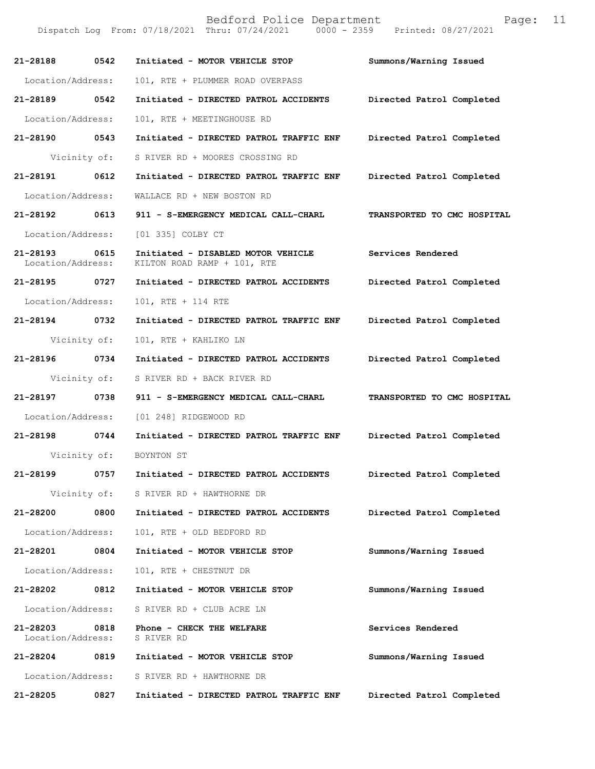| Call Number | Time | Call Reason | Action |
|---|---|---|---|
| 21-28188 | 0542 | Initiated - MOTOR VEHICLE STOP | Summons/Warning Issued |
| Location/Address: | | 101, RTE + PLUMMER ROAD OVERPASS | |
| 21-28189 | 0542 | Initiated - DIRECTED PATROL ACCIDENTS | Directed Patrol Completed |
| Location/Address: | | 101, RTE + MEETINGHOUSE RD | |
| 21-28190 | 0543 | Initiated - DIRECTED PATROL TRAFFIC ENF | Directed Patrol Completed |
| Vicinity of: | | S RIVER RD + MOORES CROSSING RD | |
| 21-28191 | 0612 | Initiated - DIRECTED PATROL TRAFFIC ENF | Directed Patrol Completed |
| Location/Address: | | WALLACE RD + NEW BOSTON RD | |
| 21-28192 | 0613 | 911 - S-EMERGENCY MEDICAL CALL-CHARL | TRANSPORTED TO CMC HOSPITAL |
| Location/Address: | | [01 335] COLBY CT | |
| 21-28193 | 0615 | Initiated - DISABLED MOTOR VEHICLE | Services Rendered |
| Location/Address: | | KILTON ROAD RAMP + 101, RTE | |
| 21-28195 | 0727 | Initiated - DIRECTED PATROL ACCIDENTS | Directed Patrol Completed |
| Location/Address: | | 101, RTE + 114 RTE | |
| 21-28194 | 0732 | Initiated - DIRECTED PATROL TRAFFIC ENF | Directed Patrol Completed |
| Vicinity of: | | 101, RTE + KAHLIKO LN | |
| 21-28196 | 0734 | Initiated - DIRECTED PATROL ACCIDENTS | Directed Patrol Completed |
| Vicinity of: | | S RIVER RD + BACK RIVER RD | |
| 21-28197 | 0738 | 911 - S-EMERGENCY MEDICAL CALL-CHARL | TRANSPORTED TO CMC HOSPITAL |
| Location/Address: | | [01 248] RIDGEWOOD RD | |
| 21-28198 | 0744 | Initiated - DIRECTED PATROL TRAFFIC ENF | Directed Patrol Completed |
| Vicinity of: | | BOYNTON ST | |
| 21-28199 | 0757 | Initiated - DIRECTED PATROL ACCIDENTS | Directed Patrol Completed |
| Vicinity of: | | S RIVER RD + HAWTHORNE DR | |
| 21-28200 | 0800 | Initiated - DIRECTED PATROL ACCIDENTS | Directed Patrol Completed |
| Location/Address: | | 101, RTE + OLD BEDFORD RD | |
| 21-28201 | 0804 | Initiated - MOTOR VEHICLE STOP | Summons/Warning Issued |
| Location/Address: | | 101, RTE + CHESTNUT DR | |
| 21-28202 | 0812 | Initiated - MOTOR VEHICLE STOP | Summons/Warning Issued |
| Location/Address: | | S RIVER RD + CLUB ACRE LN | |
| 21-28203 | 0818 | Phone - CHECK THE WELFARE | Services Rendered |
| Location/Address: | | S RIVER RD | |
| 21-28204 | 0819 | Initiated - MOTOR VEHICLE STOP | Summons/Warning Issued |
| Location/Address: | | S RIVER RD + HAWTHORNE DR | |
| 21-28205 | 0827 | Initiated - DIRECTED PATROL TRAFFIC ENF | Directed Patrol Completed |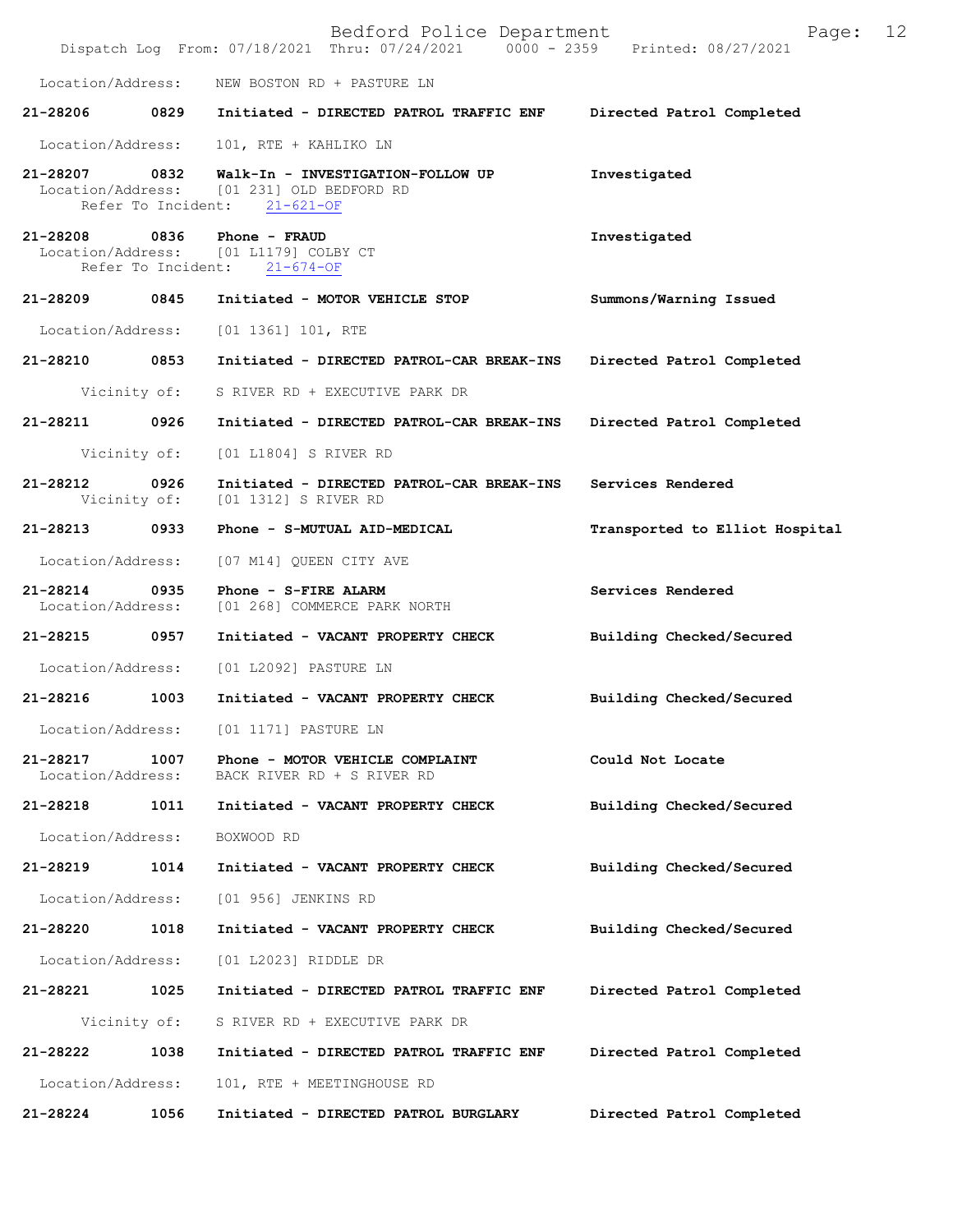Location/Address: NEW BOSTON RD + PASTURE LN

**21-28206 0829 Initiated - DIRECTED PATROL TRAFFIC ENF — Directed Patrol Completed**

Location/Address: 101, RTE + KAHLIKO LN

**21-28207 0832 Walk-In - INVESTIGATION-FOLLOW UP — Investigated**
Location/Address: [01 231] OLD BEDFORD RD
Refer To Incident: 21-621-OF

**21-28208 0836 Phone - FRAUD — Investigated**
Location/Address: [01 L1179] COLBY CT
Refer To Incident: 21-674-OF

**21-28209 0845 Initiated - MOTOR VEHICLE STOP — Summons/Warning Issued**

Location/Address: [01 1361] 101, RTE

**21-28210 0853 Initiated - DIRECTED PATROL-CAR BREAK-INS — Directed Patrol Completed**

Vicinity of: S RIVER RD + EXECUTIVE PARK DR

**21-28211 0926 Initiated - DIRECTED PATROL-CAR BREAK-INS — Directed Patrol Completed**

Vicinity of: [01 L1804] S RIVER RD

**21-28212 0926 Initiated - DIRECTED PATROL-CAR BREAK-INS — Services Rendered**
Vicinity of: [01 1312] S RIVER RD

**21-28213 0933 Phone - S-MUTUAL AID-MEDICAL — Transported to Elliot Hospital**

Location/Address: [07 M14] QUEEN CITY AVE

**21-28214 0935 Phone - S-FIRE ALARM — Services Rendered**
Location/Address: [01 268] COMMERCE PARK NORTH

**21-28215 0957 Initiated - VACANT PROPERTY CHECK — Building Checked/Secured**

Location/Address: [01 L2092] PASTURE LN

**21-28216 1003 Initiated - VACANT PROPERTY CHECK — Building Checked/Secured**

Location/Address: [01 1171] PASTURE LN

**21-28217 1007 Phone - MOTOR VEHICLE COMPLAINT — Could Not Locate**
Location/Address: BACK RIVER RD + S RIVER RD

**21-28218 1011 Initiated - VACANT PROPERTY CHECK — Building Checked/Secured**

Location/Address: BOXWOOD RD

**21-28219 1014 Initiated - VACANT PROPERTY CHECK — Building Checked/Secured**

Location/Address: [01 956] JENKINS RD

**21-28220 1018 Initiated - VACANT PROPERTY CHECK — Building Checked/Secured**

Location/Address: [01 L2023] RIDDLE DR

**21-28221 1025 Initiated - DIRECTED PATROL TRAFFIC ENF — Directed Patrol Completed**

Vicinity of: S RIVER RD + EXECUTIVE PARK DR

**21-28222 1038 Initiated - DIRECTED PATROL TRAFFIC ENF — Directed Patrol Completed**

Location/Address: 101, RTE + MEETINGHOUSE RD

**21-28224 1056 Initiated - DIRECTED PATROL BURGLARY — Directed Patrol Completed**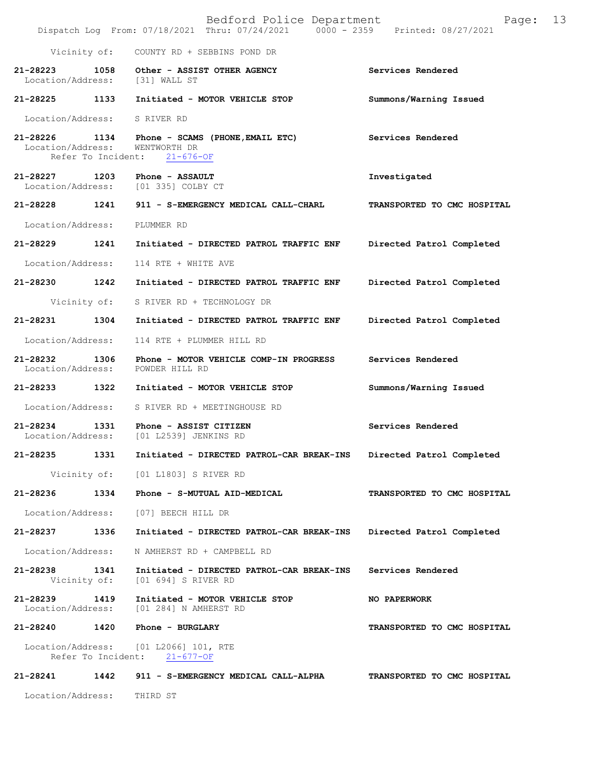Vicinity of: COUNTY RD + SEBBINS POND DR

**21-28223 1058 Other - ASSIST OTHER AGENCY** **Services Rendered**
Location/Address: [31] WALL ST

**21-28225 1133 Initiated - MOTOR VEHICLE STOP** **Summons/Warning Issued**
Location/Address: S RIVER RD

**21-28226 1134 Phone - SCAMS (PHONE,EMAIL ETC)** **Services Rendered**
Location/Address: WENTWORTH DR
Refer To Incident: 21-676-OF

**21-28227 1203 Phone - ASSAULT** **Investigated**
Location/Address: [01 335] COLBY CT

**21-28228 1241 911 - S-EMERGENCY MEDICAL CALL-CHARL** **TRANSPORTED TO CMC HOSPITAL**
Location/Address: PLUMMER RD

**21-28229 1241 Initiated - DIRECTED PATROL TRAFFIC ENF** **Directed Patrol Completed**
Location/Address: 114 RTE + WHITE AVE

**21-28230 1242 Initiated - DIRECTED PATROL TRAFFIC ENF** **Directed Patrol Completed**
Vicinity of: S RIVER RD + TECHNOLOGY DR

**21-28231 1304 Initiated - DIRECTED PATROL TRAFFIC ENF** **Directed Patrol Completed**
Location/Address: 114 RTE + PLUMMER HILL RD

**21-28232 1306 Phone - MOTOR VEHICLE COMP-IN PROGRESS** **Services Rendered**
Location/Address: POWDER HILL RD

**21-28233 1322 Initiated - MOTOR VEHICLE STOP** **Summons/Warning Issued**
Location/Address: S RIVER RD + MEETINGHOUSE RD

**21-28234 1331 Phone - ASSIST CITIZEN** **Services Rendered**
Location/Address: [01 L2539] JENKINS RD

**21-28235 1331 Initiated - DIRECTED PATROL-CAR BREAK-INS** **Directed Patrol Completed**
Vicinity of: [01 L1803] S RIVER RD

**21-28236 1334 Phone - S-MUTUAL AID-MEDICAL** **TRANSPORTED TO CMC HOSPITAL**
Location/Address: [07] BEECH HILL DR

**21-28237 1336 Initiated - DIRECTED PATROL-CAR BREAK-INS** **Directed Patrol Completed**
Location/Address: N AMHERST RD + CAMPBELL RD

**21-28238 1341 Initiated - DIRECTED PATROL-CAR BREAK-INS** **Services Rendered**
Vicinity of: [01 694] S RIVER RD

**21-28239 1419 Initiated - MOTOR VEHICLE STOP** **NO PAPERWORK**
Location/Address: [01 284] N AMHERST RD

**21-28240 1420 Phone - BURGLARY** **TRANSPORTED TO CMC HOSPITAL**
Location/Address: [01 L2066] 101, RTE
Refer To Incident: 21-677-OF

**21-28241 1442 911 - S-EMERGENCY MEDICAL CALL-ALPHA** **TRANSPORTED TO CMC HOSPITAL**
Location/Address: THIRD ST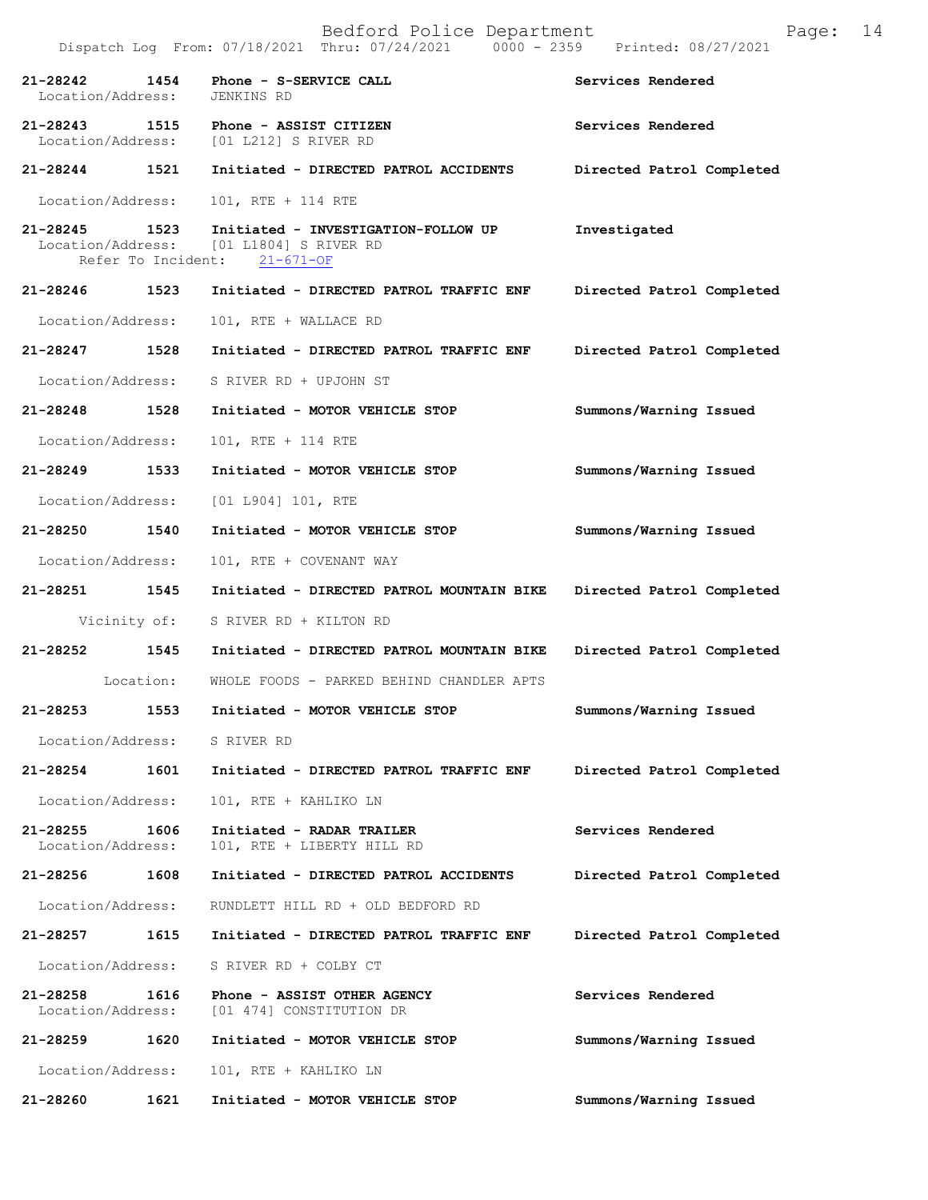| Call # | Time | Type | Disposition |
|---|---|---|---|
| 21-28242 | 1454 | Phone - S-SERVICE CALL | Services Rendered |
| | | Location/Address: JENKINS RD | |
| 21-28243 | 1515 | Phone - ASSIST CITIZEN | Services Rendered |
| | | Location/Address: [01 L212] S RIVER RD | |
| 21-28244 | 1521 | Initiated - DIRECTED PATROL ACCIDENTS | Directed Patrol Completed |
| | | Location/Address: 101, RTE + 114 RTE | |
| 21-28245 | 1523 | Initiated - INVESTIGATION-FOLLOW UP | Investigated |
| | | Location/Address: [01 L1804] S RIVER RD; Refer To Incident: 21-671-OF | |
| 21-28246 | 1523 | Initiated - DIRECTED PATROL TRAFFIC ENF | Directed Patrol Completed |
| | | Location/Address: 101, RTE + WALLACE RD | |
| 21-28247 | 1528 | Initiated - DIRECTED PATROL TRAFFIC ENF | Directed Patrol Completed |
| | | Location/Address: S RIVER RD + UPJOHN ST | |
| 21-28248 | 1528 | Initiated - MOTOR VEHICLE STOP | Summons/Warning Issued |
| | | Location/Address: 101, RTE + 114 RTE | |
| 21-28249 | 1533 | Initiated - MOTOR VEHICLE STOP | Summons/Warning Issued |
| | | Location/Address: [01 L904] 101, RTE | |
| 21-28250 | 1540 | Initiated - MOTOR VEHICLE STOP | Summons/Warning Issued |
| | | Location/Address: 101, RTE + COVENANT WAY | |
| 21-28251 | 1545 | Initiated - DIRECTED PATROL MOUNTAIN BIKE | Directed Patrol Completed |
| | | Vicinity of: S RIVER RD + KILTON RD | |
| 21-28252 | 1545 | Initiated - DIRECTED PATROL MOUNTAIN BIKE | Directed Patrol Completed |
| | | Location: WHOLE FOODS - PARKED BEHIND CHANDLER APTS | |
| 21-28253 | 1553 | Initiated - MOTOR VEHICLE STOP | Summons/Warning Issued |
| | | Location/Address: S RIVER RD | |
| 21-28254 | 1601 | Initiated - DIRECTED PATROL TRAFFIC ENF | Directed Patrol Completed |
| | | Location/Address: 101, RTE + KAHLIKO LN | |
| 21-28255 | 1606 | Initiated - RADAR TRAILER | Services Rendered |
| | | Location/Address: 101, RTE + LIBERTY HILL RD | |
| 21-28256 | 1608 | Initiated - DIRECTED PATROL ACCIDENTS | Directed Patrol Completed |
| | | Location/Address: RUNDLETT HILL RD + OLD BEDFORD RD | |
| 21-28257 | 1615 | Initiated - DIRECTED PATROL TRAFFIC ENF | Directed Patrol Completed |
| | | Location/Address: S RIVER RD + COLBY CT | |
| 21-28258 | 1616 | Phone - ASSIST OTHER AGENCY | Services Rendered |
| | | Location/Address: [01 474] CONSTITUTION DR | |
| 21-28259 | 1620 | Initiated - MOTOR VEHICLE STOP | Summons/Warning Issued |
| | | Location/Address: 101, RTE + KAHLIKO LN | |
| 21-28260 | 1621 | Initiated - MOTOR VEHICLE STOP | Summons/Warning Issued |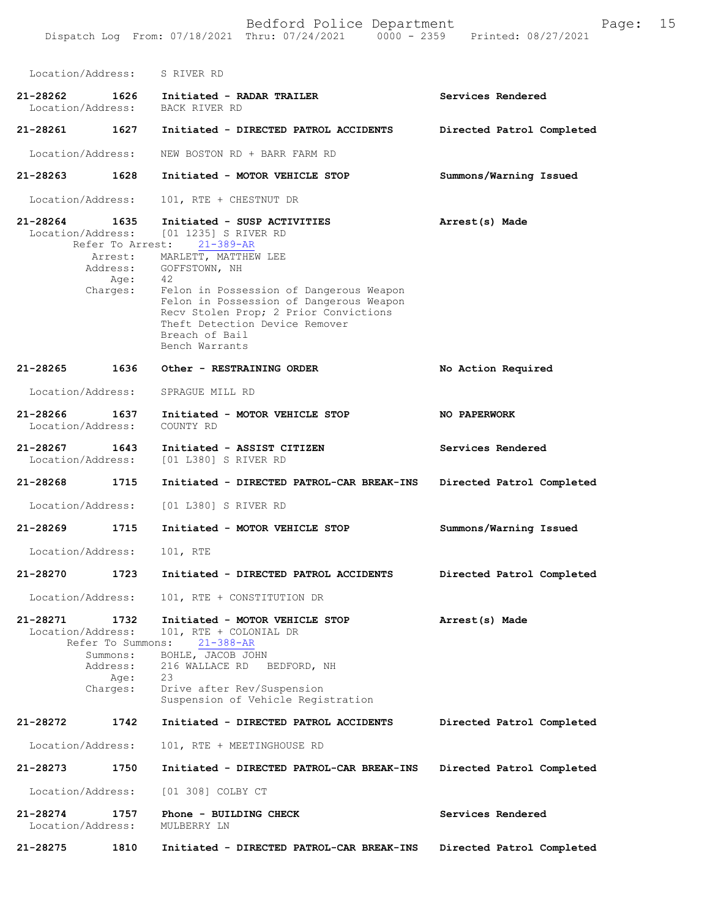Location/Address: S RIVER RD

**21-28262** 1626 **Initiated - RADAR TRAILER** **Services Rendered**
Location/Address: BACK RIVER RD

**21-28261** 1627 **Initiated - DIRECTED PATROL ACCIDENTS** **Directed Patrol Completed**

Location/Address: NEW BOSTON RD + BARR FARM RD

**21-28263** 1628 **Initiated - MOTOR VEHICLE STOP** **Summons/Warning Issued**

Location/Address: 101, RTE + CHESTNUT DR

**21-28264** 1635 **Initiated - SUSP ACTIVITIES** **Arrest(s) Made**
Location/Address: [01 1235] S RIVER RD
Refer To Arrest: 21-389-AR
Arrest: MARLETT, MATTHEW LEE
Address: GOFFSTOWN, NH
Age: 42
Charges: Felon in Possession of Dangerous Weapon
Felon in Possession of Dangerous Weapon
Recv Stolen Prop; 2 Prior Convictions
Theft Detection Device Remover
Breach of Bail
Bench Warrants

**21-28265** 1636 **Other - RESTRAINING ORDER** **No Action Required**

Location/Address: SPRAGUE MILL RD

**21-28266** 1637 **Initiated - MOTOR VEHICLE STOP** **NO PAPERWORK**
Location/Address: COUNTY RD

**21-28267** 1643 **Initiated - ASSIST CITIZEN** **Services Rendered**
Location/Address: [01 L380] S RIVER RD

**21-28268** 1715 **Initiated - DIRECTED PATROL-CAR BREAK-INS** **Directed Patrol Completed**

Location/Address: [01 L380] S RIVER RD

**21-28269** 1715 **Initiated - MOTOR VEHICLE STOP** **Summons/Warning Issued**

Location/Address: 101, RTE

**21-28270** 1723 **Initiated - DIRECTED PATROL ACCIDENTS** **Directed Patrol Completed**

Location/Address: 101, RTE + CONSTITUTION DR

**21-28271** 1732 **Initiated - MOTOR VEHICLE STOP** **Arrest(s) Made**
Location/Address: 101, RTE + COLONIAL DR
Refer To Summons: 21-388-AR
Summons: BOHLE, JACOB JOHN
Address: 216 WALLACE RD BEDFORD, NH
Age: 23
Charges: Drive after Rev/Suspension
Suspension of Vehicle Registration

**21-28272** 1742 **Initiated - DIRECTED PATROL ACCIDENTS** **Directed Patrol Completed**

Location/Address: 101, RTE + MEETINGHOUSE RD

**21-28273** 1750 **Initiated - DIRECTED PATROL-CAR BREAK-INS** **Directed Patrol Completed**

Location/Address: [01 308] COLBY CT

**21-28274** 1757 **Phone - BUILDING CHECK** **Services Rendered**
Location/Address: MULBERRY LN

**21-28275** 1810 **Initiated - DIRECTED PATROL-CAR BREAK-INS** **Directed Patrol Completed**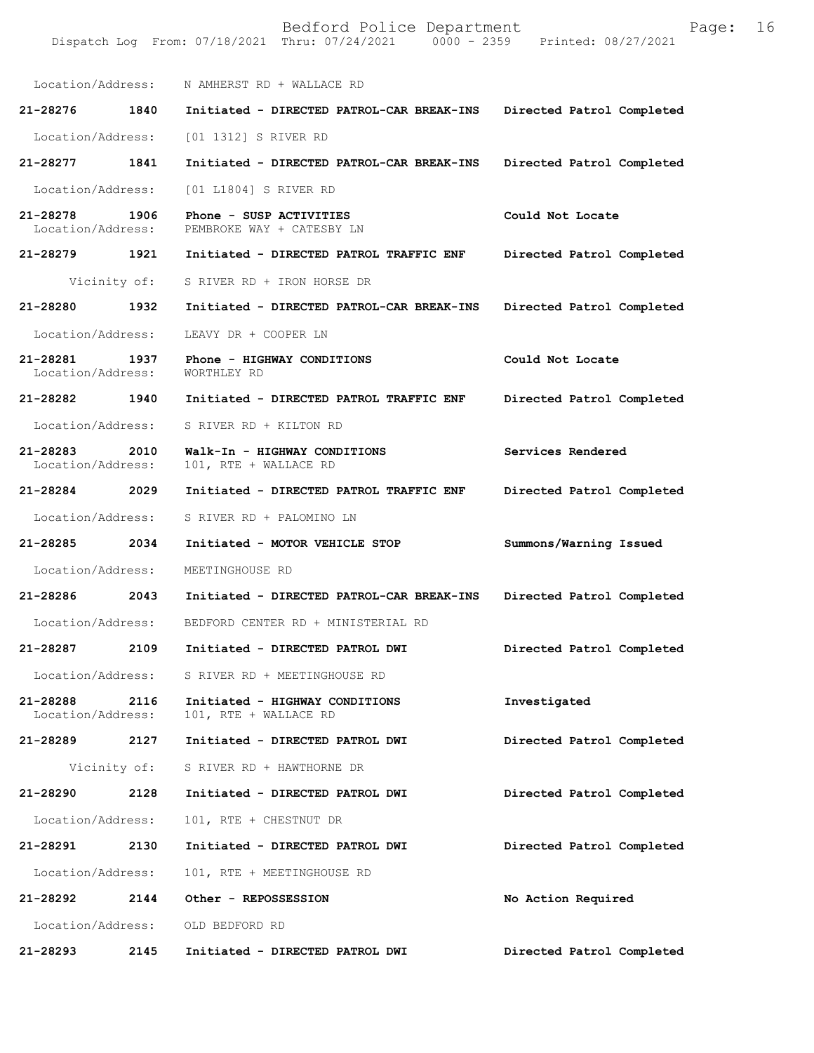Location/Address: N AMHERST RD + WALLACE RD

**21-28276 1840 Initiated - DIRECTED PATROL-CAR BREAK-INS Directed Patrol Completed**

Location/Address: [01 1312] S RIVER RD

**21-28277 1841 Initiated - DIRECTED PATROL-CAR BREAK-INS Directed Patrol Completed**

Location/Address: [01 L1804] S RIVER RD

**21-28278 1906 Phone - SUSP ACTIVITIES Could Not Locate**
Location/Address: PEMBROKE WAY + CATESBY LN

**21-28279 1921 Initiated - DIRECTED PATROL TRAFFIC ENF Directed Patrol Completed**

Vicinity of: S RIVER RD + IRON HORSE DR

**21-28280 1932 Initiated - DIRECTED PATROL-CAR BREAK-INS Directed Patrol Completed**

Location/Address: LEAVY DR + COOPER LN

**21-28281 1937 Phone - HIGHWAY CONDITIONS Could Not Locate**
Location/Address: WORTHLEY RD

**21-28282 1940 Initiated - DIRECTED PATROL TRAFFIC ENF Directed Patrol Completed**

Location/Address: S RIVER RD + KILTON RD

**21-28283 2010 Walk-In - HIGHWAY CONDITIONS Services Rendered**
Location/Address: 101, RTE + WALLACE RD

**21-28284 2029 Initiated - DIRECTED PATROL TRAFFIC ENF Directed Patrol Completed**

Location/Address: S RIVER RD + PALOMINO LN

**21-28285 2034 Initiated - MOTOR VEHICLE STOP Summons/Warning Issued**

Location/Address: MEETINGHOUSE RD

**21-28286 2043 Initiated - DIRECTED PATROL-CAR BREAK-INS Directed Patrol Completed**

Location/Address: BEDFORD CENTER RD + MINISTERIAL RD

**21-28287 2109 Initiated - DIRECTED PATROL DWI Directed Patrol Completed**

Location/Address: S RIVER RD + MEETINGHOUSE RD

**21-28288 2116 Initiated - HIGHWAY CONDITIONS Investigated**
Location/Address: 101, RTE + WALLACE RD

**21-28289 2127 Initiated - DIRECTED PATROL DWI Directed Patrol Completed**

Vicinity of: S RIVER RD + HAWTHORNE DR

**21-28290 2128 Initiated - DIRECTED PATROL DWI Directed Patrol Completed**

Location/Address: 101, RTE + CHESTNUT DR

**21-28291 2130 Initiated - DIRECTED PATROL DWI Directed Patrol Completed**

Location/Address: 101, RTE + MEETINGHOUSE RD

**21-28292 2144 Other - REPOSSESSION No Action Required**

Location/Address: OLD BEDFORD RD

**21-28293 2145 Initiated - DIRECTED PATROL DWI Directed Patrol Completed**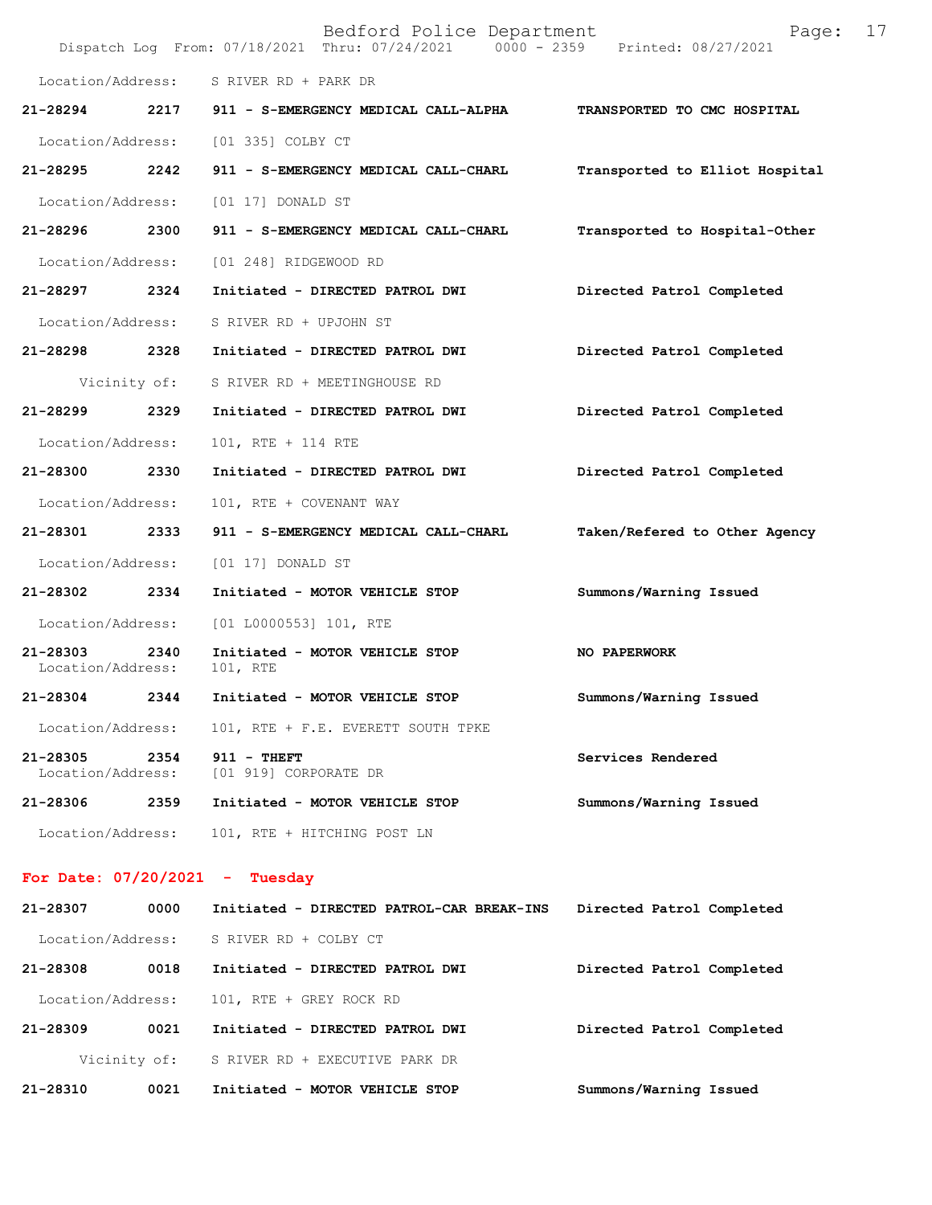Location/Address: S RIVER RD + PARK DR

**21-28294 2217 911 - S-EMERGENCY MEDICAL CALL-ALPHA TRANSPORTED TO CMC HOSPITAL**

Location/Address: [01 335] COLBY CT

**21-28295 2242 911 - S-EMERGENCY MEDICAL CALL-CHARL Transported to Elliot Hospital**

Location/Address: [01 17] DONALD ST

**21-28296 2300 911 - S-EMERGENCY MEDICAL CALL-CHARL Transported to Hospital-Other**

Location/Address: [01 248] RIDGEWOOD RD

**21-28297 2324 Initiated - DIRECTED PATROL DWI Directed Patrol Completed**

Location/Address: S RIVER RD + UPJOHN ST

**21-28298 2328 Initiated - DIRECTED PATROL DWI Directed Patrol Completed**

Vicinity of: S RIVER RD + MEETINGHOUSE RD

**21-28299 2329 Initiated - DIRECTED PATROL DWI Directed Patrol Completed**

Location/Address: 101, RTE + 114 RTE

**21-28300 2330 Initiated - DIRECTED PATROL DWI Directed Patrol Completed**

Location/Address: 101, RTE + COVENANT WAY

**21-28301 2333 911 - S-EMERGENCY MEDICAL CALL-CHARL Taken/Refered to Other Agency**

Location/Address: [01 17] DONALD ST

**21-28302 2334 Initiated - MOTOR VEHICLE STOP Summons/Warning Issued**

Location/Address: [01 L0000553] 101, RTE

**21-28303 2340 Initiated - MOTOR VEHICLE STOP NO PAPERWORK**
Location/Address: 101, RTE

**21-28304 2344 Initiated - MOTOR VEHICLE STOP Summons/Warning Issued**

Location/Address: 101, RTE + F.E. EVERETT SOUTH TPKE

**21-28305 2354 911 - THEFT Services Rendered**
Location/Address: [01 919] CORPORATE DR

**21-28306 2359 Initiated - MOTOR VEHICLE STOP Summons/Warning Issued**

Location/Address: 101, RTE + HITCHING POST LN

## For Date: 07/20/2021 - Tuesday

**21-28307 0000 Initiated - DIRECTED PATROL-CAR BREAK-INS Directed Patrol Completed**

Location/Address: S RIVER RD + COLBY CT

**21-28308 0018 Initiated - DIRECTED PATROL DWI Directed Patrol Completed**

Location/Address: 101, RTE + GREY ROCK RD

**21-28309 0021 Initiated - DIRECTED PATROL DWI Directed Patrol Completed**

Vicinity of: S RIVER RD + EXECUTIVE PARK DR

**21-28310 0021 Initiated - MOTOR VEHICLE STOP Summons/Warning Issued**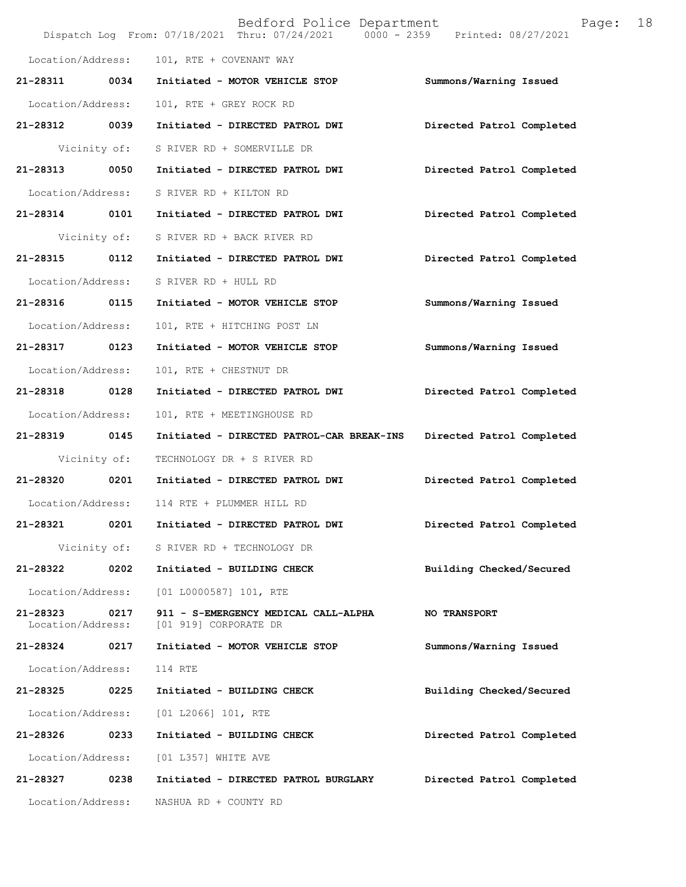Location/Address: 101, RTE + COVENANT WAY

**21-28311 0034 Initiated - MOTOR VEHICLE STOP** **Summons/Warning Issued**

Location/Address: 101, RTE + GREY ROCK RD

**21-28312 0039 Initiated - DIRECTED PATROL DWI** **Directed Patrol Completed**

Vicinity of: S RIVER RD + SOMERVILLE DR

**21-28313 0050 Initiated - DIRECTED PATROL DWI** **Directed Patrol Completed**

Location/Address: S RIVER RD + KILTON RD

**21-28314 0101 Initiated - DIRECTED PATROL DWI** **Directed Patrol Completed**

Vicinity of: S RIVER RD + BACK RIVER RD

**21-28315 0112 Initiated - DIRECTED PATROL DWI** **Directed Patrol Completed**

Location/Address: S RIVER RD + HULL RD

**21-28316 0115 Initiated - MOTOR VEHICLE STOP** **Summons/Warning Issued**

Location/Address: 101, RTE + HITCHING POST LN

**21-28317 0123 Initiated - MOTOR VEHICLE STOP** **Summons/Warning Issued**

Location/Address: 101, RTE + CHESTNUT DR

**21-28318 0128 Initiated - DIRECTED PATROL DWI** **Directed Patrol Completed**

Location/Address: 101, RTE + MEETINGHOUSE RD

**21-28319 0145 Initiated - DIRECTED PATROL-CAR BREAK-INS** **Directed Patrol Completed**

Vicinity of: TECHNOLOGY DR + S RIVER RD

**21-28320 0201 Initiated - DIRECTED PATROL DWI** **Directed Patrol Completed**

Location/Address: 114 RTE + PLUMMER HILL RD

**21-28321 0201 Initiated - DIRECTED PATROL DWI** **Directed Patrol Completed**

Vicinity of: S RIVER RD + TECHNOLOGY DR

**21-28322 0202 Initiated - BUILDING CHECK** **Building Checked/Secured**

Location/Address: [01 L0000587] 101, RTE

**21-28323 0217 911 - S-EMERGENCY MEDICAL CALL-ALPHA** **NO TRANSPORT**
Location/Address: [01 919] CORPORATE DR

**21-28324 0217 Initiated - MOTOR VEHICLE STOP** **Summons/Warning Issued**

Location/Address: 114 RTE

**21-28325 0225 Initiated - BUILDING CHECK** **Building Checked/Secured**

Location/Address: [01 L2066] 101, RTE

**21-28326 0233 Initiated - BUILDING CHECK** **Directed Patrol Completed**

Location/Address: [01 L357] WHITE AVE

**21-28327 0238 Initiated - DIRECTED PATROL BURGLARY** **Directed Patrol Completed**

Location/Address: NASHUA RD + COUNTY RD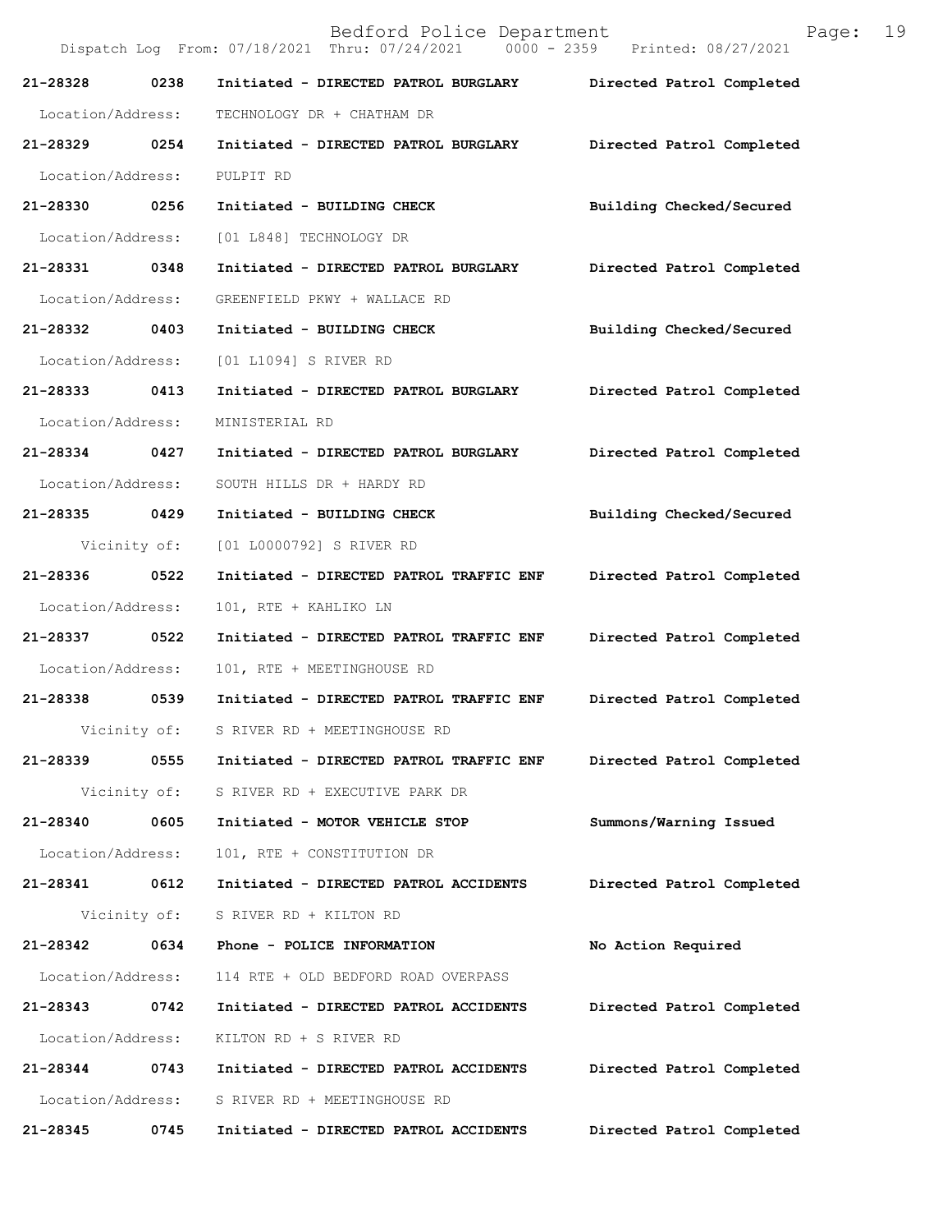Bedford Police Department
Dispatch Log From: 07/18/2021 Thru: 07/24/2021 0000 - 2359 Printed: 08/27/2021

**21-28328 0238 Initiated - DIRECTED PATROL BURGLARY** **Directed Patrol Completed**
Location/Address: TECHNOLOGY DR + CHATHAM DR

**21-28329 0254 Initiated - DIRECTED PATROL BURGLARY** **Directed Patrol Completed**
Location/Address: PULPIT RD

**21-28330 0256 Initiated - BUILDING CHECK** **Building Checked/Secured**
Location/Address: [01 L848] TECHNOLOGY DR

**21-28331 0348 Initiated - DIRECTED PATROL BURGLARY** **Directed Patrol Completed**
Location/Address: GREENFIELD PKWY + WALLACE RD

**21-28332 0403 Initiated - BUILDING CHECK** **Building Checked/Secured**
Location/Address: [01 L1094] S RIVER RD

**21-28333 0413 Initiated - DIRECTED PATROL BURGLARY** **Directed Patrol Completed**
Location/Address: MINISTERIAL RD

**21-28334 0427 Initiated - DIRECTED PATROL BURGLARY** **Directed Patrol Completed**
Location/Address: SOUTH HILLS DR + HARDY RD

**21-28335 0429 Initiated - BUILDING CHECK** **Building Checked/Secured**
Vicinity of: [01 L0000792] S RIVER RD

**21-28336 0522 Initiated - DIRECTED PATROL TRAFFIC ENF** **Directed Patrol Completed**
Location/Address: 101, RTE + KAHLIKO LN

**21-28337 0522 Initiated - DIRECTED PATROL TRAFFIC ENF** **Directed Patrol Completed**
Location/Address: 101, RTE + MEETINGHOUSE RD

**21-28338 0539 Initiated - DIRECTED PATROL TRAFFIC ENF** **Directed Patrol Completed**
Vicinity of: S RIVER RD + MEETINGHOUSE RD

**21-28339 0555 Initiated - DIRECTED PATROL TRAFFIC ENF** **Directed Patrol Completed**
Vicinity of: S RIVER RD + EXECUTIVE PARK DR

**21-28340 0605 Initiated - MOTOR VEHICLE STOP** **Summons/Warning Issued**
Location/Address: 101, RTE + CONSTITUTION DR

**21-28341 0612 Initiated - DIRECTED PATROL ACCIDENTS** **Directed Patrol Completed**
Vicinity of: S RIVER RD + KILTON RD

**21-28342 0634 Phone - POLICE INFORMATION** **No Action Required**
Location/Address: 114 RTE + OLD BEDFORD ROAD OVERPASS

**21-28343 0742 Initiated - DIRECTED PATROL ACCIDENTS** **Directed Patrol Completed**
Location/Address: KILTON RD + S RIVER RD

**21-28344 0743 Initiated - DIRECTED PATROL ACCIDENTS** **Directed Patrol Completed**
Location/Address: S RIVER RD + MEETINGHOUSE RD

**21-28345 0745 Initiated - DIRECTED PATROL ACCIDENTS** **Directed Patrol Completed**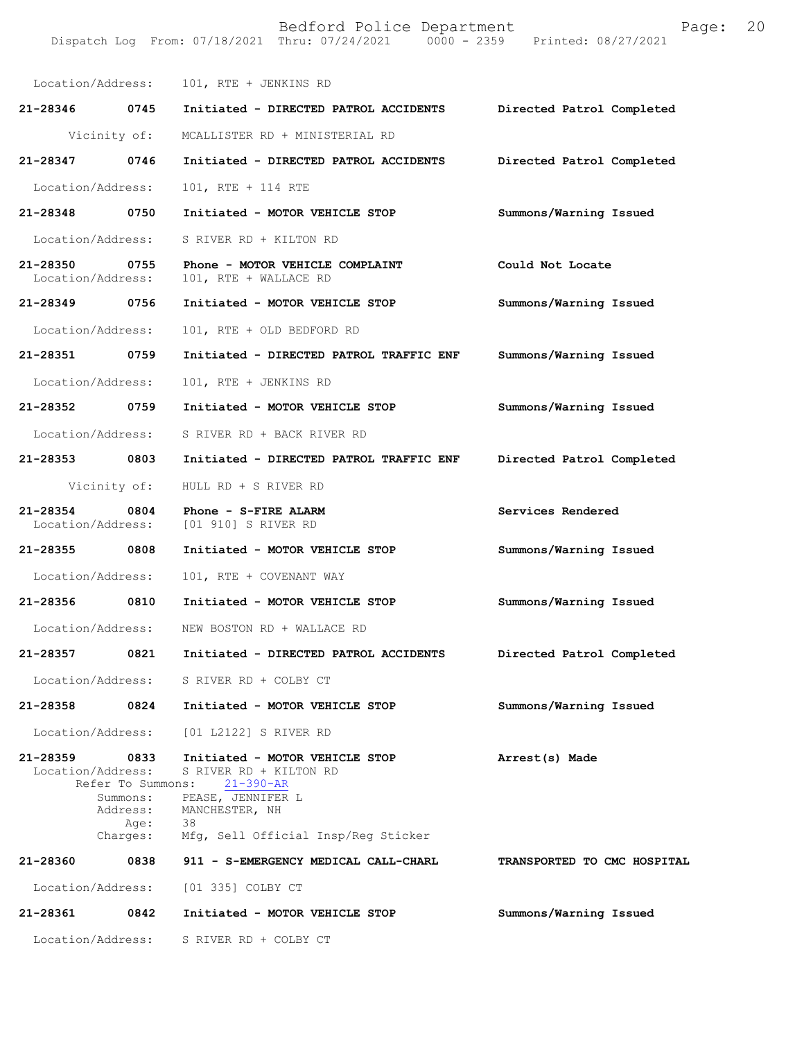Location/Address: 101, RTE + JENKINS RD

**21-28346 0745 Initiated - DIRECTED PATROL ACCIDENTS — Directed Patrol Completed**

Vicinity of: MCALLISTER RD + MINISTERIAL RD

**21-28347 0746 Initiated - DIRECTED PATROL ACCIDENTS — Directed Patrol Completed**

Location/Address: 101, RTE + 114 RTE

**21-28348 0750 Initiated - MOTOR VEHICLE STOP — Summons/Warning Issued**

Location/Address: S RIVER RD + KILTON RD

**21-28350 0755 Phone - MOTOR VEHICLE COMPLAINT — Could Not Locate**

Location/Address: 101, RTE + WALLACE RD

**21-28349 0756 Initiated - MOTOR VEHICLE STOP — Summons/Warning Issued**

Location/Address: 101, RTE + OLD BEDFORD RD

**21-28351 0759 Initiated - DIRECTED PATROL TRAFFIC ENF — Summons/Warning Issued**

Location/Address: 101, RTE + JENKINS RD

**21-28352 0759 Initiated - MOTOR VEHICLE STOP — Summons/Warning Issued**

Location/Address: S RIVER RD + BACK RIVER RD

**21-28353 0803 Initiated - DIRECTED PATROL TRAFFIC ENF — Directed Patrol Completed**

Vicinity of: HULL RD + S RIVER RD

**21-28354 0804 Phone - S-FIRE ALARM — Services Rendered**

Location/Address: [01 910] S RIVER RD

**21-28355 0808 Initiated - MOTOR VEHICLE STOP — Summons/Warning Issued**

Location/Address: 101, RTE + COVENANT WAY

**21-28356 0810 Initiated - MOTOR VEHICLE STOP — Summons/Warning Issued**

Location/Address: NEW BOSTON RD + WALLACE RD

**21-28357 0821 Initiated - DIRECTED PATROL ACCIDENTS — Directed Patrol Completed**

Location/Address: S RIVER RD + COLBY CT

**21-28358 0824 Initiated - MOTOR VEHICLE STOP — Summons/Warning Issued**

Location/Address: [01 L2122] S RIVER RD

**21-28359 0833 Initiated - MOTOR VEHICLE STOP — Arrest(s) Made**

Location/Address: S RIVER RD + KILTON RD
Refer To Summons: 21-390-AR
Summons: PEASE, JENNIFER L
Address: MANCHESTER, NH
Age: 38
Charges: Mfg, Sell Official Insp/Reg Sticker

**21-28360 0838 911 - S-EMERGENCY MEDICAL CALL-CHARL — TRANSPORTED TO CMC HOSPITAL**

Location/Address: [01 335] COLBY CT

**21-28361 0842 Initiated - MOTOR VEHICLE STOP — Summons/Warning Issued**

Location/Address: S RIVER RD + COLBY CT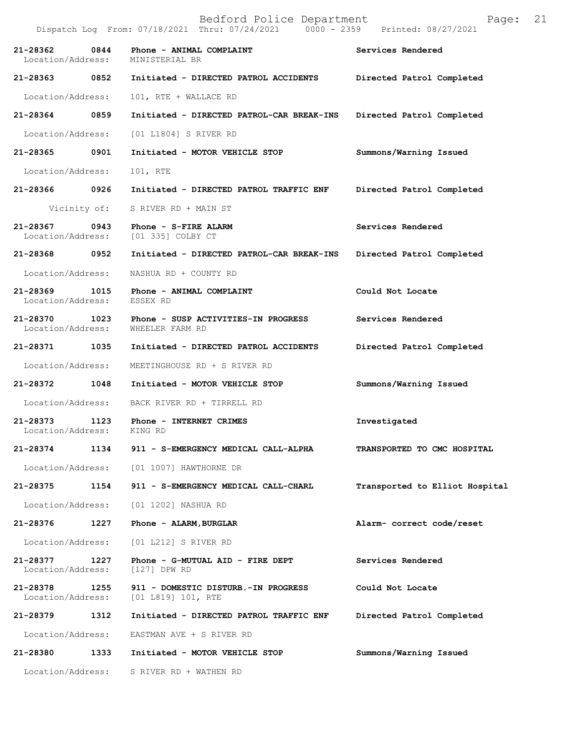Bedford Police Department

Dispatch Log From: 07/18/2021 Thru: 07/24/2021 0000 - 2359 Printed: 08/27/2021

| Call Number | Time | Call Reason | Action |
|---|---|---|---|
| 21-28362 | 0844 | Phone - ANIMAL COMPLAINT | Services Rendered |
| Location/Address: | | MINISTERIAL BR | |
| 21-28363 | 0852 | Initiated - DIRECTED PATROL ACCIDENTS | Directed Patrol Completed |
| Location/Address: | | 101, RTE + WALLACE RD | |
| 21-28364 | 0859 | Initiated - DIRECTED PATROL-CAR BREAK-INS | Directed Patrol Completed |
| Location/Address: | | [01 L1804] S RIVER RD | |
| 21-28365 | 0901 | Initiated - MOTOR VEHICLE STOP | Summons/Warning Issued |
| Location/Address: | | 101, RTE | |
| 21-28366 | 0926 | Initiated - DIRECTED PATROL TRAFFIC ENF | Directed Patrol Completed |
| Vicinity of: | | S RIVER RD + MAIN ST | |
| 21-28367 | 0943 | Phone - S-FIRE ALARM | Services Rendered |
| Location/Address: | | [01 335] COLBY CT | |
| 21-28368 | 0952 | Initiated - DIRECTED PATROL-CAR BREAK-INS | Directed Patrol Completed |
| Location/Address: | | NASHUA RD + COUNTY RD | |
| 21-28369 | 1015 | Phone - ANIMAL COMPLAINT | Could Not Locate |
| Location/Address: | | ESSEX RD | |
| 21-28370 | 1023 | Phone - SUSP ACTIVITIES-IN PROGRESS | Services Rendered |
| Location/Address: | | WHEELER FARM RD | |
| 21-28371 | 1035 | Initiated - DIRECTED PATROL ACCIDENTS | Directed Patrol Completed |
| Location/Address: | | MEETINGHOUSE RD + S RIVER RD | |
| 21-28372 | 1048 | Initiated - MOTOR VEHICLE STOP | Summons/Warning Issued |
| Location/Address: | | BACK RIVER RD + TIRRELL RD | |
| 21-28373 | 1123 | Phone - INTERNET CRIMES | Investigated |
| Location/Address: | | KING RD | |
| 21-28374 | 1134 | 911 - S-EMERGENCY MEDICAL CALL-ALPHA | TRANSPORTED TO CMC HOSPITAL |
| Location/Address: | | [01 1007] HAWTHORNE DR | |
| 21-28375 | 1154 | 911 - S-EMERGENCY MEDICAL CALL-CHARL | Transported to Elliot Hospital |
| Location/Address: | | [01 1202] NASHUA RD | |
| 21-28376 | 1227 | Phone - ALARM,BURGLAR | Alarm- correct code/reset |
| Location/Address: | | [01 L212] S RIVER RD | |
| 21-28377 | 1227 | Phone - G-MUTUAL AID - FIRE DEPT | Services Rendered |
| Location/Address: | | [127] DPW RD | |
| 21-28378 | 1255 | 911 - DOMESTIC DISTURB.-IN PROGRESS | Could Not Locate |
| Location/Address: | | [01 L819] 101, RTE | |
| 21-28379 | 1312 | Initiated - DIRECTED PATROL TRAFFIC ENF | Directed Patrol Completed |
| Location/Address: | | EASTMAN AVE + S RIVER RD | |
| 21-28380 | 1333 | Initiated - MOTOR VEHICLE STOP | Summons/Warning Issued |
| Location/Address: | | S RIVER RD + WATHEN RD | |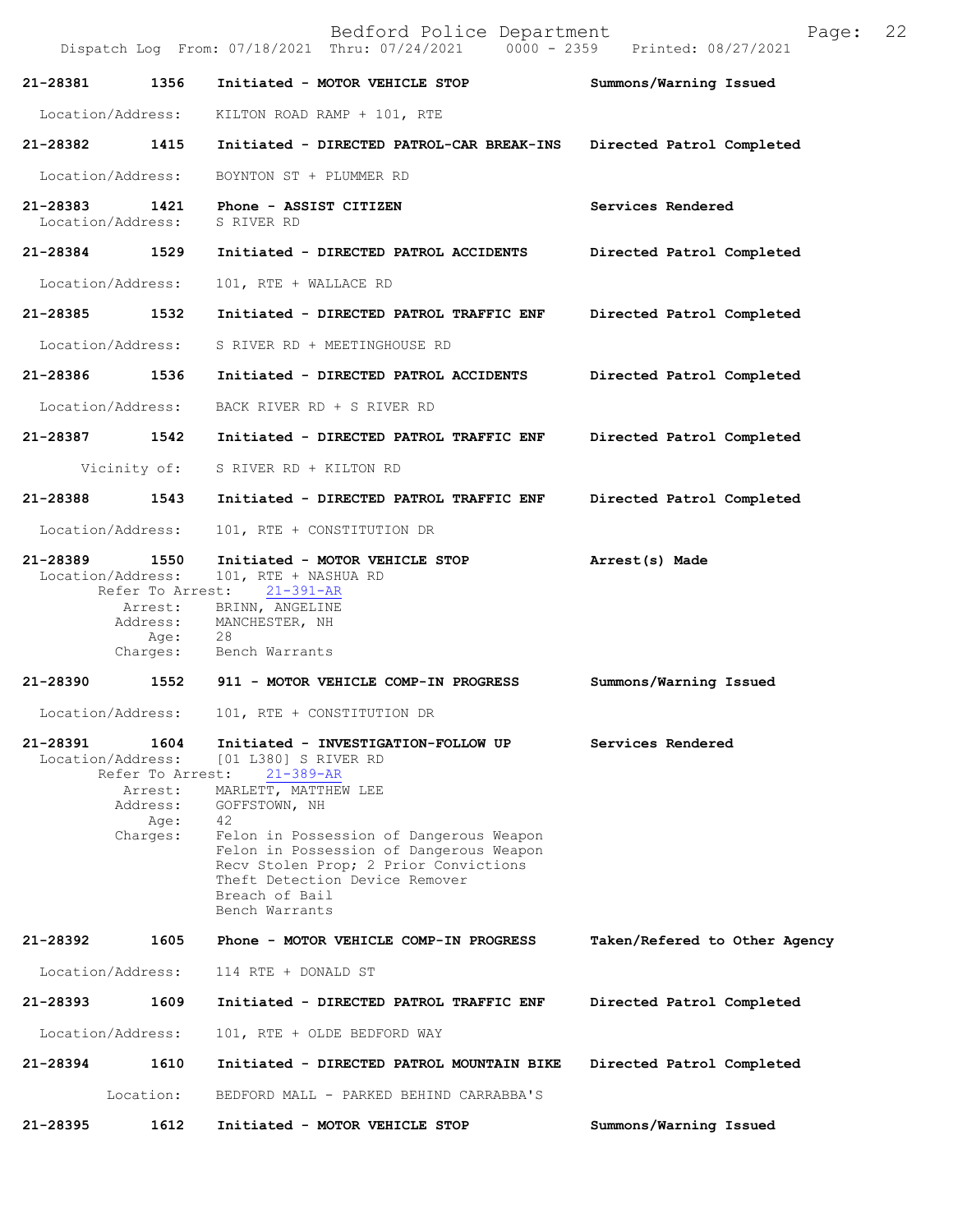**21-28381** 1356 **Initiated - MOTOR VEHICLE STOP** **Summons/Warning Issued**
Location/Address: KILTON ROAD RAMP + 101, RTE

**21-28382** 1415 **Initiated - DIRECTED PATROL-CAR BREAK-INS** **Directed Patrol Completed**
Location/Address: BOYNTON ST + PLUMMER RD

**21-28383** 1421 **Phone - ASSIST CITIZEN** **Services Rendered**
Location/Address: S RIVER RD

**21-28384** 1529 **Initiated - DIRECTED PATROL ACCIDENTS** **Directed Patrol Completed**
Location/Address: 101, RTE + WALLACE RD

**21-28385** 1532 **Initiated - DIRECTED PATROL TRAFFIC ENF** **Directed Patrol Completed**
Location/Address: S RIVER RD + MEETINGHOUSE RD

**21-28386** 1536 **Initiated - DIRECTED PATROL ACCIDENTS** **Directed Patrol Completed**
Location/Address: BACK RIVER RD + S RIVER RD

**21-28387** 1542 **Initiated - DIRECTED PATROL TRAFFIC ENF** **Directed Patrol Completed**
Vicinity of: S RIVER RD + KILTON RD

**21-28388** 1543 **Initiated - DIRECTED PATROL TRAFFIC ENF** **Directed Patrol Completed**
Location/Address: 101, RTE + CONSTITUTION DR

**21-28389** 1550 **Initiated - MOTOR VEHICLE STOP** **Arrest(s) Made**
Location/Address: 101, RTE + NASHUA RD
Refer To Arrest: 21-391-AR
Arrest: BRINN, ANGELINE
Address: MANCHESTER, NH
Age: 28
Charges: Bench Warrants

**21-28390** 1552 **911 - MOTOR VEHICLE COMP-IN PROGRESS** **Summons/Warning Issued**
Location/Address: 101, RTE + CONSTITUTION DR

**21-28391** 1604 **Initiated - INVESTIGATION-FOLLOW UP** **Services Rendered**
Location/Address: [01 L380] S RIVER RD
Refer To Arrest: 21-389-AR
Arrest: MARLETT, MATTHEW LEE
Address: GOFFSTOWN, NH
Age: 42
Charges: Felon in Possession of Dangerous Weapon
Felon in Possession of Dangerous Weapon
Recv Stolen Prop; 2 Prior Convictions
Theft Detection Device Remover
Breach of Bail
Bench Warrants

**21-28392** 1605 **Phone - MOTOR VEHICLE COMP-IN PROGRESS** **Taken/Refered to Other Agency**
Location/Address: 114 RTE + DONALD ST

**21-28393** 1609 **Initiated - DIRECTED PATROL TRAFFIC ENF** **Directed Patrol Completed**
Location/Address: 101, RTE + OLDE BEDFORD WAY

**21-28394** 1610 **Initiated - DIRECTED PATROL MOUNTAIN BIKE** **Directed Patrol Completed**
Location: BEDFORD MALL - PARKED BEHIND CARRABBA'S

**21-28395** 1612 **Initiated - MOTOR VEHICLE STOP** **Summons/Warning Issued**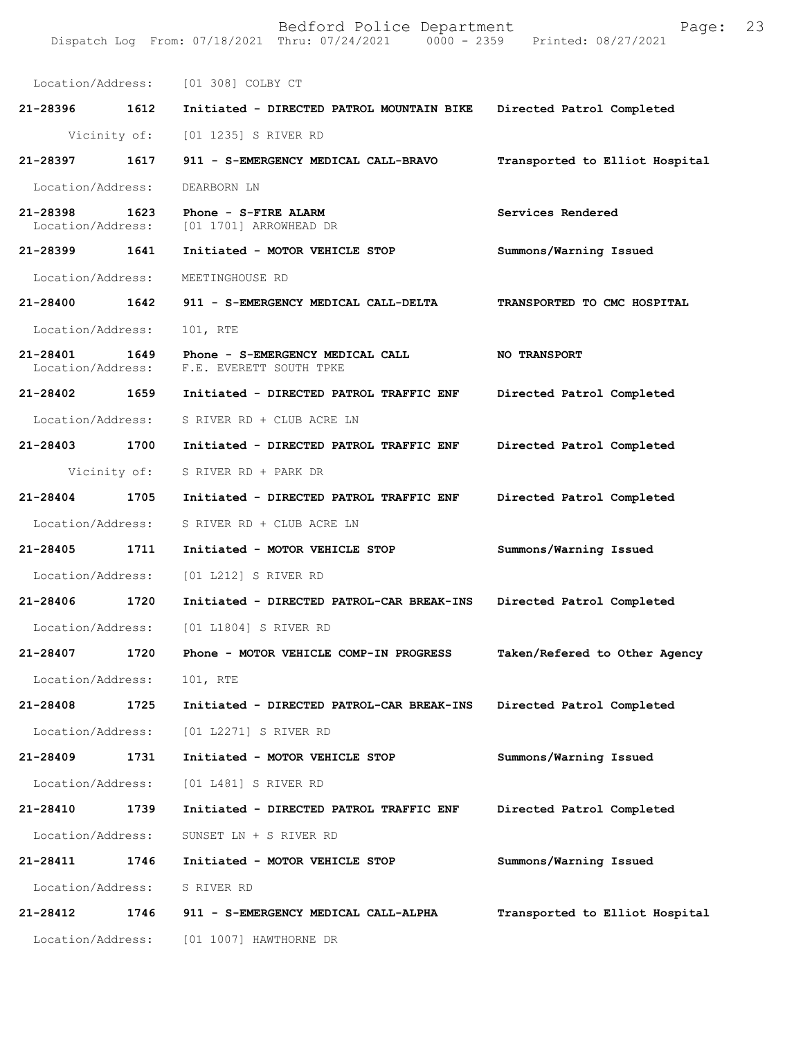Location/Address: [01 308] COLBY CT

| Call Number | Time | Call Reason | Action |
|---|---|---|---|
| 21-28396 | 1612 | Initiated - DIRECTED PATROL MOUNTAIN BIKE | Directed Patrol Completed |
| Vicinity of: | | [01 1235] S RIVER RD | |
| 21-28397 | 1617 | 911 - S-EMERGENCY MEDICAL CALL-BRAVO | Transported to Elliot Hospital |
| Location/Address: | | DEARBORN LN | |
| 21-28398 | 1623 | Phone - S-FIRE ALARM | Services Rendered |
| Location/Address: | | [01 1701] ARROWHEAD DR | |
| 21-28399 | 1641 | Initiated - MOTOR VEHICLE STOP | Summons/Warning Issued |
| Location/Address: | | MEETINGHOUSE RD | |
| 21-28400 | 1642 | 911 - S-EMERGENCY MEDICAL CALL-DELTA | TRANSPORTED TO CMC HOSPITAL |
| Location/Address: | | 101, RTE | |
| 21-28401 | 1649 | Phone - S-EMERGENCY MEDICAL CALL | NO TRANSPORT |
| Location/Address: | | F.E. EVERETT SOUTH TPKE | |
| 21-28402 | 1659 | Initiated - DIRECTED PATROL TRAFFIC ENF | Directed Patrol Completed |
| Location/Address: | | S RIVER RD + CLUB ACRE LN | |
| 21-28403 | 1700 | Initiated - DIRECTED PATROL TRAFFIC ENF | Directed Patrol Completed |
| Vicinity of: | | S RIVER RD + PARK DR | |
| 21-28404 | 1705 | Initiated - DIRECTED PATROL TRAFFIC ENF | Directed Patrol Completed |
| Location/Address: | | S RIVER RD + CLUB ACRE LN | |
| 21-28405 | 1711 | Initiated - MOTOR VEHICLE STOP | Summons/Warning Issued |
| Location/Address: | | [01 L212] S RIVER RD | |
| 21-28406 | 1720 | Initiated - DIRECTED PATROL-CAR BREAK-INS | Directed Patrol Completed |
| Location/Address: | | [01 L1804] S RIVER RD | |
| 21-28407 | 1720 | Phone - MOTOR VEHICLE COMP-IN PROGRESS | Taken/Refered to Other Agency |
| Location/Address: | | 101, RTE | |
| 21-28408 | 1725 | Initiated - DIRECTED PATROL-CAR BREAK-INS | Directed Patrol Completed |
| Location/Address: | | [01 L2271] S RIVER RD | |
| 21-28409 | 1731 | Initiated - MOTOR VEHICLE STOP | Summons/Warning Issued |
| Location/Address: | | [01 L481] S RIVER RD | |
| 21-28410 | 1739 | Initiated - DIRECTED PATROL TRAFFIC ENF | Directed Patrol Completed |
| Location/Address: | | SUNSET LN + S RIVER RD | |
| 21-28411 | 1746 | Initiated - MOTOR VEHICLE STOP | Summons/Warning Issued |
| Location/Address: | | S RIVER RD | |
| 21-28412 | 1746 | 911 - S-EMERGENCY MEDICAL CALL-ALPHA | Transported to Elliot Hospital |
| Location/Address: | | [01 1007] HAWTHORNE DR | |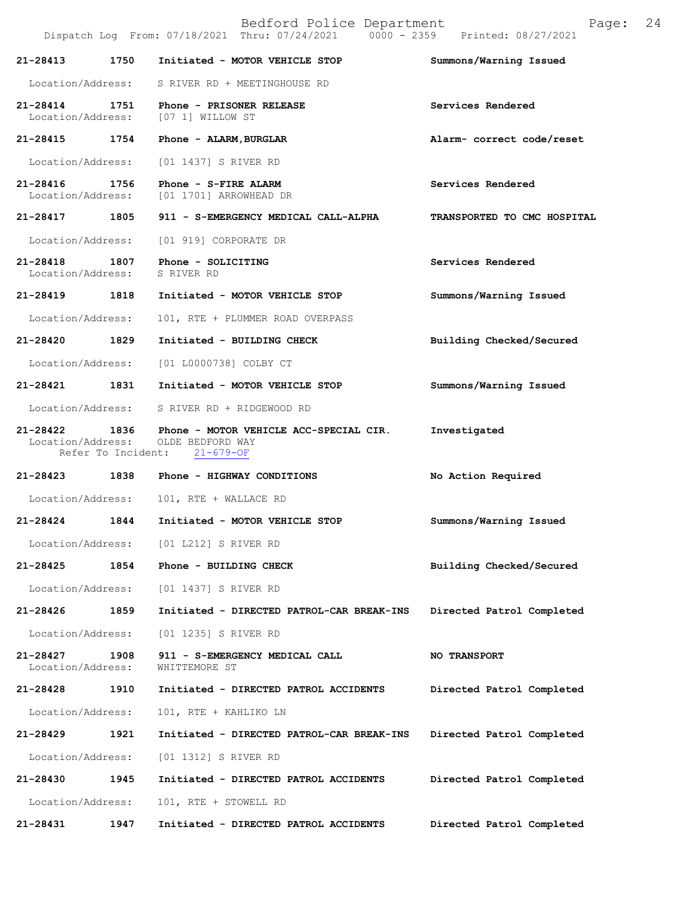| Call Number | Time | Call Reason | Action |
|---|---|---|---|
| 21-28413 | 1750 | Initiated - MOTOR VEHICLE STOP | Summons/Warning Issued |
| Location/Address: | | S RIVER RD + MEETINGHOUSE RD | |
| 21-28414 | 1751 | Phone - PRISONER RELEASE | Services Rendered |
| Location/Address: | | [07 1] WILLOW ST | |
| 21-28415 | 1754 | Phone - ALARM,BURGLAR | Alarm- correct code/reset |
| Location/Address: | | [01 1437] S RIVER RD | |
| 21-28416 | 1756 | Phone - S-FIRE ALARM | Services Rendered |
| Location/Address: | | [01 1701] ARROWHEAD DR | |
| 21-28417 | 1805 | 911 - S-EMERGENCY MEDICAL CALL-ALPHA | TRANSPORTED TO CMC HOSPITAL |
| Location/Address: | | [01 919] CORPORATE DR | |
| 21-28418 | 1807 | Phone - SOLICITING | Services Rendered |
| Location/Address: | | S RIVER RD | |
| 21-28419 | 1818 | Initiated - MOTOR VEHICLE STOP | Summons/Warning Issued |
| Location/Address: | | 101, RTE + PLUMMER ROAD OVERPASS | |
| 21-28420 | 1829 | Initiated - BUILDING CHECK | Building Checked/Secured |
| Location/Address: | | [01 L0000738] COLBY CT | |
| 21-28421 | 1831 | Initiated - MOTOR VEHICLE STOP | Summons/Warning Issued |
| Location/Address: | | S RIVER RD + RIDGEWOOD RD | |
| 21-28422 | 1836 | Phone - MOTOR VEHICLE ACC-SPECIAL CIR. | Investigated |
| Location/Address: | | OLDE BEDFORD WAY | |
| Refer To Incident: | | 21-679-OF | |
| 21-28423 | 1838 | Phone - HIGHWAY CONDITIONS | No Action Required |
| Location/Address: | | 101, RTE + WALLACE RD | |
| 21-28424 | 1844 | Initiated - MOTOR VEHICLE STOP | Summons/Warning Issued |
| Location/Address: | | [01 L212] S RIVER RD | |
| 21-28425 | 1854 | Phone - BUILDING CHECK | Building Checked/Secured |
| Location/Address: | | [01 1437] S RIVER RD | |
| 21-28426 | 1859 | Initiated - DIRECTED PATROL-CAR BREAK-INS | Directed Patrol Completed |
| Location/Address: | | [01 1235] S RIVER RD | |
| 21-28427 | 1908 | 911 - S-EMERGENCY MEDICAL CALL | NO TRANSPORT |
| Location/Address: | | WHITTEMORE ST | |
| 21-28428 | 1910 | Initiated - DIRECTED PATROL ACCIDENTS | Directed Patrol Completed |
| Location/Address: | | 101, RTE + KAHLIKO LN | |
| 21-28429 | 1921 | Initiated - DIRECTED PATROL-CAR BREAK-INS | Directed Patrol Completed |
| Location/Address: | | [01 1312] S RIVER RD | |
| 21-28430 | 1945 | Initiated - DIRECTED PATROL ACCIDENTS | Directed Patrol Completed |
| Location/Address: | | 101, RTE + STOWELL RD | |
| 21-28431 | 1947 | Initiated - DIRECTED PATROL ACCIDENTS | Directed Patrol Completed |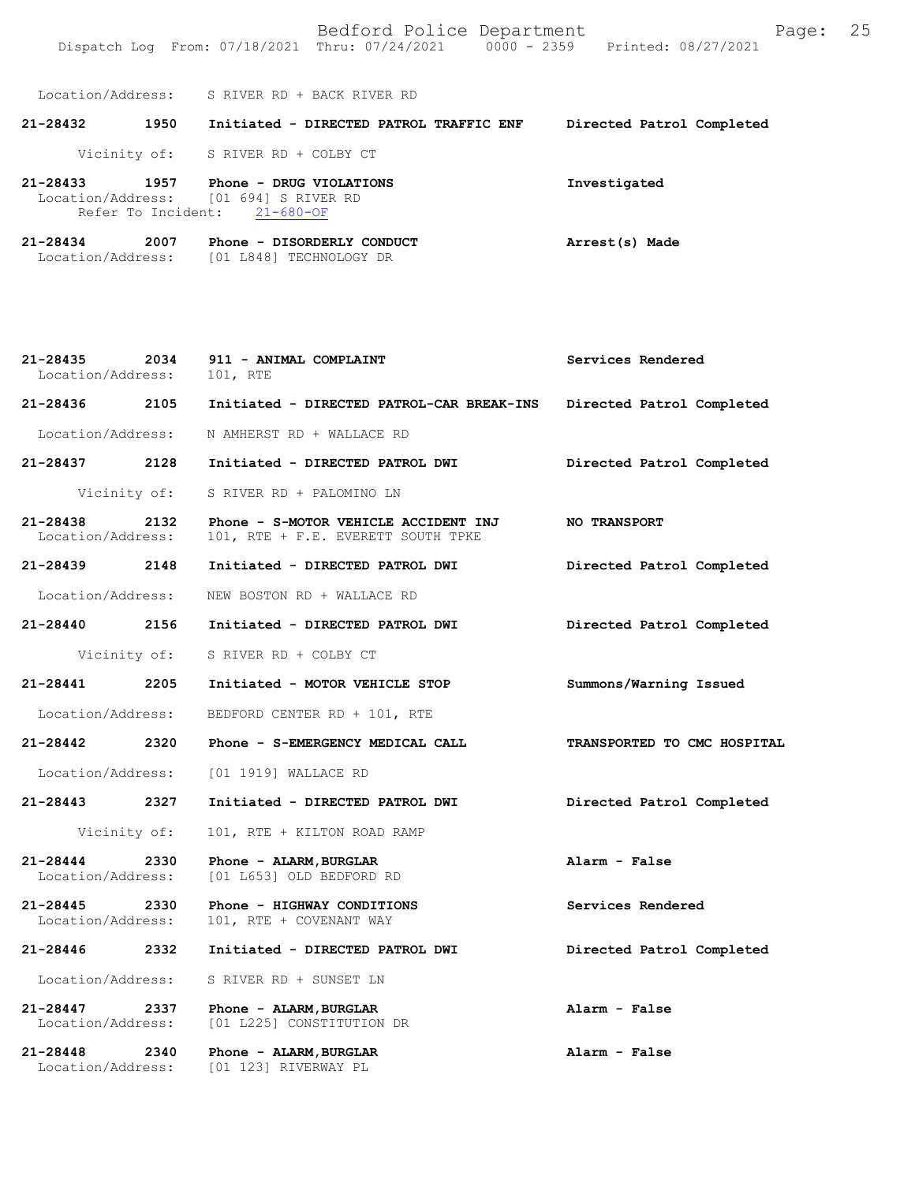Location/Address: S RIVER RD + BACK RIVER RD

**21-28432 1950 Initiated - DIRECTED PATROL TRAFFIC ENF** **Directed Patrol Completed**

Vicinity of: S RIVER RD + COLBY CT

**21-28433 1957 Phone - DRUG VIOLATIONS** **Investigated**
Location/Address: [01 694] S RIVER RD
Refer To Incident: 21-680-OF

**21-28434 2007 Phone - DISORDERLY CONDUCT** **Arrest(s) Made**
Location/Address: [01 L848] TECHNOLOGY DR

**21-28435 2034 911 - ANIMAL COMPLAINT** **Services Rendered**
Location/Address: 101, RTE

**21-28436 2105 Initiated - DIRECTED PATROL-CAR BREAK-INS** **Directed Patrol Completed**

Location/Address: N AMHERST RD + WALLACE RD

**21-28437 2128 Initiated - DIRECTED PATROL DWI** **Directed Patrol Completed**

Vicinity of: S RIVER RD + PALOMINO LN

**21-28438 2132 Phone - S-MOTOR VEHICLE ACCIDENT INJ** **NO TRANSPORT**
Location/Address: 101, RTE + F.E. EVERETT SOUTH TPKE

**21-28439 2148 Initiated - DIRECTED PATROL DWI** **Directed Patrol Completed**

Location/Address: NEW BOSTON RD + WALLACE RD

**21-28440 2156 Initiated - DIRECTED PATROL DWI** **Directed Patrol Completed**

Vicinity of: S RIVER RD + COLBY CT

**21-28441 2205 Initiated - MOTOR VEHICLE STOP** **Summons/Warning Issued**

Location/Address: BEDFORD CENTER RD + 101, RTE

**21-28442 2320 Phone - S-EMERGENCY MEDICAL CALL** **TRANSPORTED TO CMC HOSPITAL**

Location/Address: [01 1919] WALLACE RD

**21-28443 2327 Initiated - DIRECTED PATROL DWI** **Directed Patrol Completed**

Vicinity of: 101, RTE + KILTON ROAD RAMP

**21-28444 2330 Phone - ALARM,BURGLAR** **Alarm - False**
Location/Address: [01 L653] OLD BEDFORD RD

**21-28445 2330 Phone - HIGHWAY CONDITIONS** **Services Rendered**
Location/Address: 101, RTE + COVENANT WAY

**21-28446 2332 Initiated - DIRECTED PATROL DWI** **Directed Patrol Completed**

Location/Address: S RIVER RD + SUNSET LN

**21-28447 2337 Phone - ALARM,BURGLAR** **Alarm - False**
Location/Address: [01 L225] CONSTITUTION DR

**21-28448 2340 Phone - ALARM,BURGLAR** **Alarm - False**
Location/Address: [01 123] RIVERWAY PL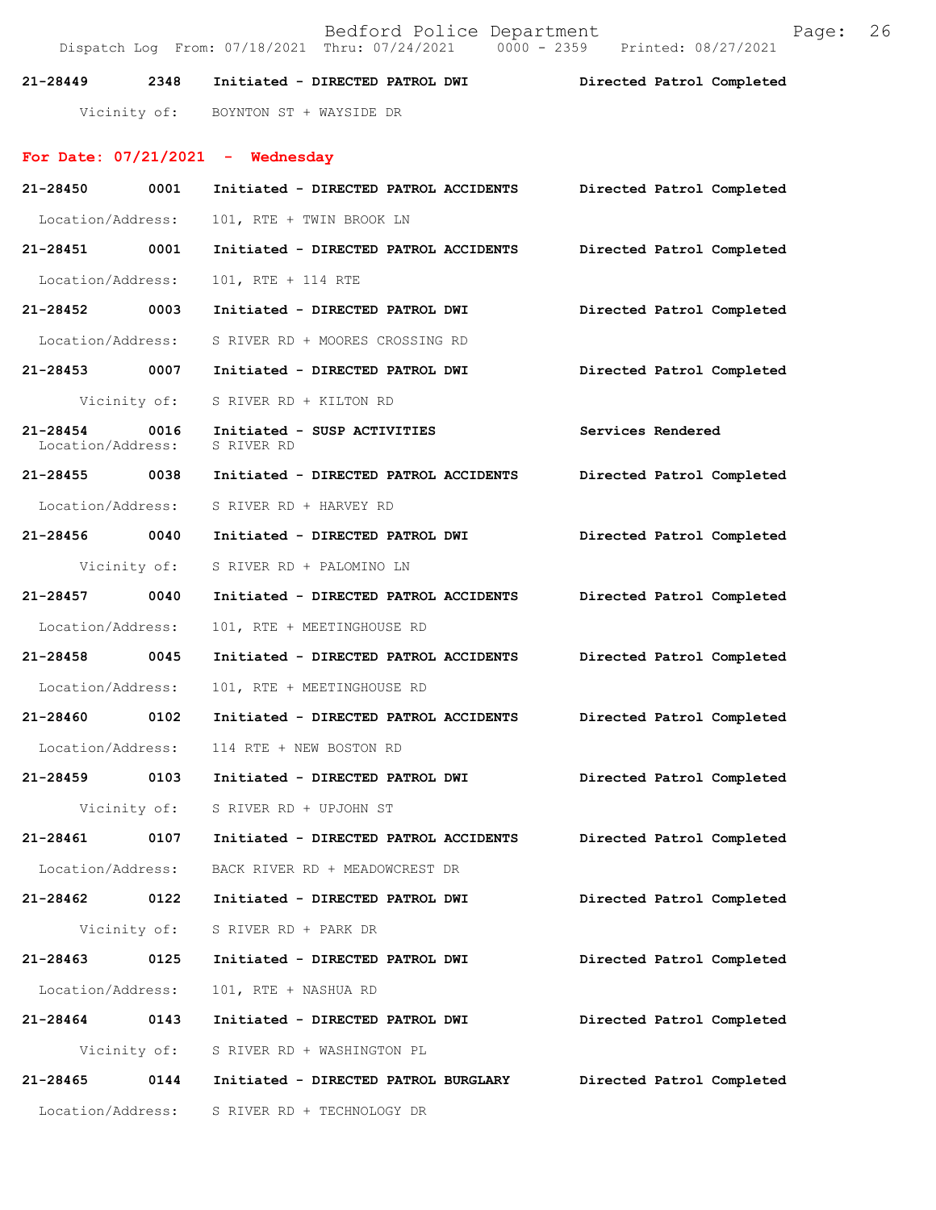21-28449 2348 Initiated - DIRECTED PATROL DWI Directed Patrol Completed

Vicinity of: BOYNTON ST + WAYSIDE DR

**For Date: 07/21/2021 - Wednesday**

21-28450 0001 Initiated - DIRECTED PATROL ACCIDENTS Directed Patrol Completed

Location/Address: 101, RTE + TWIN BROOK LN

21-28451 0001 Initiated - DIRECTED PATROL ACCIDENTS Directed Patrol Completed

Location/Address: 101, RTE + 114 RTE

21-28452 0003 Initiated - DIRECTED PATROL DWI Directed Patrol Completed

Location/Address: S RIVER RD + MOORES CROSSING RD

21-28453 0007 Initiated - DIRECTED PATROL DWI Directed Patrol Completed

Vicinity of: S RIVER RD + KILTON RD

21-28454 0016 Initiated - SUSP ACTIVITIES Services Rendered
Location/Address: S RIVER RD

21-28455 0038 Initiated - DIRECTED PATROL ACCIDENTS Directed Patrol Completed

Location/Address: S RIVER RD + HARVEY RD

21-28456 0040 Initiated - DIRECTED PATROL DWI Directed Patrol Completed

Vicinity of: S RIVER RD + PALOMINO LN

21-28457 0040 Initiated - DIRECTED PATROL ACCIDENTS Directed Patrol Completed

Location/Address: 101, RTE + MEETINGHOUSE RD

21-28458 0045 Initiated - DIRECTED PATROL ACCIDENTS Directed Patrol Completed

Location/Address: 101, RTE + MEETINGHOUSE RD

21-28460 0102 Initiated - DIRECTED PATROL ACCIDENTS Directed Patrol Completed

Location/Address: 114 RTE + NEW BOSTON RD

21-28459 0103 Initiated - DIRECTED PATROL DWI Directed Patrol Completed

Vicinity of: S RIVER RD + UPJOHN ST

21-28461 0107 Initiated - DIRECTED PATROL ACCIDENTS Directed Patrol Completed

Location/Address: BACK RIVER RD + MEADOWCREST DR

21-28462 0122 Initiated - DIRECTED PATROL DWI Directed Patrol Completed

Vicinity of: S RIVER RD + PARK DR

21-28463 0125 Initiated - DIRECTED PATROL DWI Directed Patrol Completed

Location/Address: 101, RTE + NASHUA RD

21-28464 0143 Initiated - DIRECTED PATROL DWI Directed Patrol Completed

Vicinity of: S RIVER RD + WASHINGTON PL

21-28465 0144 Initiated - DIRECTED PATROL BURGLARY Directed Patrol Completed

Location/Address: S RIVER RD + TECHNOLOGY DR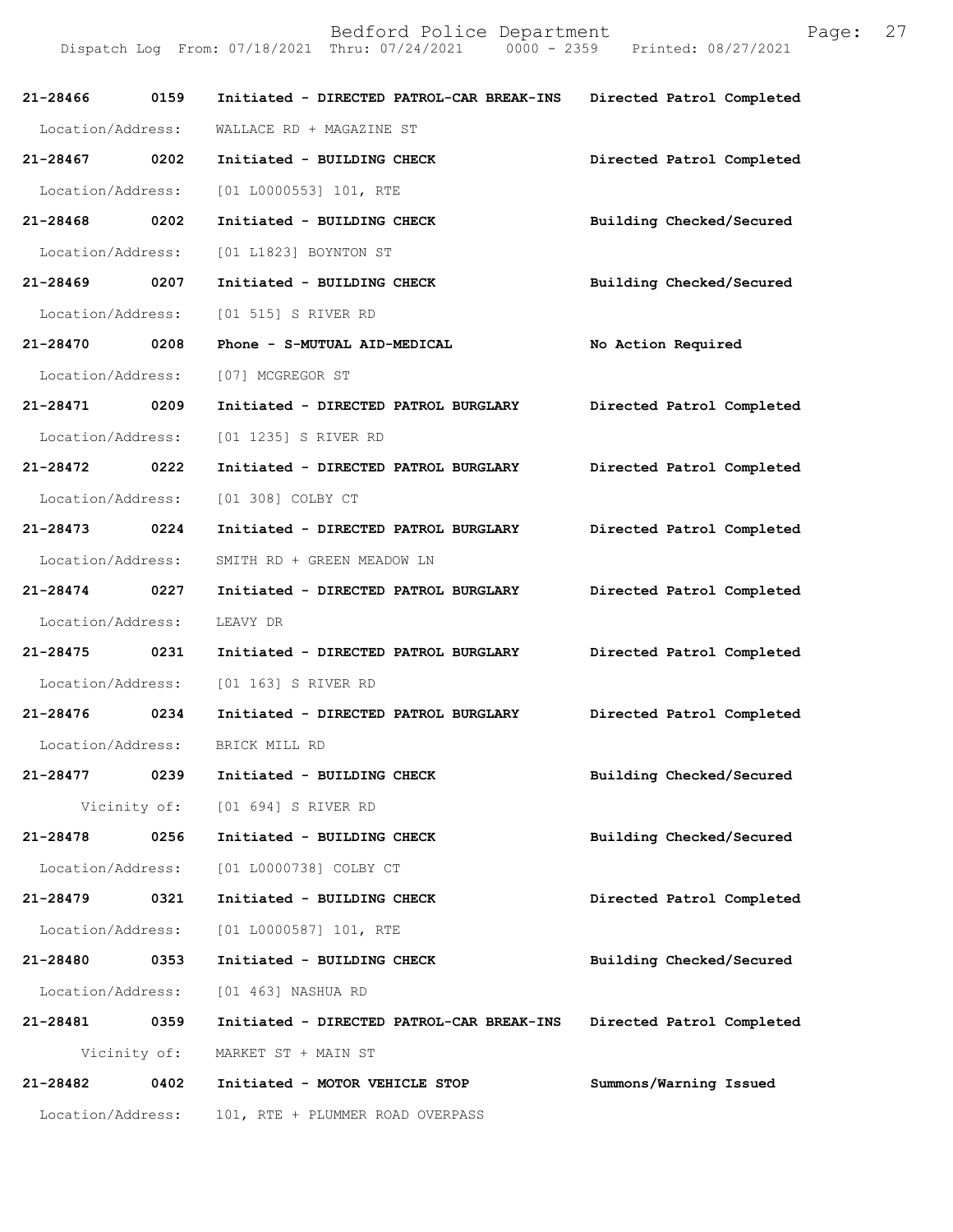21-28466 0159 Initiated - DIRECTED PATROL-CAR BREAK-INS Directed Patrol Completed
Location/Address: WALLACE RD + MAGAZINE ST

21-28467 0202 Initiated - BUILDING CHECK Directed Patrol Completed
Location/Address: [01 L0000553] 101, RTE

21-28468 0202 Initiated - BUILDING CHECK Building Checked/Secured
Location/Address: [01 L1823] BOYNTON ST

21-28469 0207 Initiated - BUILDING CHECK Building Checked/Secured
Location/Address: [01 515] S RIVER RD

21-28470 0208 Phone - S-MUTUAL AID-MEDICAL No Action Required
Location/Address: [07] MCGREGOR ST

21-28471 0209 Initiated - DIRECTED PATROL BURGLARY Directed Patrol Completed
Location/Address: [01 1235] S RIVER RD

21-28472 0222 Initiated - DIRECTED PATROL BURGLARY Directed Patrol Completed
Location/Address: [01 308] COLBY CT

21-28473 0224 Initiated - DIRECTED PATROL BURGLARY Directed Patrol Completed
Location/Address: SMITH RD + GREEN MEADOW LN

21-28474 0227 Initiated - DIRECTED PATROL BURGLARY Directed Patrol Completed
Location/Address: LEAVY DR

21-28475 0231 Initiated - DIRECTED PATROL BURGLARY Directed Patrol Completed
Location/Address: [01 163] S RIVER RD

21-28476 0234 Initiated - DIRECTED PATROL BURGLARY Directed Patrol Completed
Location/Address: BRICK MILL RD

21-28477 0239 Initiated - BUILDING CHECK Building Checked/Secured
Vicinity of: [01 694] S RIVER RD

21-28478 0256 Initiated - BUILDING CHECK Building Checked/Secured
Location/Address: [01 L0000738] COLBY CT

21-28479 0321 Initiated - BUILDING CHECK Directed Patrol Completed
Location/Address: [01 L0000587] 101, RTE

21-28480 0353 Initiated - BUILDING CHECK Building Checked/Secured
Location/Address: [01 463] NASHUA RD

21-28481 0359 Initiated - DIRECTED PATROL-CAR BREAK-INS Directed Patrol Completed
Vicinity of: MARKET ST + MAIN ST

21-28482 0402 Initiated - MOTOR VEHICLE STOP Summons/Warning Issued
Location/Address: 101, RTE + PLUMMER ROAD OVERPASS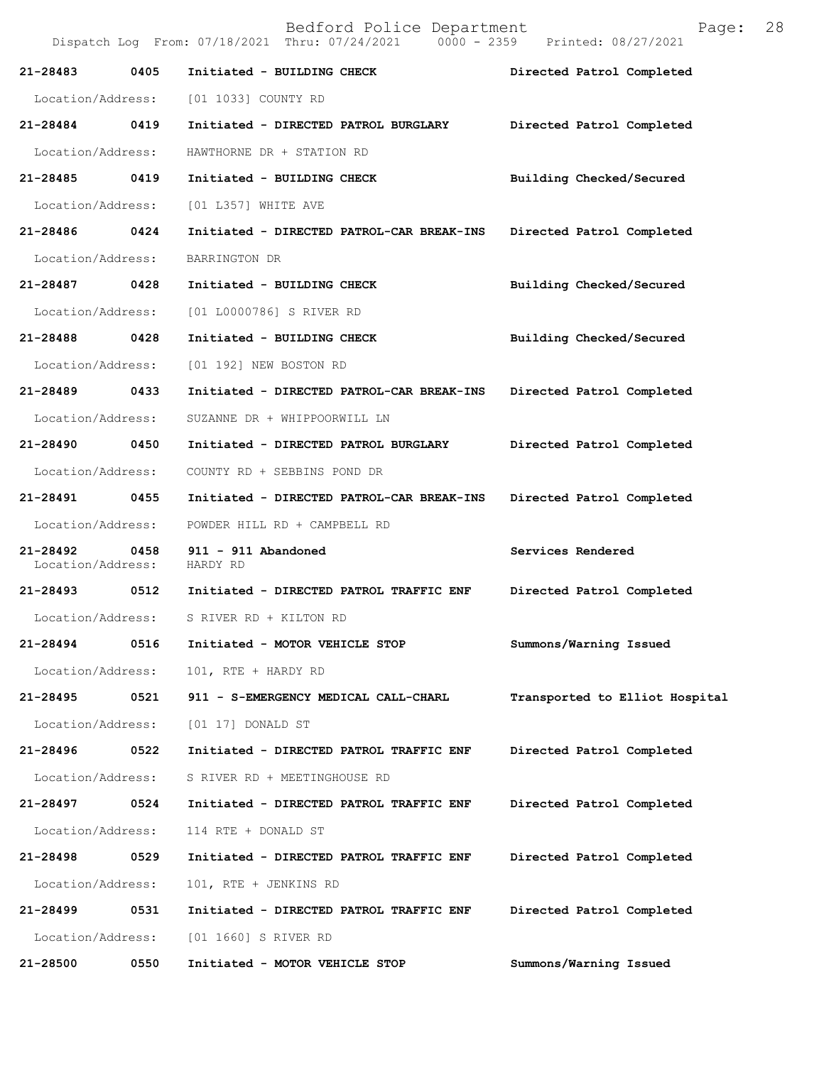| Call Number | Time | Call Reason | Action |
|---|---|---|---|
| 21-28483 | 0405 | Initiated - BUILDING CHECK | Directed Patrol Completed |
| Location/Address: | | [01 1033] COUNTY RD | |
| 21-28484 | 0419 | Initiated - DIRECTED PATROL BURGLARY | Directed Patrol Completed |
| Location/Address: | | HAWTHORNE DR + STATION RD | |
| 21-28485 | 0419 | Initiated - BUILDING CHECK | Building Checked/Secured |
| Location/Address: | | [01 L357] WHITE AVE | |
| 21-28486 | 0424 | Initiated - DIRECTED PATROL-CAR BREAK-INS | Directed Patrol Completed |
| Location/Address: | | BARRINGTON DR | |
| 21-28487 | 0428 | Initiated - BUILDING CHECK | Building Checked/Secured |
| Location/Address: | | [01 L0000786] S RIVER RD | |
| 21-28488 | 0428 | Initiated - BUILDING CHECK | Building Checked/Secured |
| Location/Address: | | [01 192] NEW BOSTON RD | |
| 21-28489 | 0433 | Initiated - DIRECTED PATROL-CAR BREAK-INS | Directed Patrol Completed |
| Location/Address: | | SUZANNE DR + WHIPPOORWILL LN | |
| 21-28490 | 0450 | Initiated - DIRECTED PATROL BURGLARY | Directed Patrol Completed |
| Location/Address: | | COUNTY RD + SEBBINS POND DR | |
| 21-28491 | 0455 | Initiated - DIRECTED PATROL-CAR BREAK-INS | Directed Patrol Completed |
| Location/Address: | | POWDER HILL RD + CAMPBELL RD | |
| 21-28492 | 0458 | 911 - 911 Abandoned | Services Rendered |
| Location/Address: | | HARDY RD | |
| 21-28493 | 0512 | Initiated - DIRECTED PATROL TRAFFIC ENF | Directed Patrol Completed |
| Location/Address: | | S RIVER RD + KILTON RD | |
| 21-28494 | 0516 | Initiated - MOTOR VEHICLE STOP | Summons/Warning Issued |
| Location/Address: | | 101, RTE + HARDY RD | |
| 21-28495 | 0521 | 911 - S-EMERGENCY MEDICAL CALL-CHARL | Transported to Elliot Hospital |
| Location/Address: | | [01 17] DONALD ST | |
| 21-28496 | 0522 | Initiated - DIRECTED PATROL TRAFFIC ENF | Directed Patrol Completed |
| Location/Address: | | S RIVER RD + MEETINGHOUSE RD | |
| 21-28497 | 0524 | Initiated - DIRECTED PATROL TRAFFIC ENF | Directed Patrol Completed |
| Location/Address: | | 114 RTE + DONALD ST | |
| 21-28498 | 0529 | Initiated - DIRECTED PATROL TRAFFIC ENF | Directed Patrol Completed |
| Location/Address: | | 101, RTE + JENKINS RD | |
| 21-28499 | 0531 | Initiated - DIRECTED PATROL TRAFFIC ENF | Directed Patrol Completed |
| Location/Address: | | [01 1660] S RIVER RD | |
| 21-28500 | 0550 | Initiated - MOTOR VEHICLE STOP | Summons/Warning Issued |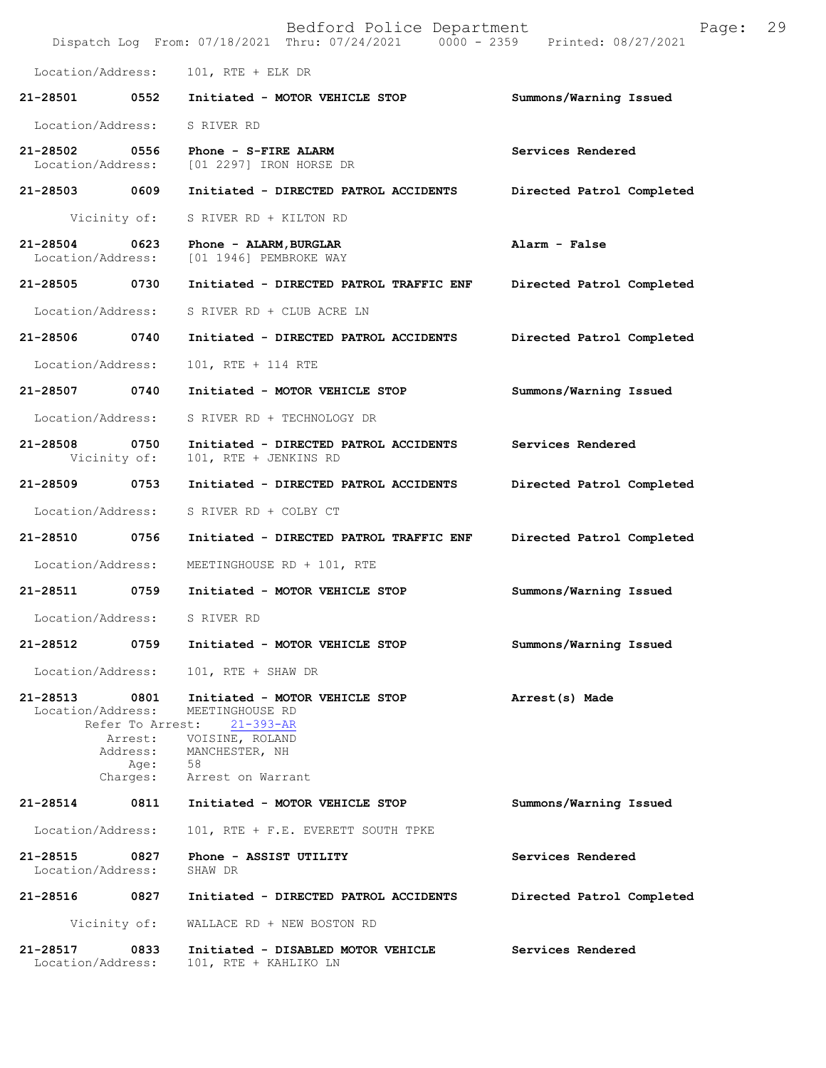Location/Address: 101, RTE + ELK DR

**21-28501 0552 Initiated - MOTOR VEHICLE STOP** — Summons/Warning Issued
Location/Address: S RIVER RD

**21-28502 0556 Phone - S-FIRE ALARM** — Services Rendered
Location/Address: [01 2297] IRON HORSE DR

**21-28503 0609 Initiated - DIRECTED PATROL ACCIDENTS** — Directed Patrol Completed
Vicinity of: S RIVER RD + KILTON RD

**21-28504 0623 Phone - ALARM,BURGLAR** — Alarm - False
Location/Address: [01 1946] PEMBROKE WAY

**21-28505 0730 Initiated - DIRECTED PATROL TRAFFIC ENF** — Directed Patrol Completed
Location/Address: S RIVER RD + CLUB ACRE LN

**21-28506 0740 Initiated - DIRECTED PATROL ACCIDENTS** — Directed Patrol Completed
Location/Address: 101, RTE + 114 RTE

**21-28507 0740 Initiated - MOTOR VEHICLE STOP** — Summons/Warning Issued
Location/Address: S RIVER RD + TECHNOLOGY DR

**21-28508 0750 Initiated - DIRECTED PATROL ACCIDENTS** — Services Rendered
Vicinity of: 101, RTE + JENKINS RD

**21-28509 0753 Initiated - DIRECTED PATROL ACCIDENTS** — Directed Patrol Completed
Location/Address: S RIVER RD + COLBY CT

**21-28510 0756 Initiated - DIRECTED PATROL TRAFFIC ENF** — Directed Patrol Completed
Location/Address: MEETINGHOUSE RD + 101, RTE

**21-28511 0759 Initiated - MOTOR VEHICLE STOP** — Summons/Warning Issued
Location/Address: S RIVER RD

**21-28512 0759 Initiated - MOTOR VEHICLE STOP** — Summons/Warning Issued
Location/Address: 101, RTE + SHAW DR

**21-28513 0801 Initiated - MOTOR VEHICLE STOP** — Arrest(s) Made
Location/Address: MEETINGHOUSE RD
Refer To Arrest: 21-393-AR
Arrest: VOISINE, ROLAND
Address: MANCHESTER, NH
Age: 58
Charges: Arrest on Warrant

**21-28514 0811 Initiated - MOTOR VEHICLE STOP** — Summons/Warning Issued
Location/Address: 101, RTE + F.E. EVERETT SOUTH TPKE

**21-28515 0827 Phone - ASSIST UTILITY** — Services Rendered
Location/Address: SHAW DR

**21-28516 0827 Initiated - DIRECTED PATROL ACCIDENTS** — Directed Patrol Completed
Vicinity of: WALLACE RD + NEW BOSTON RD

**21-28517 0833 Initiated - DISABLED MOTOR VEHICLE** — Services Rendered
Location/Address: 101, RTE + KAHLIKO LN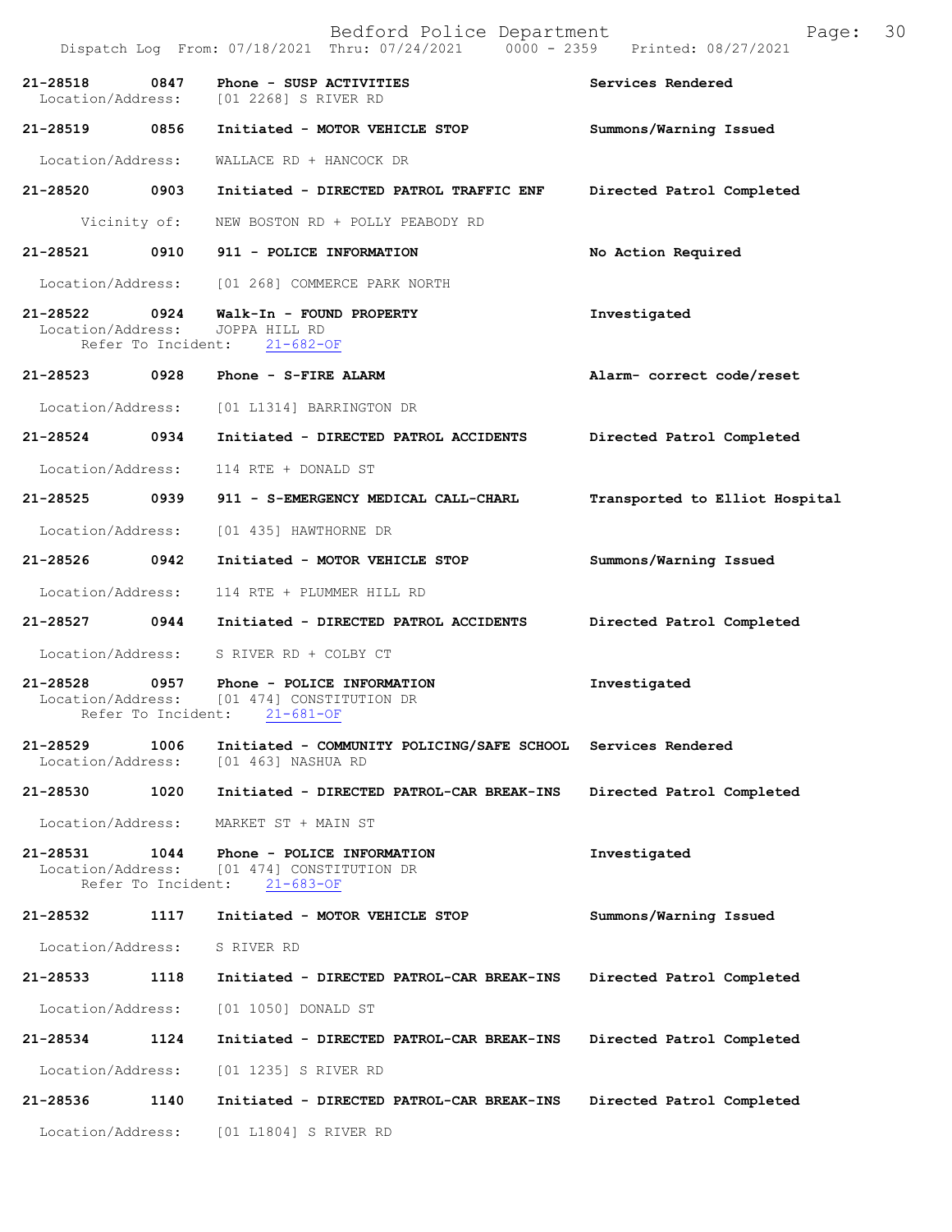**21-28518** 0847 **Phone - SUSP ACTIVITIES** **Services Rendered**
Location/Address: [01 2268] S RIVER RD

**21-28519** 0856 **Initiated - MOTOR VEHICLE STOP** **Summons/Warning Issued**
Location/Address: WALLACE RD + HANCOCK DR

**21-28520** 0903 **Initiated - DIRECTED PATROL TRAFFIC ENF** **Directed Patrol Completed**
Vicinity of: NEW BOSTON RD + POLLY PEABODY RD

**21-28521** 0910 **911 - POLICE INFORMATION** **No Action Required**
Location/Address: [01 268] COMMERCE PARK NORTH

**21-28522** 0924 **Walk-In - FOUND PROPERTY** **Investigated**
Location/Address: JOPPA HILL RD
Refer To Incident: 21-682-OF

**21-28523** 0928 **Phone - S-FIRE ALARM** **Alarm- correct code/reset**
Location/Address: [01 L1314] BARRINGTON DR

**21-28524** 0934 **Initiated - DIRECTED PATROL ACCIDENTS** **Directed Patrol Completed**
Location/Address: 114 RTE + DONALD ST

**21-28525** 0939 **911 - S-EMERGENCY MEDICAL CALL-CHARL** **Transported to Elliot Hospital**
Location/Address: [01 435] HAWTHORNE DR

**21-28526** 0942 **Initiated - MOTOR VEHICLE STOP** **Summons/Warning Issued**
Location/Address: 114 RTE + PLUMMER HILL RD

**21-28527** 0944 **Initiated - DIRECTED PATROL ACCIDENTS** **Directed Patrol Completed**
Location/Address: S RIVER RD + COLBY CT

**21-28528** 0957 **Phone - POLICE INFORMATION** **Investigated**
Location/Address: [01 474] CONSTITUTION DR
Refer To Incident: 21-681-OF

**21-28529** 1006 **Initiated - COMMUNITY POLICING/SAFE SCHOOL** **Services Rendered**
Location/Address: [01 463] NASHUA RD

**21-28530** 1020 **Initiated - DIRECTED PATROL-CAR BREAK-INS** **Directed Patrol Completed**
Location/Address: MARKET ST + MAIN ST

**21-28531** 1044 **Phone - POLICE INFORMATION** **Investigated**
Location/Address: [01 474] CONSTITUTION DR
Refer To Incident: 21-683-OF

**21-28532** 1117 **Initiated - MOTOR VEHICLE STOP** **Summons/Warning Issued**
Location/Address: S RIVER RD

**21-28533** 1118 **Initiated - DIRECTED PATROL-CAR BREAK-INS** **Directed Patrol Completed**
Location/Address: [01 1050] DONALD ST

**21-28534** 1124 **Initiated - DIRECTED PATROL-CAR BREAK-INS** **Directed Patrol Completed**
Location/Address: [01 1235] S RIVER RD

**21-28536** 1140 **Initiated - DIRECTED PATROL-CAR BREAK-INS** **Directed Patrol Completed**
Location/Address: [01 L1804] S RIVER RD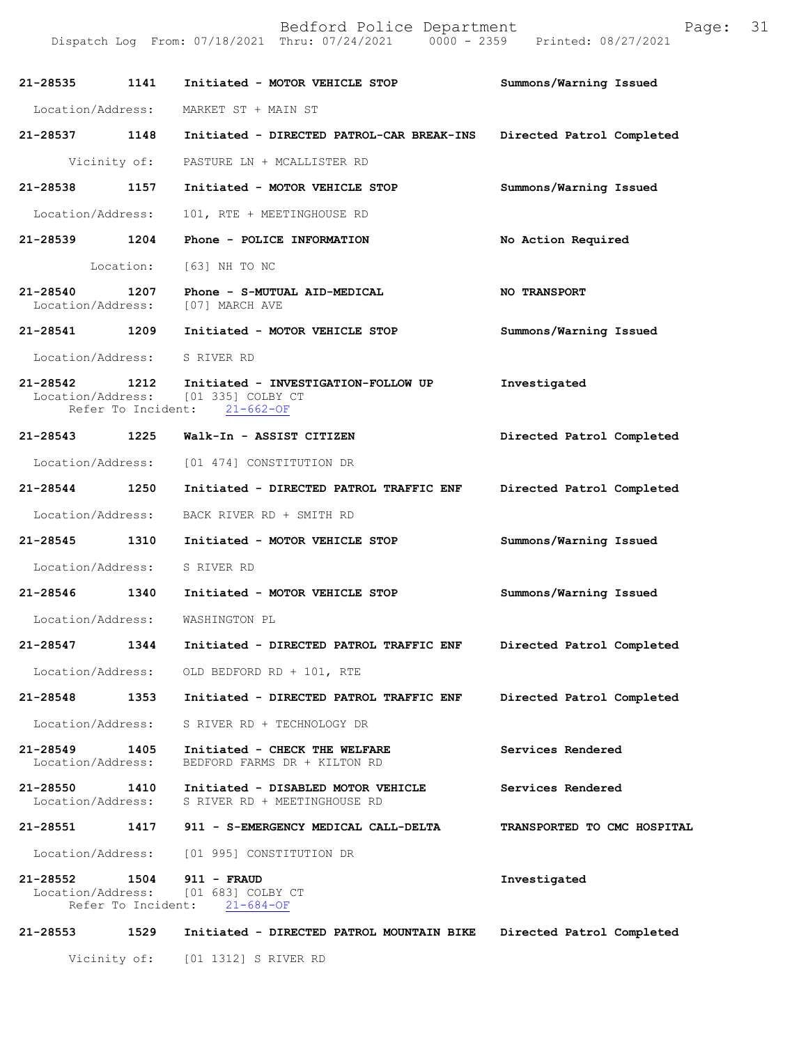Dispatch Log From: 07/18/2021 Thru: 07/24/2021 0000 - 2359 Printed: 08/27/2021

**21-28535 1141 Initiated - MOTOR VEHICLE STOP** — Summons/Warning Issued
Location/Address: MARKET ST + MAIN ST

**21-28537 1148 Initiated - DIRECTED PATROL-CAR BREAK-INS** — Directed Patrol Completed
Vicinity of: PASTURE LN + MCALLISTER RD

**21-28538 1157 Initiated - MOTOR VEHICLE STOP** — Summons/Warning Issued
Location/Address: 101, RTE + MEETINGHOUSE RD

**21-28539 1204 Phone - POLICE INFORMATION** — No Action Required
Location: [63] NH TO NC

**21-28540 1207 Phone - S-MUTUAL AID-MEDICAL** — NO TRANSPORT
Location/Address: [07] MARCH AVE

**21-28541 1209 Initiated - MOTOR VEHICLE STOP** — Summons/Warning Issued
Location/Address: S RIVER RD

**21-28542 1212 Initiated - INVESTIGATION-FOLLOW UP** — Investigated
Location/Address: [01 335] COLBY CT
Refer To Incident: 21-662-OF

**21-28543 1225 Walk-In - ASSIST CITIZEN** — Directed Patrol Completed
Location/Address: [01 474] CONSTITUTION DR

**21-28544 1250 Initiated - DIRECTED PATROL TRAFFIC ENF** — Directed Patrol Completed
Location/Address: BACK RIVER RD + SMITH RD

**21-28545 1310 Initiated - MOTOR VEHICLE STOP** — Summons/Warning Issued
Location/Address: S RIVER RD

**21-28546 1340 Initiated - MOTOR VEHICLE STOP** — Summons/Warning Issued
Location/Address: WASHINGTON PL

**21-28547 1344 Initiated - DIRECTED PATROL TRAFFIC ENF** — Directed Patrol Completed
Location/Address: OLD BEDFORD RD + 101, RTE

**21-28548 1353 Initiated - DIRECTED PATROL TRAFFIC ENF** — Directed Patrol Completed
Location/Address: S RIVER RD + TECHNOLOGY DR

**21-28549 1405 Initiated - CHECK THE WELFARE** — Services Rendered
Location/Address: BEDFORD FARMS DR + KILTON RD

**21-28550 1410 Initiated - DISABLED MOTOR VEHICLE** — Services Rendered
Location/Address: S RIVER RD + MEETINGHOUSE RD

**21-28551 1417 911 - S-EMERGENCY MEDICAL CALL-DELTA** — TRANSPORTED TO CMC HOSPITAL
Location/Address: [01 995] CONSTITUTION DR

**21-28552 1504 911 - FRAUD** — Investigated
Location/Address: [01 683] COLBY CT
Refer To Incident: 21-684-OF

**21-28553 1529 Initiated - DIRECTED PATROL MOUNTAIN BIKE** — Directed Patrol Completed
Vicinity of: [01 1312] S RIVER RD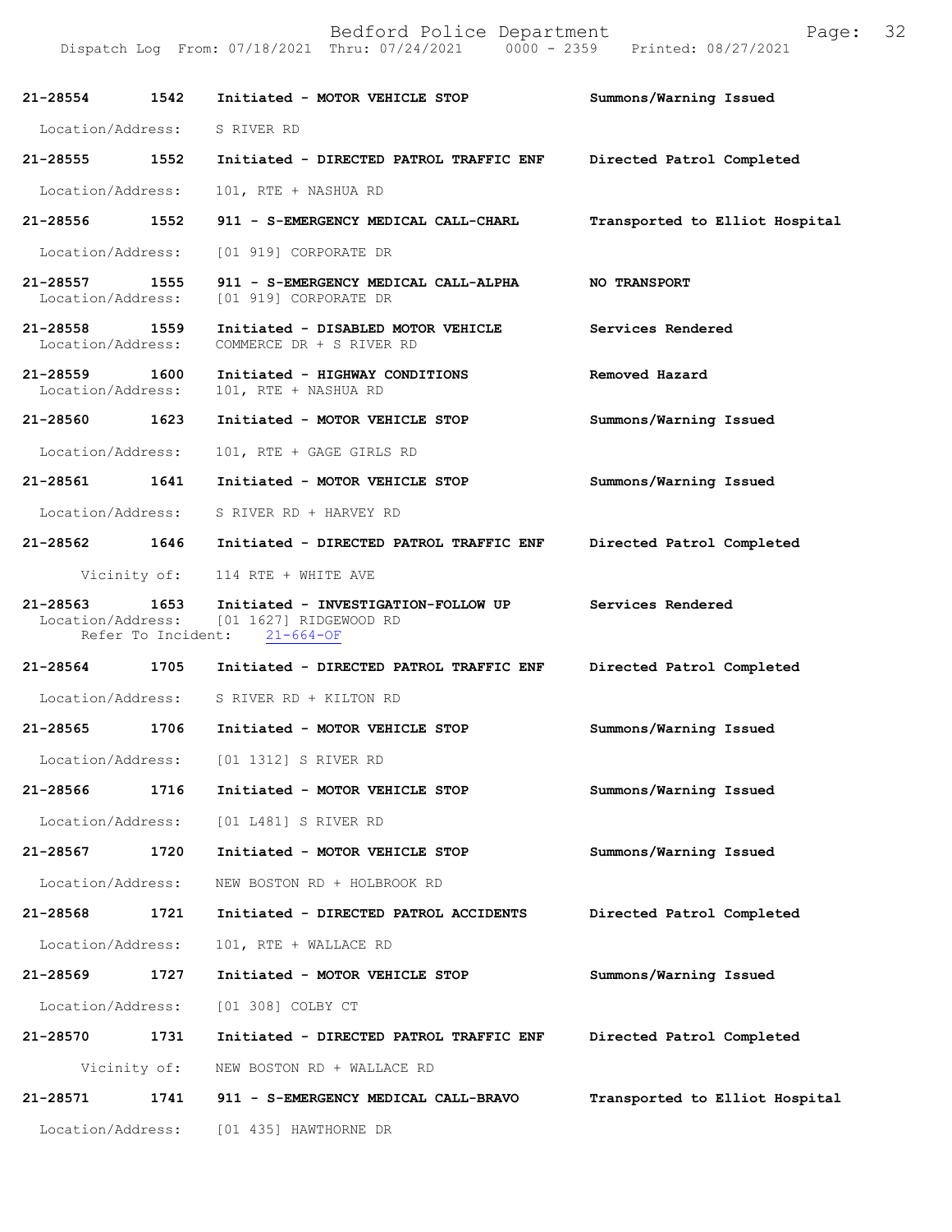| Call # | Time | Call Reason | Action |
|---|---|---|---|
| 21-28554 | 1542 | Initiated - MOTOR VEHICLE STOP | Summons/Warning Issued |
| Location/Address: | | S RIVER RD | |
| 21-28555 | 1552 | Initiated - DIRECTED PATROL TRAFFIC ENF | Directed Patrol Completed |
| Location/Address: | | 101, RTE + NASHUA RD | |
| 21-28556 | 1552 | 911 - S-EMERGENCY MEDICAL CALL-CHARL | Transported to Elliot Hospital |
| Location/Address: | | [01 919] CORPORATE DR | |
| 21-28557 | 1555 | 911 - S-EMERGENCY MEDICAL CALL-ALPHA | NO TRANSPORT |
| Location/Address: | | [01 919] CORPORATE DR | |
| 21-28558 | 1559 | Initiated - DISABLED MOTOR VEHICLE | Services Rendered |
| Location/Address: | | COMMERCE DR + S RIVER RD | |
| 21-28559 | 1600 | Initiated - HIGHWAY CONDITIONS | Removed Hazard |
| Location/Address: | | 101, RTE + NASHUA RD | |
| 21-28560 | 1623 | Initiated - MOTOR VEHICLE STOP | Summons/Warning Issued |
| Location/Address: | | 101, RTE + GAGE GIRLS RD | |
| 21-28561 | 1641 | Initiated - MOTOR VEHICLE STOP | Summons/Warning Issued |
| Location/Address: | | S RIVER RD + HARVEY RD | |
| 21-28562 | 1646 | Initiated - DIRECTED PATROL TRAFFIC ENF | Directed Patrol Completed |
| Vicinity of: | | 114 RTE + WHITE AVE | |
| 21-28563 | 1653 | Initiated - INVESTIGATION-FOLLOW UP | Services Rendered |
| Location/Address: | | [01 1627] RIDGEWOOD RD | |
| Refer To Incident: | | 21-664-OF | |
| 21-28564 | 1705 | Initiated - DIRECTED PATROL TRAFFIC ENF | Directed Patrol Completed |
| Location/Address: | | S RIVER RD + KILTON RD | |
| 21-28565 | 1706 | Initiated - MOTOR VEHICLE STOP | Summons/Warning Issued |
| Location/Address: | | [01 1312] S RIVER RD | |
| 21-28566 | 1716 | Initiated - MOTOR VEHICLE STOP | Summons/Warning Issued |
| Location/Address: | | [01 L481] S RIVER RD | |
| 21-28567 | 1720 | Initiated - MOTOR VEHICLE STOP | Summons/Warning Issued |
| Location/Address: | | NEW BOSTON RD + HOLBROOK RD | |
| 21-28568 | 1721 | Initiated - DIRECTED PATROL ACCIDENTS | Directed Patrol Completed |
| Location/Address: | | 101, RTE + WALLACE RD | |
| 21-28569 | 1727 | Initiated - MOTOR VEHICLE STOP | Summons/Warning Issued |
| Location/Address: | | [01 308] COLBY CT | |
| 21-28570 | 1731 | Initiated - DIRECTED PATROL TRAFFIC ENF | Directed Patrol Completed |
| Vicinity of: | | NEW BOSTON RD + WALLACE RD | |
| 21-28571 | 1741 | 911 - S-EMERGENCY MEDICAL CALL-BRAVO | Transported to Elliot Hospital |
| Location/Address: | | [01 435] HAWTHORNE DR | |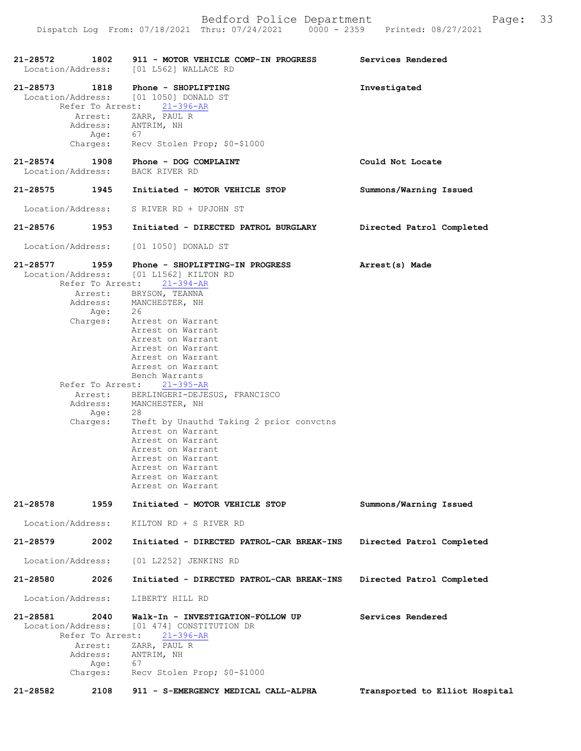21-28572 1802 911 - MOTOR VEHICLE COMP-IN PROGRESS Services Rendered
Location/Address: [01 L562] WALLACE RD

21-28573 1818 Phone - SHOPLIFTING Investigated
Location/Address: [01 1050] DONALD ST
Refer To Arrest: 21-396-AR
Arrest: ZARR, PAUL R
Address: ANTRIM, NH
Age: 67
Charges: Recv Stolen Prop; $0-$1000

21-28574 1908 Phone - DOG COMPLAINT Could Not Locate
Location/Address: BACK RIVER RD

21-28575 1945 Initiated - MOTOR VEHICLE STOP Summons/Warning Issued
Location/Address: S RIVER RD + UPJOHN ST

21-28576 1953 Initiated - DIRECTED PATROL BURGLARY Directed Patrol Completed
Location/Address: [01 1050] DONALD ST

21-28577 1959 Phone - SHOPLIFTING-IN PROGRESS Arrest(s) Made
Location/Address: [01 L1562] KILTON RD
Refer To Arrest: 21-394-AR
Arrest: BRYSON, TEANNA
Address: MANCHESTER, NH
Age: 26
Charges: Arrest on Warrant
Arrest on Warrant
Arrest on Warrant
Arrest on Warrant
Arrest on Warrant
Arrest on Warrant
Bench Warrants
Refer To Arrest: 21-395-AR
Arrest: BERLINGERI-DEJESUS, FRANCISCO
Address: MANCHESTER, NH
Age: 28
Charges: Theft by Unauthd Taking 2 prior convctns
Arrest on Warrant
Arrest on Warrant
Arrest on Warrant
Arrest on Warrant
Arrest on Warrant
Arrest on Warrant
Arrest on Warrant

21-28578 1959 Initiated - MOTOR VEHICLE STOP Summons/Warning Issued
Location/Address: KILTON RD + S RIVER RD

21-28579 2002 Initiated - DIRECTED PATROL-CAR BREAK-INS Directed Patrol Completed
Location/Address: [01 L2252] JENKINS RD

21-28580 2026 Initiated - DIRECTED PATROL-CAR BREAK-INS Directed Patrol Completed
Location/Address: LIBERTY HILL RD

21-28581 2040 Walk-In - INVESTIGATION-FOLLOW UP Services Rendered
Location/Address: [01 474] CONSTITUTION DR
Refer To Arrest: 21-396-AR
Arrest: ZARR, PAUL R
Address: ANTRIM, NH
Age: 67
Charges: Recv Stolen Prop; $0-$1000

21-28582 2108 911 - S-EMERGENCY MEDICAL CALL-ALPHA Transported to Elliot Hospital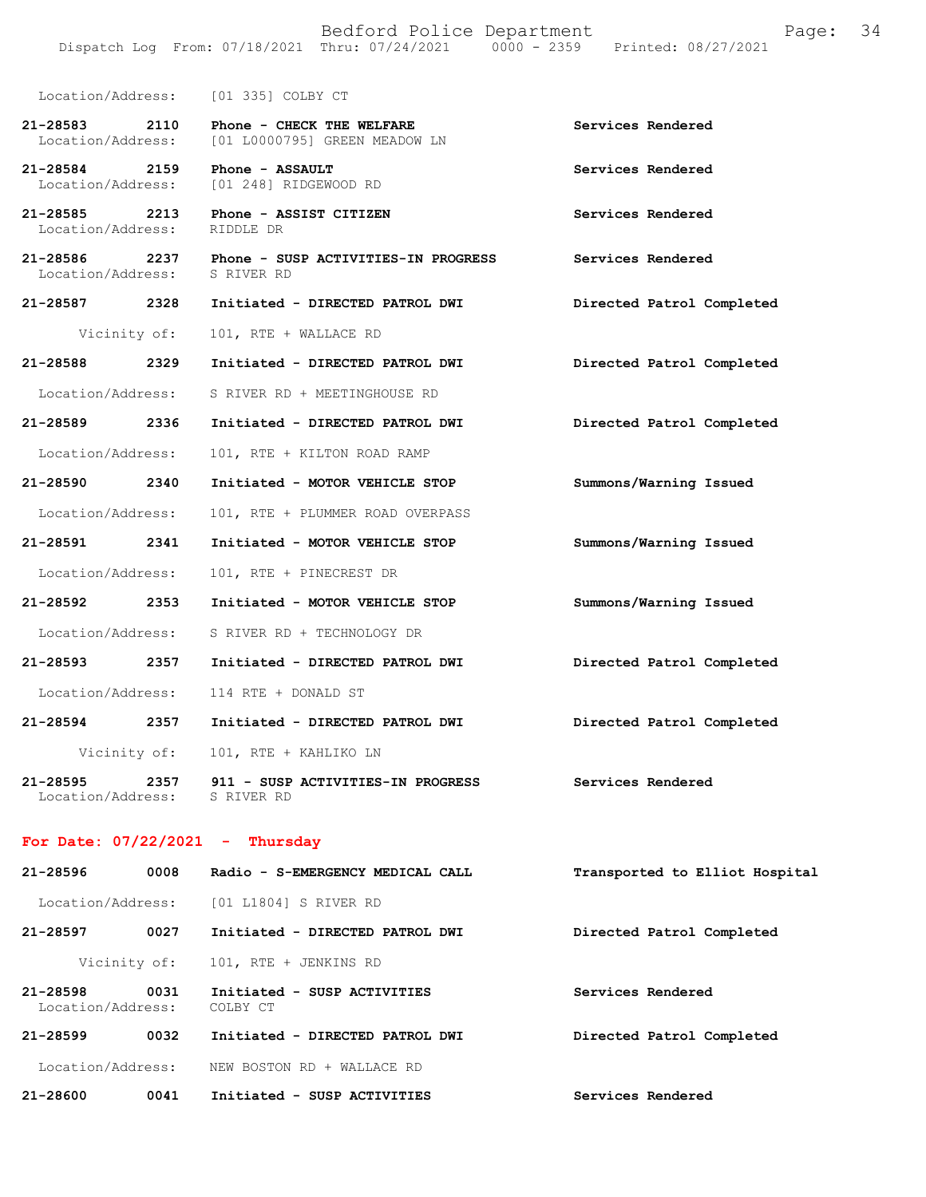Location/Address: [01 335] COLBY CT

| Call Number | Time | Call Reason | Action |
|---|---|---|---|
| 21-28583 | 2110 | Phone - CHECK THE WELFARE | Services Rendered |
| Location/Address: | | [01 L0000795] GREEN MEADOW LN | |
| 21-28584 | 2159 | Phone - ASSAULT | Services Rendered |
| Location/Address: | | [01 248] RIDGEWOOD RD | |
| 21-28585 | 2213 | Phone - ASSIST CITIZEN | Services Rendered |
| Location/Address: | | RIDDLE DR | |
| 21-28586 | 2237 | Phone - SUSP ACTIVITIES-IN PROGRESS | Services Rendered |
| Location/Address: | | S RIVER RD | |
| 21-28587 | 2328 | Initiated - DIRECTED PATROL DWI | Directed Patrol Completed |
| Vicinity of: | | 101, RTE + WALLACE RD | |
| 21-28588 | 2329 | Initiated - DIRECTED PATROL DWI | Directed Patrol Completed |
| Location/Address: | | S RIVER RD + MEETINGHOUSE RD | |
| 21-28589 | 2336 | Initiated - DIRECTED PATROL DWI | Directed Patrol Completed |
| Location/Address: | | 101, RTE + KILTON ROAD RAMP | |
| 21-28590 | 2340 | Initiated - MOTOR VEHICLE STOP | Summons/Warning Issued |
| Location/Address: | | 101, RTE + PLUMMER ROAD OVERPASS | |
| 21-28591 | 2341 | Initiated - MOTOR VEHICLE STOP | Summons/Warning Issued |
| Location/Address: | | 101, RTE + PINECREST DR | |
| 21-28592 | 2353 | Initiated - MOTOR VEHICLE STOP | Summons/Warning Issued |
| Location/Address: | | S RIVER RD + TECHNOLOGY DR | |
| 21-28593 | 2357 | Initiated - DIRECTED PATROL DWI | Directed Patrol Completed |
| Location/Address: | | 114 RTE + DONALD ST | |
| 21-28594 | 2357 | Initiated - DIRECTED PATROL DWI | Directed Patrol Completed |
| Vicinity of: | | 101, RTE + KAHLIKO LN | |
| 21-28595 | 2357 | 911 - SUSP ACTIVITIES-IN PROGRESS | Services Rendered |
| Location/Address: | | S RIVER RD | |

## For Date: 07/22/2021 - Thursday

| Call Number | Time | Call Reason | Action |
|---|---|---|---|
| 21-28596 | 0008 | Radio - S-EMERGENCY MEDICAL CALL | Transported to Elliot Hospital |
| Location/Address: | | [01 L1804] S RIVER RD | |
| 21-28597 | 0027 | Initiated - DIRECTED PATROL DWI | Directed Patrol Completed |
| Vicinity of: | | 101, RTE + JENKINS RD | |
| 21-28598 | 0031 | Initiated - SUSP ACTIVITIES | Services Rendered |
| Location/Address: | | COLBY CT | |
| 21-28599 | 0032 | Initiated - DIRECTED PATROL DWI | Directed Patrol Completed |
| Location/Address: | | NEW BOSTON RD + WALLACE RD | |
| 21-28600 | 0041 | Initiated - SUSP ACTIVITIES | Services Rendered |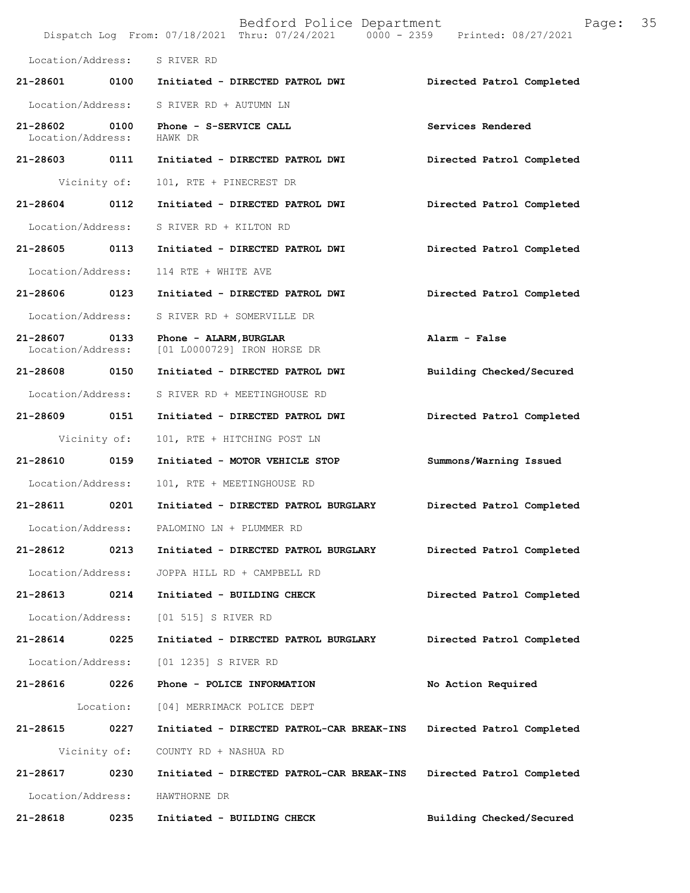Location/Address: S RIVER RD

| | | | |
|---|---|---|---|
| 21-28601 | 0100 | Initiated - DIRECTED PATROL DWI | Directed Patrol Completed |
| Location/Address: | | S RIVER RD + AUTUMN LN | |
| 21-28602 | 0100 | Phone - S-SERVICE CALL | Services Rendered |
| Location/Address: | | HAWK DR | |
| 21-28603 | 0111 | Initiated - DIRECTED PATROL DWI | Directed Patrol Completed |
| Vicinity of: | | 101, RTE + PINECREST DR | |
| 21-28604 | 0112 | Initiated - DIRECTED PATROL DWI | Directed Patrol Completed |
| Location/Address: | | S RIVER RD + KILTON RD | |
| 21-28605 | 0113 | Initiated - DIRECTED PATROL DWI | Directed Patrol Completed |
| Location/Address: | | 114 RTE + WHITE AVE | |
| 21-28606 | 0123 | Initiated - DIRECTED PATROL DWI | Directed Patrol Completed |
| Location/Address: | | S RIVER RD + SOMERVILLE DR | |
| 21-28607 | 0133 | Phone - ALARM,BURGLAR | Alarm - False |
| Location/Address: | | [01 L0000729] IRON HORSE DR | |
| 21-28608 | 0150 | Initiated - DIRECTED PATROL DWI | Building Checked/Secured |
| Location/Address: | | S RIVER RD + MEETINGHOUSE RD | |
| 21-28609 | 0151 | Initiated - DIRECTED PATROL DWI | Directed Patrol Completed |
| Vicinity of: | | 101, RTE + HITCHING POST LN | |
| 21-28610 | 0159 | Initiated - MOTOR VEHICLE STOP | Summons/Warning Issued |
| Location/Address: | | 101, RTE + MEETINGHOUSE RD | |
| 21-28611 | 0201 | Initiated - DIRECTED PATROL BURGLARY | Directed Patrol Completed |
| Location/Address: | | PALOMINO LN + PLUMMER RD | |
| 21-28612 | 0213 | Initiated - DIRECTED PATROL BURGLARY | Directed Patrol Completed |
| Location/Address: | | JOPPA HILL RD + CAMPBELL RD | |
| 21-28613 | 0214 | Initiated - BUILDING CHECK | Directed Patrol Completed |
| Location/Address: | | [01 515] S RIVER RD | |
| 21-28614 | 0225 | Initiated - DIRECTED PATROL BURGLARY | Directed Patrol Completed |
| Location/Address: | | [01 1235] S RIVER RD | |
| 21-28616 | 0226 | Phone - POLICE INFORMATION | No Action Required |
| Location: | | [04] MERRIMACK POLICE DEPT | |
| 21-28615 | 0227 | Initiated - DIRECTED PATROL-CAR BREAK-INS | Directed Patrol Completed |
| Vicinity of: | | COUNTY RD + NASHUA RD | |
| 21-28617 | 0230 | Initiated - DIRECTED PATROL-CAR BREAK-INS | Directed Patrol Completed |
| Location/Address: | | HAWTHORNE DR | |
| 21-28618 | 0235 | Initiated - BUILDING CHECK | Building Checked/Secured |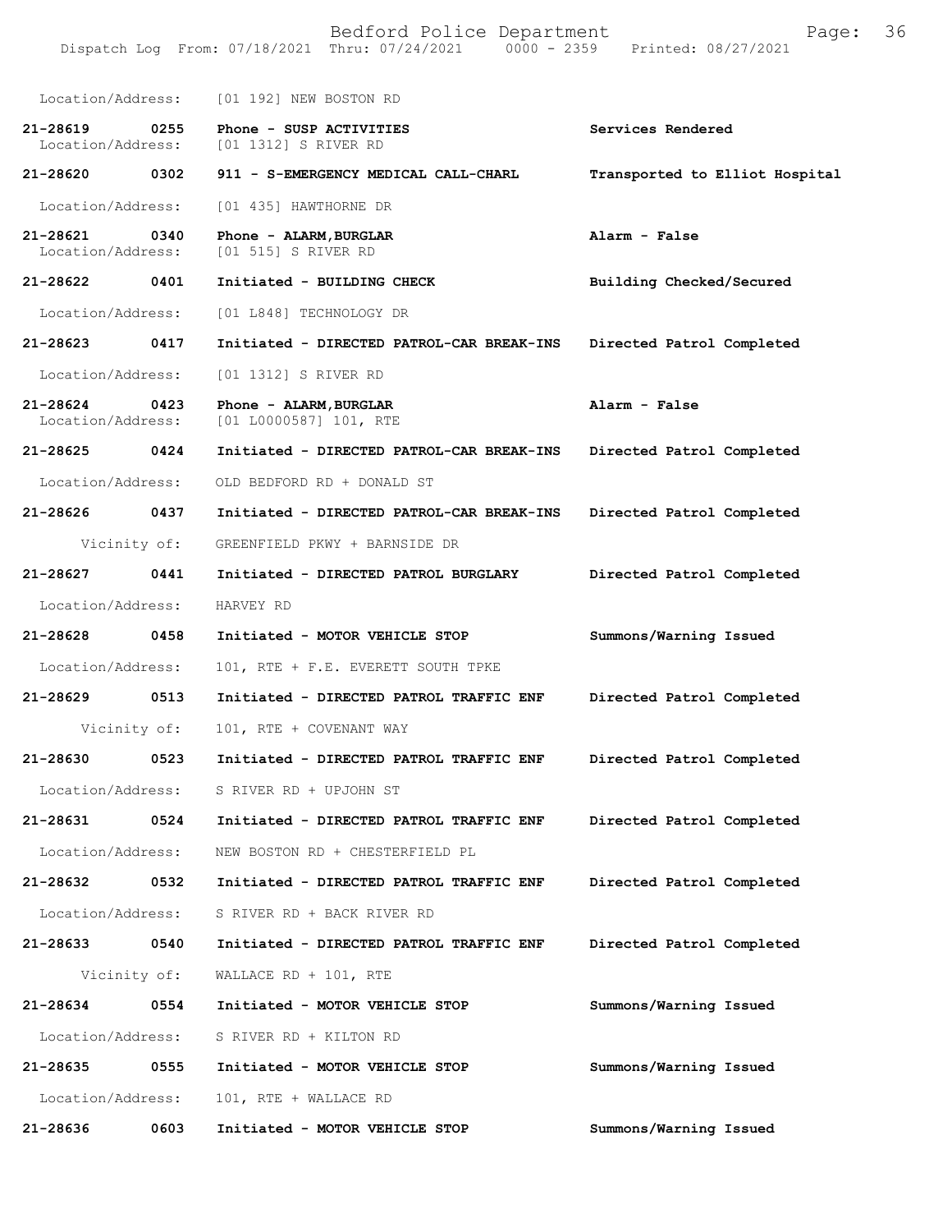Location/Address: [01 192] NEW BOSTON RD

**21-28619 0255 Phone - SUSP ACTIVITIES** **Services Rendered**
Location/Address: [01 1312] S RIVER RD

**21-28620 0302 911 - S-EMERGENCY MEDICAL CALL-CHARL** **Transported to Elliot Hospital**
Location/Address: [01 435] HAWTHORNE DR

**21-28621 0340 Phone - ALARM,BURGLAR** **Alarm - False**
Location/Address: [01 515] S RIVER RD

**21-28622 0401 Initiated - BUILDING CHECK** **Building Checked/Secured**
Location/Address: [01 L848] TECHNOLOGY DR

**21-28623 0417 Initiated - DIRECTED PATROL-CAR BREAK-INS** **Directed Patrol Completed**
Location/Address: [01 1312] S RIVER RD

**21-28624 0423 Phone - ALARM,BURGLAR** **Alarm - False**
Location/Address: [01 L0000587] 101, RTE

**21-28625 0424 Initiated - DIRECTED PATROL-CAR BREAK-INS** **Directed Patrol Completed**
Location/Address: OLD BEDFORD RD + DONALD ST

**21-28626 0437 Initiated - DIRECTED PATROL-CAR BREAK-INS** **Directed Patrol Completed**
Vicinity of: GREENFIELD PKWY + BARNSIDE DR

**21-28627 0441 Initiated - DIRECTED PATROL BURGLARY** **Directed Patrol Completed**
Location/Address: HARVEY RD

**21-28628 0458 Initiated - MOTOR VEHICLE STOP** **Summons/Warning Issued**
Location/Address: 101, RTE + F.E. EVERETT SOUTH TPKE

**21-28629 0513 Initiated - DIRECTED PATROL TRAFFIC ENF** **Directed Patrol Completed**
Vicinity of: 101, RTE + COVENANT WAY

**21-28630 0523 Initiated - DIRECTED PATROL TRAFFIC ENF** **Directed Patrol Completed**
Location/Address: S RIVER RD + UPJOHN ST

**21-28631 0524 Initiated - DIRECTED PATROL TRAFFIC ENF** **Directed Patrol Completed**
Location/Address: NEW BOSTON RD + CHESTERFIELD PL

**21-28632 0532 Initiated - DIRECTED PATROL TRAFFIC ENF** **Directed Patrol Completed**
Location/Address: S RIVER RD + BACK RIVER RD

**21-28633 0540 Initiated - DIRECTED PATROL TRAFFIC ENF** **Directed Patrol Completed**
Vicinity of: WALLACE RD + 101, RTE

**21-28634 0554 Initiated - MOTOR VEHICLE STOP** **Summons/Warning Issued**
Location/Address: S RIVER RD + KILTON RD

**21-28635 0555 Initiated - MOTOR VEHICLE STOP** **Summons/Warning Issued**
Location/Address: 101, RTE + WALLACE RD

**21-28636 0603 Initiated - MOTOR VEHICLE STOP** **Summons/Warning Issued**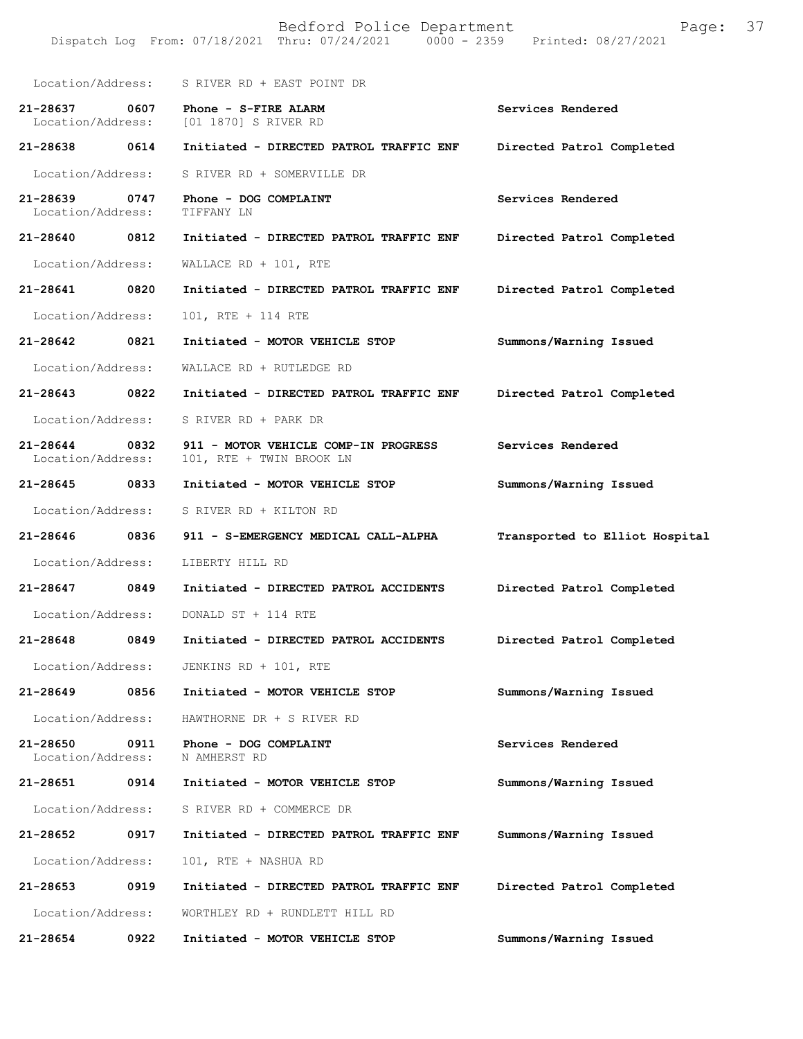Location/Address: S RIVER RD + EAST POINT DR

| Call Number | Time | Call Reason | Action |
|---|---|---|---|
| 21-28637 | 0607 | Phone - S-FIRE ALARM | Services Rendered |
| Location/Address: | | [01 1870] S RIVER RD | |
| 21-28638 | 0614 | Initiated - DIRECTED PATROL TRAFFIC ENF | Directed Patrol Completed |
| Location/Address: | | S RIVER RD + SOMERVILLE DR | |
| 21-28639 | 0747 | Phone - DOG COMPLAINT | Services Rendered |
| Location/Address: | | TIFFANY LN | |
| 21-28640 | 0812 | Initiated - DIRECTED PATROL TRAFFIC ENF | Directed Patrol Completed |
| Location/Address: | | WALLACE RD + 101, RTE | |
| 21-28641 | 0820 | Initiated - DIRECTED PATROL TRAFFIC ENF | Directed Patrol Completed |
| Location/Address: | | 101, RTE + 114 RTE | |
| 21-28642 | 0821 | Initiated - MOTOR VEHICLE STOP | Summons/Warning Issued |
| Location/Address: | | WALLACE RD + RUTLEDGE RD | |
| 21-28643 | 0822 | Initiated - DIRECTED PATROL TRAFFIC ENF | Directed Patrol Completed |
| Location/Address: | | S RIVER RD + PARK DR | |
| 21-28644 | 0832 | 911 - MOTOR VEHICLE COMP-IN PROGRESS | Services Rendered |
| Location/Address: | | 101, RTE + TWIN BROOK LN | |
| 21-28645 | 0833 | Initiated - MOTOR VEHICLE STOP | Summons/Warning Issued |
| Location/Address: | | S RIVER RD + KILTON RD | |
| 21-28646 | 0836 | 911 - S-EMERGENCY MEDICAL CALL-ALPHA | Transported to Elliot Hospital |
| Location/Address: | | LIBERTY HILL RD | |
| 21-28647 | 0849 | Initiated - DIRECTED PATROL ACCIDENTS | Directed Patrol Completed |
| Location/Address: | | DONALD ST + 114 RTE | |
| 21-28648 | 0849 | Initiated - DIRECTED PATROL ACCIDENTS | Directed Patrol Completed |
| Location/Address: | | JENKINS RD + 101, RTE | |
| 21-28649 | 0856 | Initiated - MOTOR VEHICLE STOP | Summons/Warning Issued |
| Location/Address: | | HAWTHORNE DR + S RIVER RD | |
| 21-28650 | 0911 | Phone - DOG COMPLAINT | Services Rendered |
| Location/Address: | | N AMHERST RD | |
| 21-28651 | 0914 | Initiated - MOTOR VEHICLE STOP | Summons/Warning Issued |
| Location/Address: | | S RIVER RD + COMMERCE DR | |
| 21-28652 | 0917 | Initiated - DIRECTED PATROL TRAFFIC ENF | Summons/Warning Issued |
| Location/Address: | | 101, RTE + NASHUA RD | |
| 21-28653 | 0919 | Initiated - DIRECTED PATROL TRAFFIC ENF | Directed Patrol Completed |
| Location/Address: | | WORTHLEY RD + RUNDLETT HILL RD | |
| 21-28654 | 0922 | Initiated - MOTOR VEHICLE STOP | Summons/Warning Issued |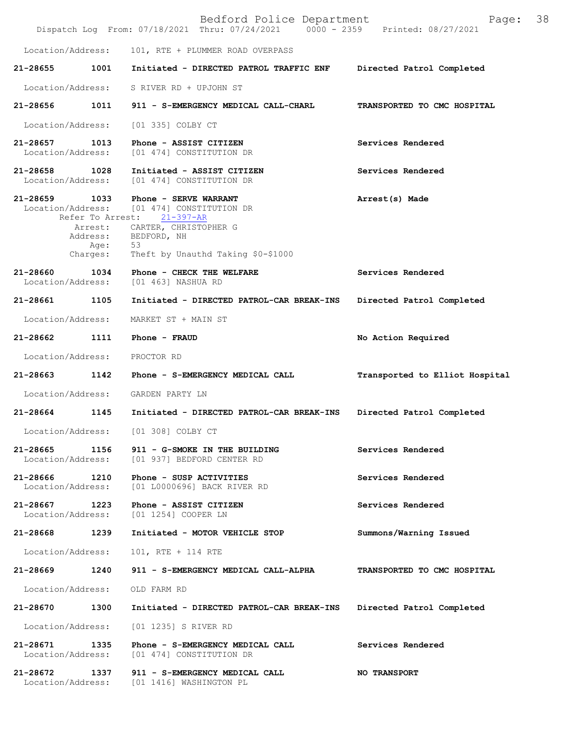Location/Address: 101, RTE + PLUMMER ROAD OVERPASS

**21-28655 1001 Initiated - DIRECTED PATROL TRAFFIC ENF** **Directed Patrol Completed**

Location/Address: S RIVER RD + UPJOHN ST

**21-28656 1011 911 - S-EMERGENCY MEDICAL CALL-CHARL** **TRANSPORTED TO CMC HOSPITAL**

Location/Address: [01 335] COLBY CT

**21-28657 1013 Phone - ASSIST CITIZEN** **Services Rendered**
Location/Address: [01 474] CONSTITUTION DR

**21-28658 1028 Initiated - ASSIST CITIZEN** **Services Rendered**
Location/Address: [01 474] CONSTITUTION DR

**21-28659 1033 Phone - SERVE WARRANT** **Arrest(s) Made**
Location/Address: [01 474] CONSTITUTION DR
Refer To Arrest: 21-397-AR
Arrest: CARTER, CHRISTOPHER G
Address: BEDFORD, NH
Age: 53
Charges: Theft by Unauthd Taking $0-$1000

**21-28660 1034 Phone - CHECK THE WELFARE** **Services Rendered**
Location/Address: [01 463] NASHUA RD

**21-28661 1105 Initiated - DIRECTED PATROL-CAR BREAK-INS** **Directed Patrol Completed**

Location/Address: MARKET ST + MAIN ST

**21-28662 1111 Phone - FRAUD** **No Action Required**

Location/Address: PROCTOR RD

**21-28663 1142 Phone - S-EMERGENCY MEDICAL CALL** **Transported to Elliot Hospital**

Location/Address: GARDEN PARTY LN

**21-28664 1145 Initiated - DIRECTED PATROL-CAR BREAK-INS** **Directed Patrol Completed**

Location/Address: [01 308] COLBY CT

**21-28665 1156 911 - G-SMOKE IN THE BUILDING** **Services Rendered**
Location/Address: [01 937] BEDFORD CENTER RD

**21-28666 1210 Phone - SUSP ACTIVITIES** **Services Rendered**
Location/Address: [01 L0000696] BACK RIVER RD

**21-28667 1223 Phone - ASSIST CITIZEN** **Services Rendered**
Location/Address: [01 1254] COOPER LN

**21-28668 1239 Initiated - MOTOR VEHICLE STOP** **Summons/Warning Issued**

Location/Address: 101, RTE + 114 RTE

**21-28669 1240 911 - S-EMERGENCY MEDICAL CALL-ALPHA** **TRANSPORTED TO CMC HOSPITAL**

Location/Address: OLD FARM RD

**21-28670 1300 Initiated - DIRECTED PATROL-CAR BREAK-INS** **Directed Patrol Completed**

Location/Address: [01 1235] S RIVER RD

**21-28671 1335 Phone - S-EMERGENCY MEDICAL CALL** **Services Rendered**
Location/Address: [01 474] CONSTITUTION DR

**21-28672 1337 911 - S-EMERGENCY MEDICAL CALL** **NO TRANSPORT**
Location/Address: [01 1416] WASHINGTON PL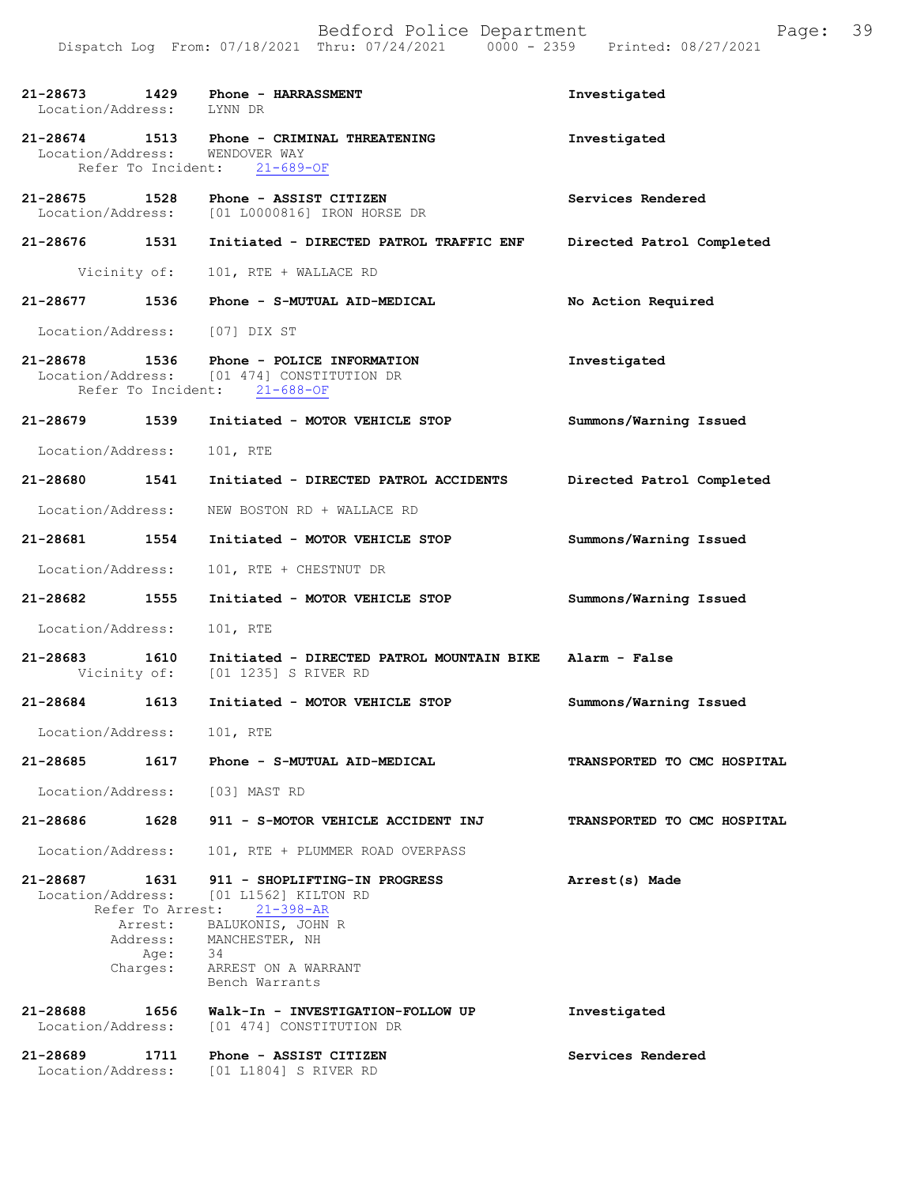21-28673 1429 Phone - HARRASSMENT Investigated
Location/Address: LYNN DR

21-28674 1513 Phone - CRIMINAL THREATENING Investigated
Location/Address: WENDOVER WAY
Refer To Incident: 21-689-OF

21-28675 1528 Phone - ASSIST CITIZEN Services Rendered
Location/Address: [01 L0000816] IRON HORSE DR

21-28676 1531 Initiated - DIRECTED PATROL TRAFFIC ENF Directed Patrol Completed
Vicinity of: 101, RTE + WALLACE RD

21-28677 1536 Phone - S-MUTUAL AID-MEDICAL No Action Required
Location/Address: [07] DIX ST

21-28678 1536 Phone - POLICE INFORMATION Investigated
Location/Address: [01 474] CONSTITUTION DR
Refer To Incident: 21-688-OF

21-28679 1539 Initiated - MOTOR VEHICLE STOP Summons/Warning Issued
Location/Address: 101, RTE

21-28680 1541 Initiated - DIRECTED PATROL ACCIDENTS Directed Patrol Completed
Location/Address: NEW BOSTON RD + WALLACE RD

21-28681 1554 Initiated - MOTOR VEHICLE STOP Summons/Warning Issued
Location/Address: 101, RTE + CHESTNUT DR

21-28682 1555 Initiated - MOTOR VEHICLE STOP Summons/Warning Issued
Location/Address: 101, RTE

21-28683 1610 Initiated - DIRECTED PATROL MOUNTAIN BIKE Alarm - False
Vicinity of: [01 1235] S RIVER RD

21-28684 1613 Initiated - MOTOR VEHICLE STOP Summons/Warning Issued
Location/Address: 101, RTE

21-28685 1617 Phone - S-MUTUAL AID-MEDICAL TRANSPORTED TO CMC HOSPITAL
Location/Address: [03] MAST RD

21-28686 1628 911 - S-MOTOR VEHICLE ACCIDENT INJ TRANSPORTED TO CMC HOSPITAL
Location/Address: 101, RTE + PLUMMER ROAD OVERPASS

21-28687 1631 911 - SHOPLIFTING-IN PROGRESS Arrest(s) Made
Location/Address: [01 L1562] KILTON RD
Refer To Arrest: 21-398-AR
Arrest: BALUKONIS, JOHN R
Address: MANCHESTER, NH
Age: 34
Charges: ARREST ON A WARRANT
Bench Warrants

21-28688 1656 Walk-In - INVESTIGATION-FOLLOW UP Investigated
Location/Address: [01 474] CONSTITUTION DR

21-28689 1711 Phone - ASSIST CITIZEN Services Rendered
Location/Address: [01 L1804] S RIVER RD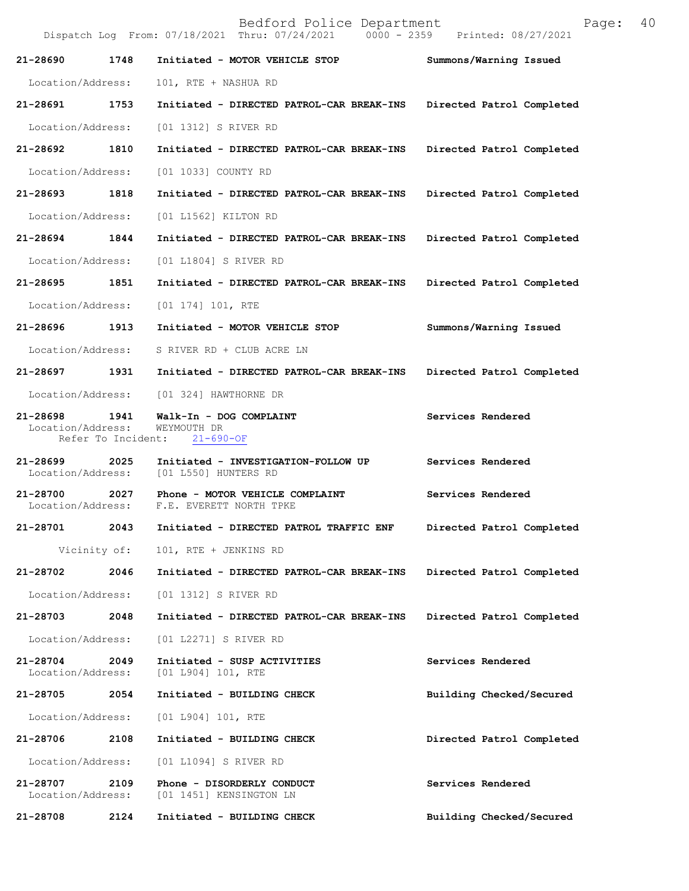| Call Number | Time | Call Reason / Action | Disposition |
|---|---|---|---|
| 21-28690 | 1748 | Initiated - MOTOR VEHICLE STOP | Summons/Warning Issued |
| Location/Address: | | 101, RTE + NASHUA RD | |
| 21-28691 | 1753 | Initiated - DIRECTED PATROL-CAR BREAK-INS | Directed Patrol Completed |
| Location/Address: | | [01 1312] S RIVER RD | |
| 21-28692 | 1810 | Initiated - DIRECTED PATROL-CAR BREAK-INS | Directed Patrol Completed |
| Location/Address: | | [01 1033] COUNTY RD | |
| 21-28693 | 1818 | Initiated - DIRECTED PATROL-CAR BREAK-INS | Directed Patrol Completed |
| Location/Address: | | [01 L1562] KILTON RD | |
| 21-28694 | 1844 | Initiated - DIRECTED PATROL-CAR BREAK-INS | Directed Patrol Completed |
| Location/Address: | | [01 L1804] S RIVER RD | |
| 21-28695 | 1851 | Initiated - DIRECTED PATROL-CAR BREAK-INS | Directed Patrol Completed |
| Location/Address: | | [01 174] 101, RTE | |
| 21-28696 | 1913 | Initiated - MOTOR VEHICLE STOP | Summons/Warning Issued |
| Location/Address: | | S RIVER RD + CLUB ACRE LN | |
| 21-28697 | 1931 | Initiated - DIRECTED PATROL-CAR BREAK-INS | Directed Patrol Completed |
| Location/Address: | | [01 324] HAWTHORNE DR | |
| 21-28698 | 1941 | Walk-In - DOG COMPLAINT | Services Rendered |
| Location/Address: | | WEYMOUTH DR | |
| Refer To Incident: | | 21-690-OF | |
| 21-28699 | 2025 | Initiated - INVESTIGATION-FOLLOW UP | Services Rendered |
| Location/Address: | | [01 L550] HUNTERS RD | |
| 21-28700 | 2027 | Phone - MOTOR VEHICLE COMPLAINT | Services Rendered |
| Location/Address: | | F.E. EVERETT NORTH TPKE | |
| 21-28701 | 2043 | Initiated - DIRECTED PATROL TRAFFIC ENF | Directed Patrol Completed |
| Vicinity of: | | 101, RTE + JENKINS RD | |
| 21-28702 | 2046 | Initiated - DIRECTED PATROL-CAR BREAK-INS | Directed Patrol Completed |
| Location/Address: | | [01 1312] S RIVER RD | |
| 21-28703 | 2048 | Initiated - DIRECTED PATROL-CAR BREAK-INS | Directed Patrol Completed |
| Location/Address: | | [01 L2271] S RIVER RD | |
| 21-28704 | 2049 | Initiated - SUSP ACTIVITIES | Services Rendered |
| Location/Address: | | [01 L904] 101, RTE | |
| 21-28705 | 2054 | Initiated - BUILDING CHECK | Building Checked/Secured |
| Location/Address: | | [01 L904] 101, RTE | |
| 21-28706 | 2108 | Initiated - BUILDING CHECK | Directed Patrol Completed |
| Location/Address: | | [01 L1094] S RIVER RD | |
| 21-28707 | 2109 | Phone - DISORDERLY CONDUCT | Services Rendered |
| Location/Address: | | [01 1451] KENSINGTON LN | |
| 21-28708 | 2124 | Initiated - BUILDING CHECK | Building Checked/Secured |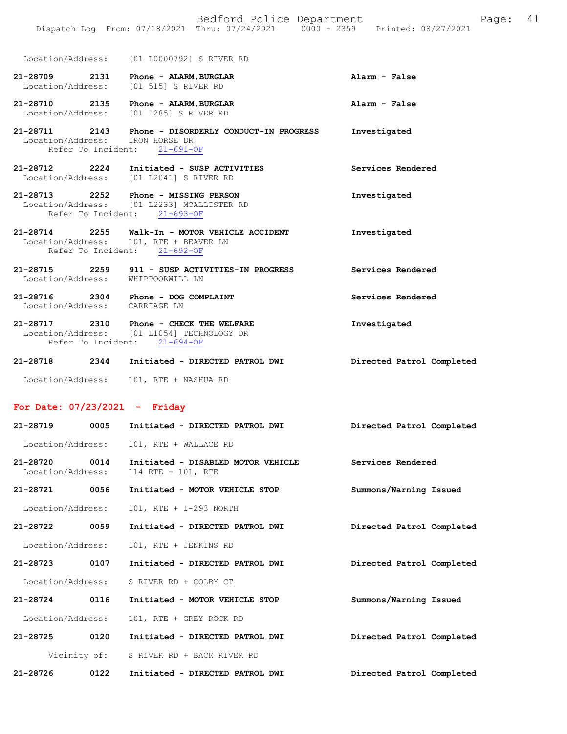Location/Address: [01 L0000792] S RIVER RD

**21-28709** 2131 **Phone - ALARM,BURGLAR** **Alarm - False**
Location/Address: [01 515] S RIVER RD

**21-28710** 2135 **Phone - ALARM,BURGLAR** **Alarm - False**
Location/Address: [01 1285] S RIVER RD

**21-28711** 2143 **Phone - DISORDERLY CONDUCT-IN PROGRESS** **Investigated**
Location/Address: IRON HORSE DR
Refer To Incident: 21-691-OF

**21-28712** 2224 **Initiated - SUSP ACTIVITIES** **Services Rendered**
Location/Address: [01 L2041] S RIVER RD

**21-28713** 2252 **Phone - MISSING PERSON** **Investigated**
Location/Address: [01 L2233] MCALLISTER RD
Refer To Incident: 21-693-OF

**21-28714** 2255 **Walk-In - MOTOR VEHICLE ACCIDENT** **Investigated**
Location/Address: 101, RTE + BEAVER LN
Refer To Incident: 21-692-OF

**21-28715** 2259 **911 - SUSP ACTIVITIES-IN PROGRESS** **Services Rendered**
Location/Address: WHIPPOORWILL LN

**21-28716** 2304 **Phone - DOG COMPLAINT** **Services Rendered**
Location/Address: CARRIAGE LN

**21-28717** 2310 **Phone - CHECK THE WELFARE** **Investigated**
Location/Address: [01 L1054] TECHNOLOGY DR
Refer To Incident: 21-694-OF

**21-28718** 2344 **Initiated - DIRECTED PATROL DWI** **Directed Patrol Completed**
Location/Address: 101, RTE + NASHUA RD

## For Date: 07/23/2021 - Friday

**21-28719** 0005 **Initiated - DIRECTED PATROL DWI** **Directed Patrol Completed**
Location/Address: 101, RTE + WALLACE RD

**21-28720** 0014 **Initiated - DISABLED MOTOR VEHICLE** **Services Rendered**
Location/Address: 114 RTE + 101, RTE

**21-28721** 0056 **Initiated - MOTOR VEHICLE STOP** **Summons/Warning Issued**
Location/Address: 101, RTE + I-293 NORTH

**21-28722** 0059 **Initiated - DIRECTED PATROL DWI** **Directed Patrol Completed**
Location/Address: 101, RTE + JENKINS RD

**21-28723** 0107 **Initiated - DIRECTED PATROL DWI** **Directed Patrol Completed**
Location/Address: S RIVER RD + COLBY CT

**21-28724** 0116 **Initiated - MOTOR VEHICLE STOP** **Summons/Warning Issued**
Location/Address: 101, RTE + GREY ROCK RD

**21-28725** 0120 **Initiated - DIRECTED PATROL DWI** **Directed Patrol Completed**
Vicinity of: S RIVER RD + BACK RIVER RD

**21-28726** 0122 **Initiated - DIRECTED PATROL DWI** **Directed Patrol Completed**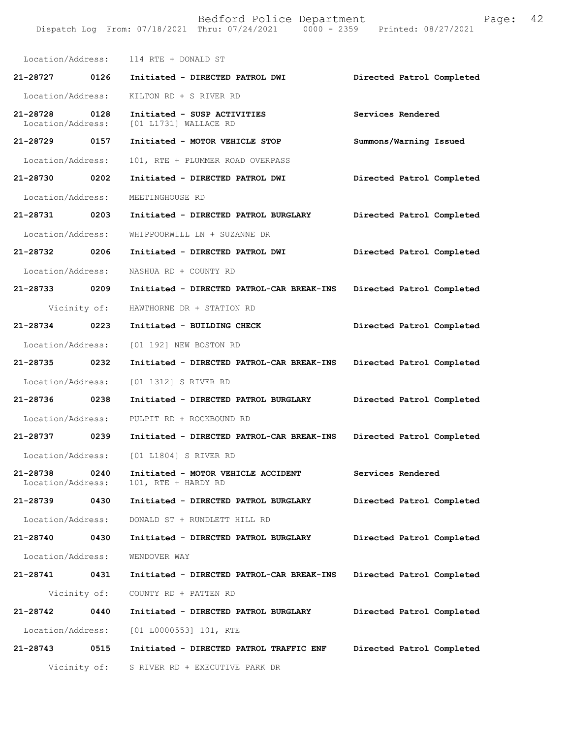Location/Address: 114 RTE + DONALD ST

**21-28727 0126 Initiated - DIRECTED PATROL DWI Directed Patrol Completed**

Location/Address: KILTON RD + S RIVER RD

**21-28728 0128 Initiated - SUSP ACTIVITIES Services Rendered**
Location/Address: [01 L1731] WALLACE RD

**21-28729 0157 Initiated - MOTOR VEHICLE STOP Summons/Warning Issued**

Location/Address: 101, RTE + PLUMMER ROAD OVERPASS

**21-28730 0202 Initiated - DIRECTED PATROL DWI Directed Patrol Completed**

Location/Address: MEETINGHOUSE RD

**21-28731 0203 Initiated - DIRECTED PATROL BURGLARY Directed Patrol Completed**

Location/Address: WHIPPOORWILL LN + SUZANNE DR

**21-28732 0206 Initiated - DIRECTED PATROL DWI Directed Patrol Completed**

Location/Address: NASHUA RD + COUNTY RD

**21-28733 0209 Initiated - DIRECTED PATROL-CAR BREAK-INS Directed Patrol Completed**

Vicinity of: HAWTHORNE DR + STATION RD

**21-28734 0223 Initiated - BUILDING CHECK Directed Patrol Completed**

Location/Address: [01 192] NEW BOSTON RD

**21-28735 0232 Initiated - DIRECTED PATROL-CAR BREAK-INS Directed Patrol Completed**

Location/Address: [01 1312] S RIVER RD

**21-28736 0238 Initiated - DIRECTED PATROL BURGLARY Directed Patrol Completed**

Location/Address: PULPIT RD + ROCKBOUND RD

**21-28737 0239 Initiated - DIRECTED PATROL-CAR BREAK-INS Directed Patrol Completed**

Location/Address: [01 L1804] S RIVER RD

**21-28738 0240 Initiated - MOTOR VEHICLE ACCIDENT Services Rendered**
Location/Address: 101, RTE + HARDY RD

**21-28739 0430 Initiated - DIRECTED PATROL BURGLARY Directed Patrol Completed**

Location/Address: DONALD ST + RUNDLETT HILL RD

**21-28740 0430 Initiated - DIRECTED PATROL BURGLARY Directed Patrol Completed**

Location/Address: WENDOVER WAY

**21-28741 0431 Initiated - DIRECTED PATROL-CAR BREAK-INS Directed Patrol Completed**

Vicinity of: COUNTY RD + PATTEN RD

**21-28742 0440 Initiated - DIRECTED PATROL BURGLARY Directed Patrol Completed**

Location/Address: [01 L0000553] 101, RTE

**21-28743 0515 Initiated - DIRECTED PATROL TRAFFIC ENF Directed Patrol Completed**

Vicinity of: S RIVER RD + EXECUTIVE PARK DR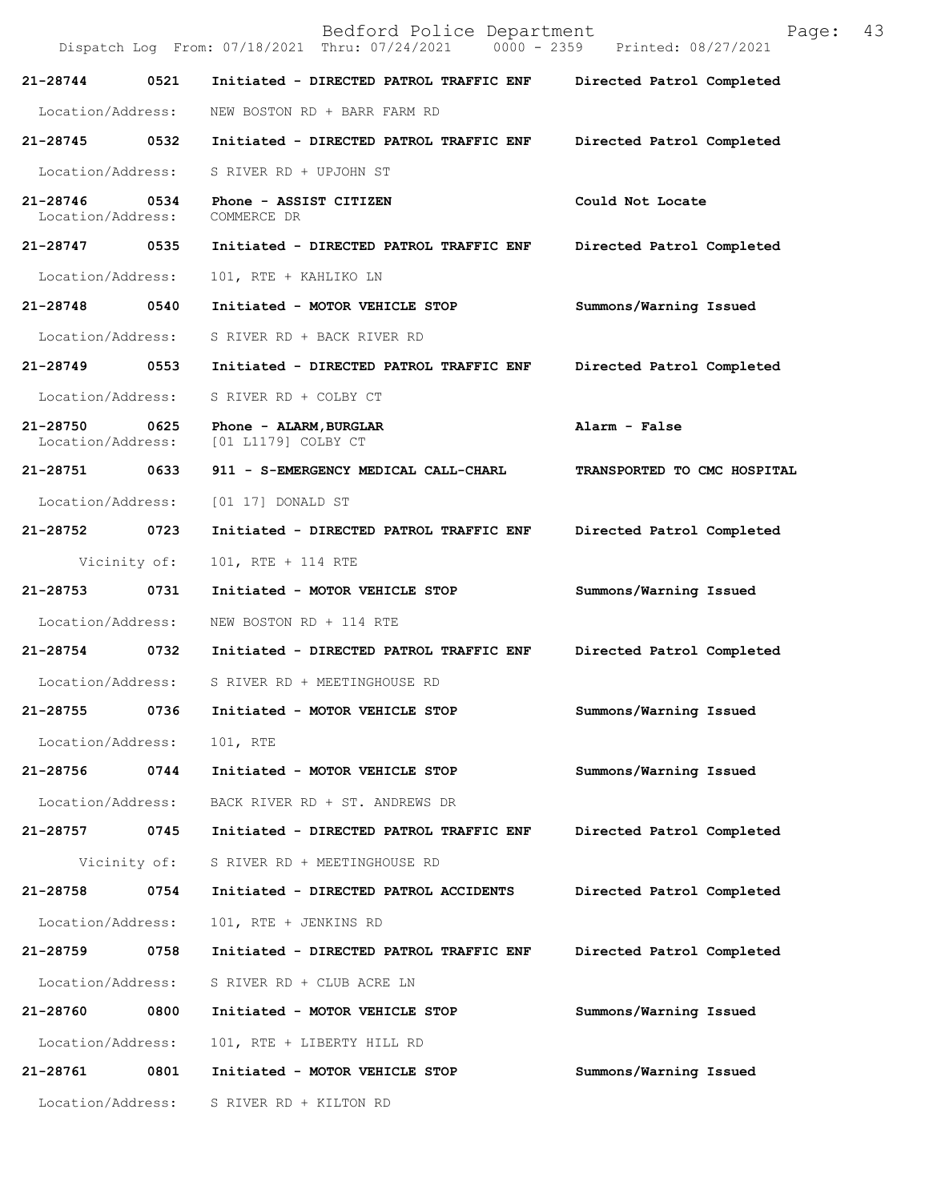Bedford Police Department

Dispatch Log From: 07/18/2021 Thru: 07/24/2021 0000 - 2359 Printed: 08/27/2021

**21-28744 0521 Initiated - DIRECTED PATROL TRAFFIC ENF** Directed Patrol Completed
Location/Address: NEW BOSTON RD + BARR FARM RD

**21-28745 0532 Initiated - DIRECTED PATROL TRAFFIC ENF** Directed Patrol Completed
Location/Address: S RIVER RD + UPJOHN ST

**21-28746 0534 Phone - ASSIST CITIZEN** Could Not Locate
Location/Address: COMMERCE DR

**21-28747 0535 Initiated - DIRECTED PATROL TRAFFIC ENF** Directed Patrol Completed
Location/Address: 101, RTE + KAHLIKO LN

**21-28748 0540 Initiated - MOTOR VEHICLE STOP** Summons/Warning Issued
Location/Address: S RIVER RD + BACK RIVER RD

**21-28749 0553 Initiated - DIRECTED PATROL TRAFFIC ENF** Directed Patrol Completed
Location/Address: S RIVER RD + COLBY CT

**21-28750 0625 Phone - ALARM,BURGLAR** Alarm - False
Location/Address: [01 L1179] COLBY CT

**21-28751 0633 911 - S-EMERGENCY MEDICAL CALL-CHARL** TRANSPORTED TO CMC HOSPITAL
Location/Address: [01 17] DONALD ST

**21-28752 0723 Initiated - DIRECTED PATROL TRAFFIC ENF** Directed Patrol Completed
Vicinity of: 101, RTE + 114 RTE

**21-28753 0731 Initiated - MOTOR VEHICLE STOP** Summons/Warning Issued
Location/Address: NEW BOSTON RD + 114 RTE

**21-28754 0732 Initiated - DIRECTED PATROL TRAFFIC ENF** Directed Patrol Completed
Location/Address: S RIVER RD + MEETINGHOUSE RD

**21-28755 0736 Initiated - MOTOR VEHICLE STOP** Summons/Warning Issued
Location/Address: 101, RTE

**21-28756 0744 Initiated - MOTOR VEHICLE STOP** Summons/Warning Issued
Location/Address: BACK RIVER RD + ST. ANDREWS DR

**21-28757 0745 Initiated - DIRECTED PATROL TRAFFIC ENF** Directed Patrol Completed
Vicinity of: S RIVER RD + MEETINGHOUSE RD

**21-28758 0754 Initiated - DIRECTED PATROL ACCIDENTS** Directed Patrol Completed
Location/Address: 101, RTE + JENKINS RD

**21-28759 0758 Initiated - DIRECTED PATROL TRAFFIC ENF** Directed Patrol Completed
Location/Address: S RIVER RD + CLUB ACRE LN

**21-28760 0800 Initiated - MOTOR VEHICLE STOP** Summons/Warning Issued
Location/Address: 101, RTE + LIBERTY HILL RD

**21-28761 0801 Initiated - MOTOR VEHICLE STOP** Summons/Warning Issued
Location/Address: S RIVER RD + KILTON RD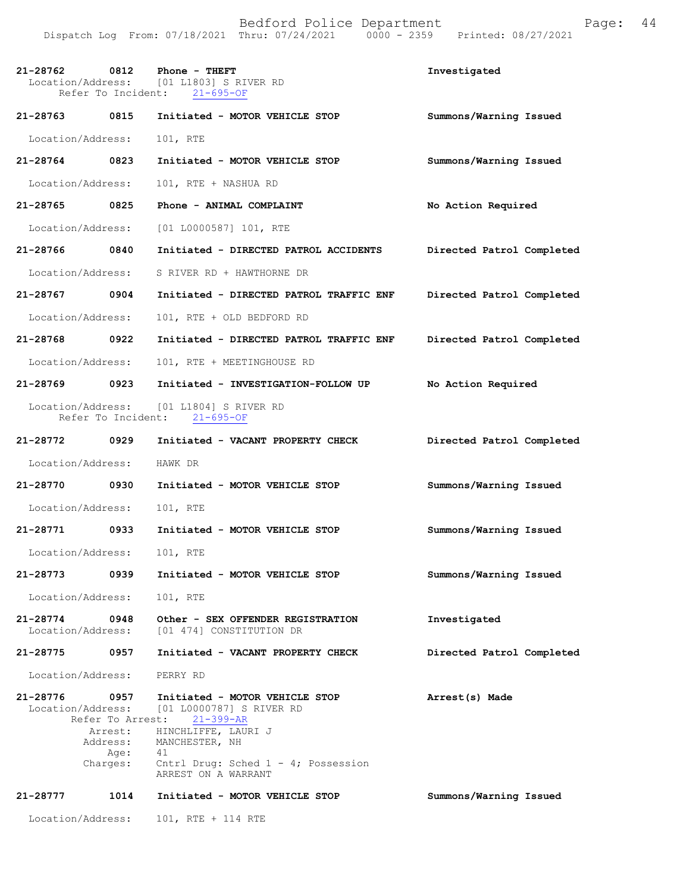| Call # | Time | Call Type | Disposition |
|---|---|---|---|
| 21-28762 | 0812 | Phone - THEFT | Investigated |
| | | Location/Address: [01 L1803] S RIVER RD<br>Refer To Incident: 21-695-OF | |
| 21-28763 | 0815 | Initiated - MOTOR VEHICLE STOP | Summons/Warning Issued |
| | | Location/Address: 101, RTE | |
| 21-28764 | 0823 | Initiated - MOTOR VEHICLE STOP | Summons/Warning Issued |
| | | Location/Address: 101, RTE + NASHUA RD | |
| 21-28765 | 0825 | Phone - ANIMAL COMPLAINT | No Action Required |
| | | Location/Address: [01 L0000587] 101, RTE | |
| 21-28766 | 0840 | Initiated - DIRECTED PATROL ACCIDENTS | Directed Patrol Completed |
| | | Location/Address: S RIVER RD + HAWTHORNE DR | |
| 21-28767 | 0904 | Initiated - DIRECTED PATROL TRAFFIC ENF | Directed Patrol Completed |
| | | Location/Address: 101, RTE + OLD BEDFORD RD | |
| 21-28768 | 0922 | Initiated - DIRECTED PATROL TRAFFIC ENF | Directed Patrol Completed |
| | | Location/Address: 101, RTE + MEETINGHOUSE RD | |
| 21-28769 | 0923 | Initiated - INVESTIGATION-FOLLOW UP | No Action Required |
| | | Location/Address: [01 L1804] S RIVER RD<br>Refer To Incident: 21-695-OF | |
| 21-28772 | 0929 | Initiated - VACANT PROPERTY CHECK | Directed Patrol Completed |
| | | Location/Address: HAWK DR | |
| 21-28770 | 0930 | Initiated - MOTOR VEHICLE STOP | Summons/Warning Issued |
| | | Location/Address: 101, RTE | |
| 21-28771 | 0933 | Initiated - MOTOR VEHICLE STOP | Summons/Warning Issued |
| | | Location/Address: 101, RTE | |
| 21-28773 | 0939 | Initiated - MOTOR VEHICLE STOP | Summons/Warning Issued |
| | | Location/Address: 101, RTE | |
| 21-28774 | 0948 | Other - SEX OFFENDER REGISTRATION | Investigated |
| | | Location/Address: [01 474] CONSTITUTION DR | |
| 21-28775 | 0957 | Initiated - VACANT PROPERTY CHECK | Directed Patrol Completed |
| | | Location/Address: PERRY RD | |
| 21-28776 | 0957 | Initiated - MOTOR VEHICLE STOP | Arrest(s) Made |
| | | Location/Address: [01 L0000787] S RIVER RD<br>Refer To Arrest: 21-399-AR<br>Arrest: HINCHLIFFE, LAURI J<br>Address: MANCHESTER, NH<br>Age: 41<br>Charges: Cntrl Drug: Sched 1 - 4; Possession<br>ARREST ON A WARRANT | |
| 21-28777 | 1014 | Initiated - MOTOR VEHICLE STOP | Summons/Warning Issued |
| | | Location/Address: 101, RTE + 114 RTE | |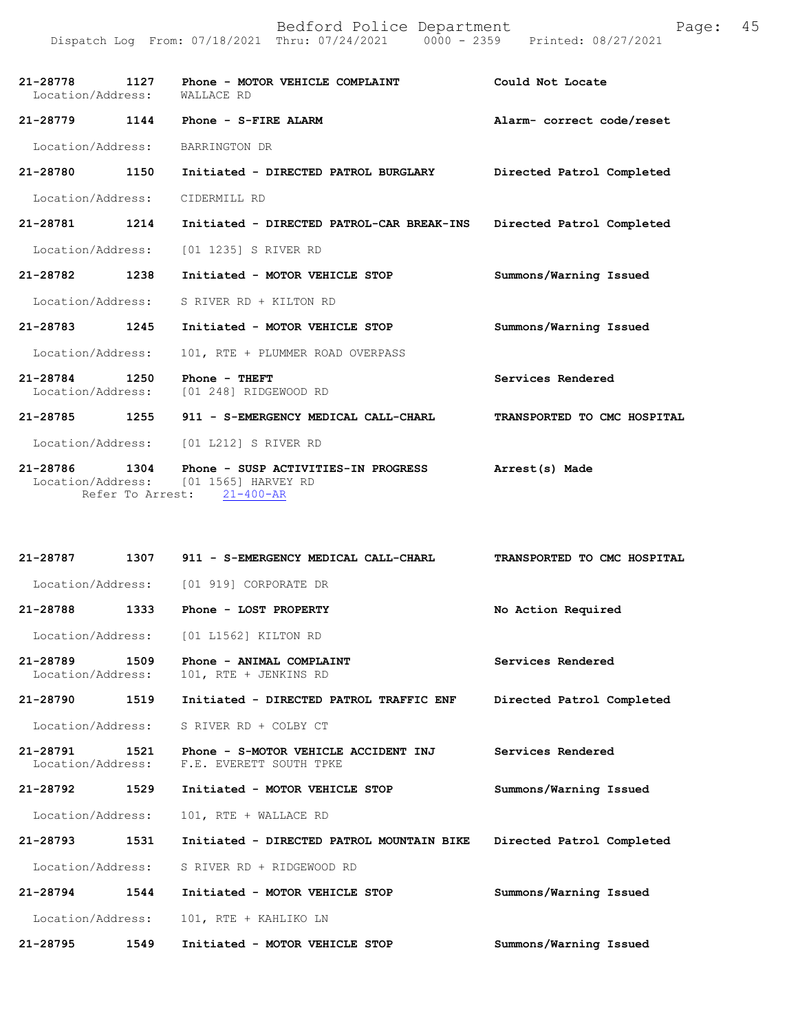| Call Number | Time | Call Reason | Action |
|---|---|---|---|
| 21-28778 | 1127 | Phone - MOTOR VEHICLE COMPLAINT | Could Not Locate |
| Location/Address: | | WALLACE RD | |
| 21-28779 | 1144 | Phone - S-FIRE ALARM | Alarm- correct code/reset |
| Location/Address: | | BARRINGTON DR | |
| 21-28780 | 1150 | Initiated - DIRECTED PATROL BURGLARY | Directed Patrol Completed |
| Location/Address: | | CIDERMILL RD | |
| 21-28781 | 1214 | Initiated - DIRECTED PATROL-CAR BREAK-INS | Directed Patrol Completed |
| Location/Address: | | [01 1235] S RIVER RD | |
| 21-28782 | 1238 | Initiated - MOTOR VEHICLE STOP | Summons/Warning Issued |
| Location/Address: | | S RIVER RD + KILTON RD | |
| 21-28783 | 1245 | Initiated - MOTOR VEHICLE STOP | Summons/Warning Issued |
| Location/Address: | | 101, RTE + PLUMMER ROAD OVERPASS | |
| 21-28784 | 1250 | Phone - THEFT | Services Rendered |
| Location/Address: | | [01 248] RIDGEWOOD RD | |
| 21-28785 | 1255 | 911 - S-EMERGENCY MEDICAL CALL-CHARL | TRANSPORTED TO CMC HOSPITAL |
| Location/Address: | | [01 L212] S RIVER RD | |
| 21-28786 | 1304 | Phone - SUSP ACTIVITIES-IN PROGRESS | Arrest(s) Made |
| Location/Address: | | [01 1565] HARVEY RD | |
| Refer To Arrest: | | 21-400-AR | |
| 21-28787 | 1307 | 911 - S-EMERGENCY MEDICAL CALL-CHARL | TRANSPORTED TO CMC HOSPITAL |
| Location/Address: | | [01 919] CORPORATE DR | |
| 21-28788 | 1333 | Phone - LOST PROPERTY | No Action Required |
| Location/Address: | | [01 L1562] KILTON RD | |
| 21-28789 | 1509 | Phone - ANIMAL COMPLAINT | Services Rendered |
| Location/Address: | | 101, RTE + JENKINS RD | |
| 21-28790 | 1519 | Initiated - DIRECTED PATROL TRAFFIC ENF | Directed Patrol Completed |
| Location/Address: | | S RIVER RD + COLBY CT | |
| 21-28791 | 1521 | Phone - S-MOTOR VEHICLE ACCIDENT INJ | Services Rendered |
| Location/Address: | | F.E. EVERETT SOUTH TPKE | |
| 21-28792 | 1529 | Initiated - MOTOR VEHICLE STOP | Summons/Warning Issued |
| Location/Address: | | 101, RTE + WALLACE RD | |
| 21-28793 | 1531 | Initiated - DIRECTED PATROL MOUNTAIN BIKE | Directed Patrol Completed |
| Location/Address: | | S RIVER RD + RIDGEWOOD RD | |
| 21-28794 | 1544 | Initiated - MOTOR VEHICLE STOP | Summons/Warning Issued |
| Location/Address: | | 101, RTE + KAHLIKO LN | |
| 21-28795 | 1549 | Initiated - MOTOR VEHICLE STOP | Summons/Warning Issued |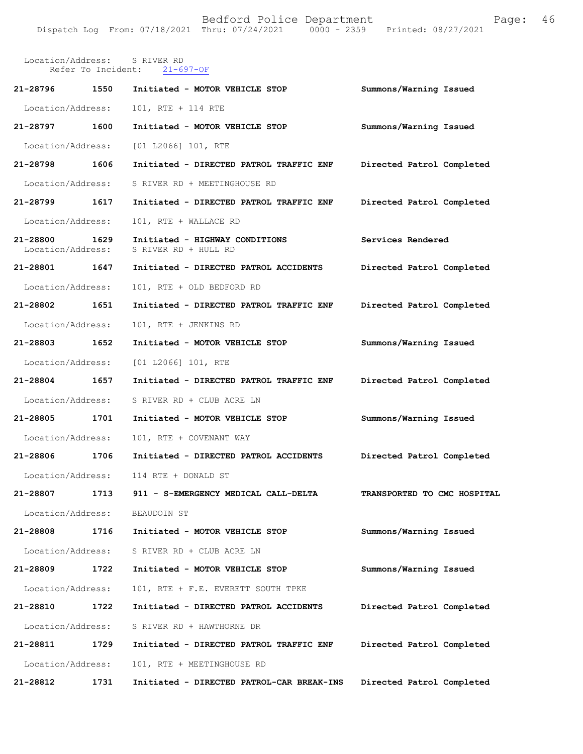Location/Address: S RIVER RD
Refer To Incident: 21-697-OF

| Call Number | Time | Call Reason | Action |
|---|---|---|---|
| 21-28796 | 1550 | Initiated - MOTOR VEHICLE STOP | Summons/Warning Issued |
| | | Location/Address: 101, RTE + 114 RTE | |
| 21-28797 | 1600 | Initiated - MOTOR VEHICLE STOP | Summons/Warning Issued |
| | | Location/Address: [01 L2066] 101, RTE | |
| 21-28798 | 1606 | Initiated - DIRECTED PATROL TRAFFIC ENF | Directed Patrol Completed |
| | | Location/Address: S RIVER RD + MEETINGHOUSE RD | |
| 21-28799 | 1617 | Initiated - DIRECTED PATROL TRAFFIC ENF | Directed Patrol Completed |
| | | Location/Address: 101, RTE + WALLACE RD | |
| 21-28800 | 1629 | Initiated - HIGHWAY CONDITIONS | Services Rendered |
| | | Location/Address: S RIVER RD + HULL RD | |
| 21-28801 | 1647 | Initiated - DIRECTED PATROL ACCIDENTS | Directed Patrol Completed |
| | | Location/Address: 101, RTE + OLD BEDFORD RD | |
| 21-28802 | 1651 | Initiated - DIRECTED PATROL TRAFFIC ENF | Directed Patrol Completed |
| | | Location/Address: 101, RTE + JENKINS RD | |
| 21-28803 | 1652 | Initiated - MOTOR VEHICLE STOP | Summons/Warning Issued |
| | | Location/Address: [01 L2066] 101, RTE | |
| 21-28804 | 1657 | Initiated - DIRECTED PATROL TRAFFIC ENF | Directed Patrol Completed |
| | | Location/Address: S RIVER RD + CLUB ACRE LN | |
| 21-28805 | 1701 | Initiated - MOTOR VEHICLE STOP | Summons/Warning Issued |
| | | Location/Address: 101, RTE + COVENANT WAY | |
| 21-28806 | 1706 | Initiated - DIRECTED PATROL ACCIDENTS | Directed Patrol Completed |
| | | Location/Address: 114 RTE + DONALD ST | |
| 21-28807 | 1713 | 911 - S-EMERGENCY MEDICAL CALL-DELTA | TRANSPORTED TO CMC HOSPITAL |
| | | Location/Address: BEAUDOIN ST | |
| 21-28808 | 1716 | Initiated - MOTOR VEHICLE STOP | Summons/Warning Issued |
| | | Location/Address: S RIVER RD + CLUB ACRE LN | |
| 21-28809 | 1722 | Initiated - MOTOR VEHICLE STOP | Summons/Warning Issued |
| | | Location/Address: 101, RTE + F.E. EVERETT SOUTH TPKE | |
| 21-28810 | 1722 | Initiated - DIRECTED PATROL ACCIDENTS | Directed Patrol Completed |
| | | Location/Address: S RIVER RD + HAWTHORNE DR | |
| 21-28811 | 1729 | Initiated - DIRECTED PATROL TRAFFIC ENF | Directed Patrol Completed |
| | | Location/Address: 101, RTE + MEETINGHOUSE RD | |
| 21-28812 | 1731 | Initiated - DIRECTED PATROL-CAR BREAK-INS | Directed Patrol Completed |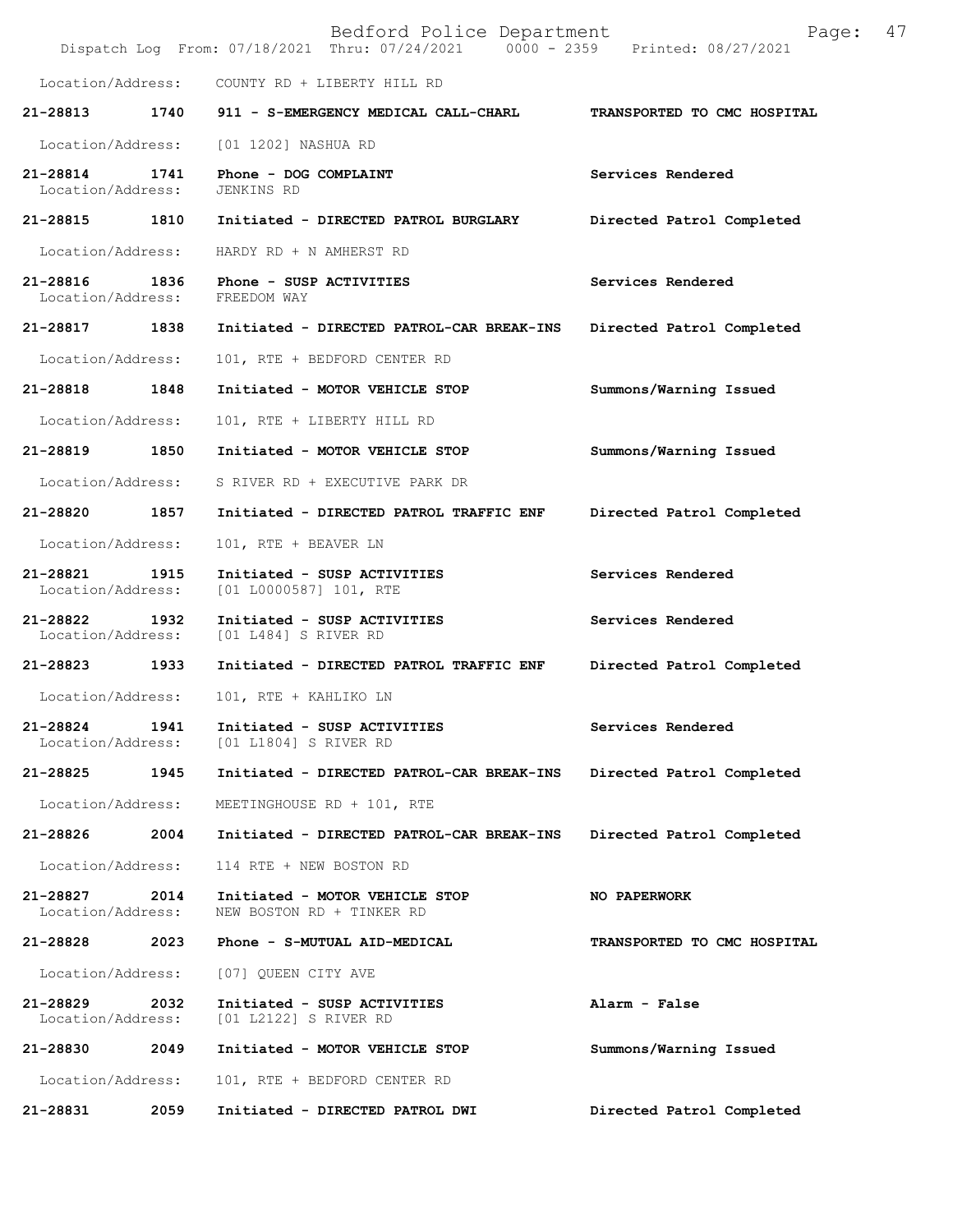Location/Address: COUNTY RD + LIBERTY HILL RD

| Call # | Time | Call Type | Disposition |
|---|---|---|---|
| 21-28813 | 1740 | 911 - S-EMERGENCY MEDICAL CALL-CHARL | TRANSPORTED TO CMC HOSPITAL |
| | | Location/Address: [01 1202] NASHUA RD | |
| 21-28814 | 1741 | Phone - DOG COMPLAINT | Services Rendered |
| | | Location/Address: JENKINS RD | |
| 21-28815 | 1810 | Initiated - DIRECTED PATROL BURGLARY | Directed Patrol Completed |
| | | Location/Address: HARDY RD + N AMHERST RD | |
| 21-28816 | 1836 | Phone - SUSP ACTIVITIES | Services Rendered |
| | | Location/Address: FREEDOM WAY | |
| 21-28817 | 1838 | Initiated - DIRECTED PATROL-CAR BREAK-INS | Directed Patrol Completed |
| | | Location/Address: 101, RTE + BEDFORD CENTER RD | |
| 21-28818 | 1848 | Initiated - MOTOR VEHICLE STOP | Summons/Warning Issued |
| | | Location/Address: 101, RTE + LIBERTY HILL RD | |
| 21-28819 | 1850 | Initiated - MOTOR VEHICLE STOP | Summons/Warning Issued |
| | | Location/Address: S RIVER RD + EXECUTIVE PARK DR | |
| 21-28820 | 1857 | Initiated - DIRECTED PATROL TRAFFIC ENF | Directed Patrol Completed |
| | | Location/Address: 101, RTE + BEAVER LN | |
| 21-28821 | 1915 | Initiated - SUSP ACTIVITIES | Services Rendered |
| | | Location/Address: [01 L0000587] 101, RTE | |
| 21-28822 | 1932 | Initiated - SUSP ACTIVITIES | Services Rendered |
| | | Location/Address: [01 L484] S RIVER RD | |
| 21-28823 | 1933 | Initiated - DIRECTED PATROL TRAFFIC ENF | Directed Patrol Completed |
| | | Location/Address: 101, RTE + KAHLIKO LN | |
| 21-28824 | 1941 | Initiated - SUSP ACTIVITIES | Services Rendered |
| | | Location/Address: [01 L1804] S RIVER RD | |
| 21-28825 | 1945 | Initiated - DIRECTED PATROL-CAR BREAK-INS | Directed Patrol Completed |
| | | Location/Address: MEETINGHOUSE RD + 101, RTE | |
| 21-28826 | 2004 | Initiated - DIRECTED PATROL-CAR BREAK-INS | Directed Patrol Completed |
| | | Location/Address: 114 RTE + NEW BOSTON RD | |
| 21-28827 | 2014 | Initiated - MOTOR VEHICLE STOP | NO PAPERWORK |
| | | Location/Address: NEW BOSTON RD + TINKER RD | |
| 21-28828 | 2023 | Phone - S-MUTUAL AID-MEDICAL | TRANSPORTED TO CMC HOSPITAL |
| | | Location/Address: [07] QUEEN CITY AVE | |
| 21-28829 | 2032 | Initiated - SUSP ACTIVITIES | Alarm - False |
| | | Location/Address: [01 L2122] S RIVER RD | |
| 21-28830 | 2049 | Initiated - MOTOR VEHICLE STOP | Summons/Warning Issued |
| | | Location/Address: 101, RTE + BEDFORD CENTER RD | |
| 21-28831 | 2059 | Initiated - DIRECTED PATROL DWI | Directed Patrol Completed |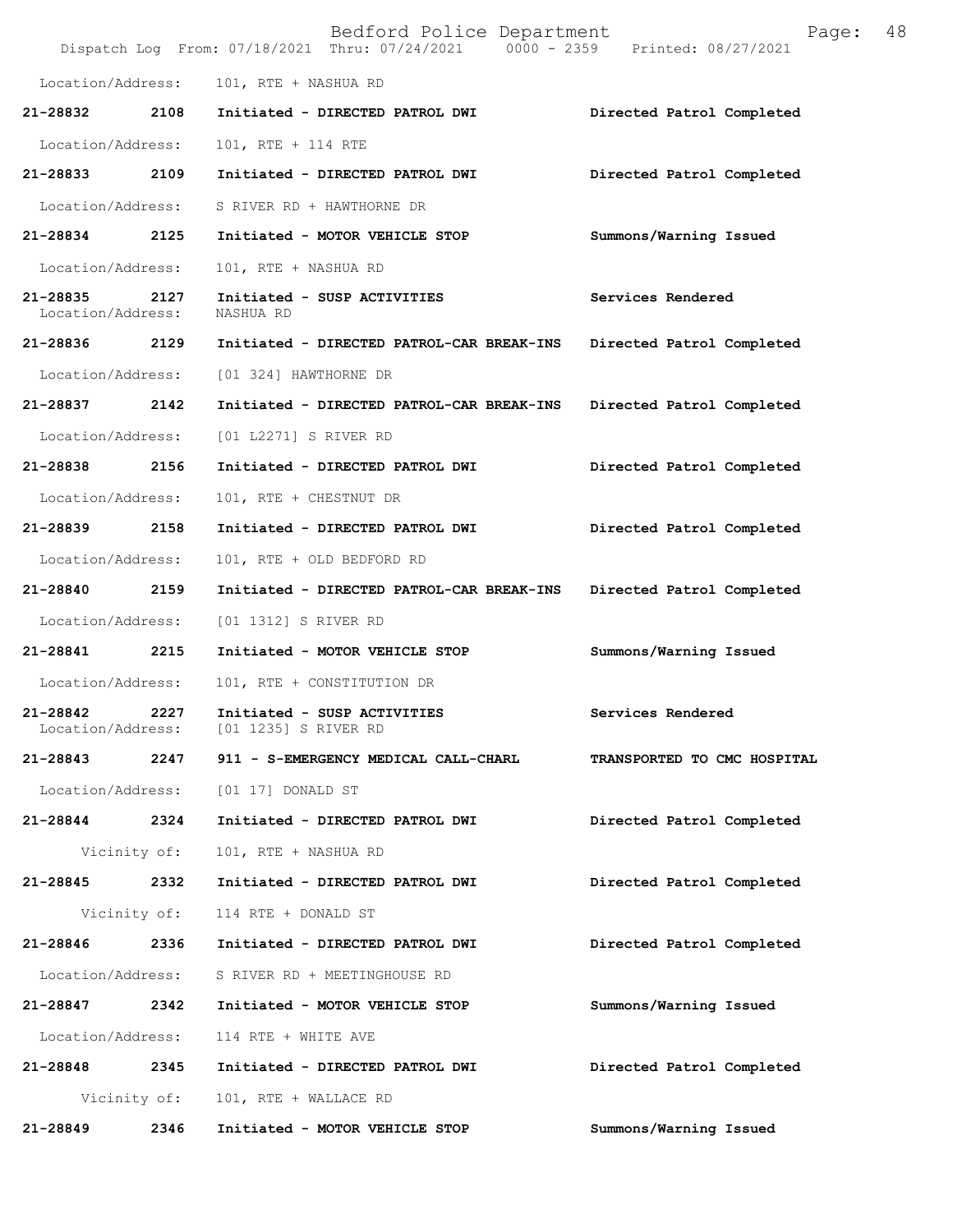Location/Address: 101, RTE + NASHUA RD

| Call # | Time | Call Reason | Action |
|---|---|---|---|
| 21-28832 | 2108 | Initiated - DIRECTED PATROL DWI | Directed Patrol Completed |
| | | Location/Address: 101, RTE + 114 RTE | |
| 21-28833 | 2109 | Initiated - DIRECTED PATROL DWI | Directed Patrol Completed |
| | | Location/Address: S RIVER RD + HAWTHORNE DR | |
| 21-28834 | 2125 | Initiated - MOTOR VEHICLE STOP | Summons/Warning Issued |
| | | Location/Address: 101, RTE + NASHUA RD | |
| 21-28835 | 2127 | Initiated - SUSP ACTIVITIES | Services Rendered |
| | | Location/Address: NASHUA RD | |
| 21-28836 | 2129 | Initiated - DIRECTED PATROL-CAR BREAK-INS | Directed Patrol Completed |
| | | Location/Address: [01 324] HAWTHORNE DR | |
| 21-28837 | 2142 | Initiated - DIRECTED PATROL-CAR BREAK-INS | Directed Patrol Completed |
| | | Location/Address: [01 L2271] S RIVER RD | |
| 21-28838 | 2156 | Initiated - DIRECTED PATROL DWI | Directed Patrol Completed |
| | | Location/Address: 101, RTE + CHESTNUT DR | |
| 21-28839 | 2158 | Initiated - DIRECTED PATROL DWI | Directed Patrol Completed |
| | | Location/Address: 101, RTE + OLD BEDFORD RD | |
| 21-28840 | 2159 | Initiated - DIRECTED PATROL-CAR BREAK-INS | Directed Patrol Completed |
| | | Location/Address: [01 1312] S RIVER RD | |
| 21-28841 | 2215 | Initiated - MOTOR VEHICLE STOP | Summons/Warning Issued |
| | | Location/Address: 101, RTE + CONSTITUTION DR | |
| 21-28842 | 2227 | Initiated - SUSP ACTIVITIES | Services Rendered |
| | | Location/Address: [01 1235] S RIVER RD | |
| 21-28843 | 2247 | 911 - S-EMERGENCY MEDICAL CALL-CHARL | TRANSPORTED TO CMC HOSPITAL |
| | | Location/Address: [01 17] DONALD ST | |
| 21-28844 | 2324 | Initiated - DIRECTED PATROL DWI | Directed Patrol Completed |
| | | Vicinity of: 101, RTE + NASHUA RD | |
| 21-28845 | 2332 | Initiated - DIRECTED PATROL DWI | Directed Patrol Completed |
| | | Vicinity of: 114 RTE + DONALD ST | |
| 21-28846 | 2336 | Initiated - DIRECTED PATROL DWI | Directed Patrol Completed |
| | | Location/Address: S RIVER RD + MEETINGHOUSE RD | |
| 21-28847 | 2342 | Initiated - MOTOR VEHICLE STOP | Summons/Warning Issued |
| | | Location/Address: 114 RTE + WHITE AVE | |
| 21-28848 | 2345 | Initiated - DIRECTED PATROL DWI | Directed Patrol Completed |
| | | Vicinity of: 101, RTE + WALLACE RD | |
| 21-28849 | 2346 | Initiated - MOTOR VEHICLE STOP | Summons/Warning Issued |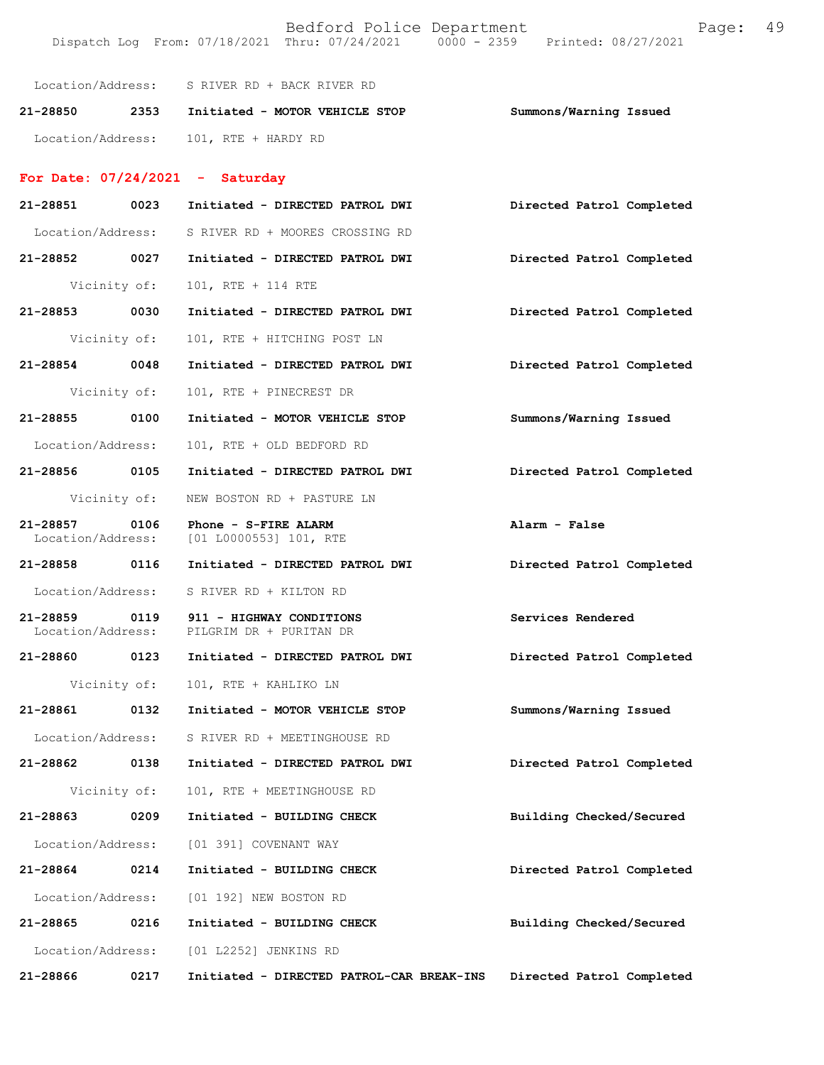Location/Address: S RIVER RD + BACK RIVER RD

**21-28850 2353 Initiated - MOTOR VEHICLE STOP** Summons/Warning Issued

Location/Address: 101, RTE + HARDY RD

## For Date: 07/24/2021 - Saturday

**21-28851 0023 Initiated - DIRECTED PATROL DWI** Directed Patrol Completed

Location/Address: S RIVER RD + MOORES CROSSING RD

**21-28852 0027 Initiated - DIRECTED PATROL DWI** Directed Patrol Completed

Vicinity of: 101, RTE + 114 RTE

**21-28853 0030 Initiated - DIRECTED PATROL DWI** Directed Patrol Completed

Vicinity of: 101, RTE + HITCHING POST LN

**21-28854 0048 Initiated - DIRECTED PATROL DWI** Directed Patrol Completed

Vicinity of: 101, RTE + PINECREST DR

**21-28855 0100 Initiated - MOTOR VEHICLE STOP** Summons/Warning Issued

Location/Address: 101, RTE + OLD BEDFORD RD

**21-28856 0105 Initiated - DIRECTED PATROL DWI** Directed Patrol Completed

Vicinity of: NEW BOSTON RD + PASTURE LN

**21-28857 0106 Phone - S-FIRE ALARM** Alarm - False

Location/Address: [01 L0000553] 101, RTE

**21-28858 0116 Initiated - DIRECTED PATROL DWI** Directed Patrol Completed

Location/Address: S RIVER RD + KILTON RD

**21-28859 0119 911 - HIGHWAY CONDITIONS** Services Rendered

Location/Address: PILGRIM DR + PURITAN DR

**21-28860 0123 Initiated - DIRECTED PATROL DWI** Directed Patrol Completed

Vicinity of: 101, RTE + KAHLIKO LN

**21-28861 0132 Initiated - MOTOR VEHICLE STOP** Summons/Warning Issued

Location/Address: S RIVER RD + MEETINGHOUSE RD

**21-28862 0138 Initiated - DIRECTED PATROL DWI** Directed Patrol Completed

Vicinity of: 101, RTE + MEETINGHOUSE RD

**21-28863 0209 Initiated - BUILDING CHECK** Building Checked/Secured

Location/Address: [01 391] COVENANT WAY

**21-28864 0214 Initiated - BUILDING CHECK** Directed Patrol Completed

Location/Address: [01 192] NEW BOSTON RD

**21-28865 0216 Initiated - BUILDING CHECK** Building Checked/Secured

Location/Address: [01 L2252] JENKINS RD

**21-28866 0217 Initiated - DIRECTED PATROL-CAR BREAK-INS** Directed Patrol Completed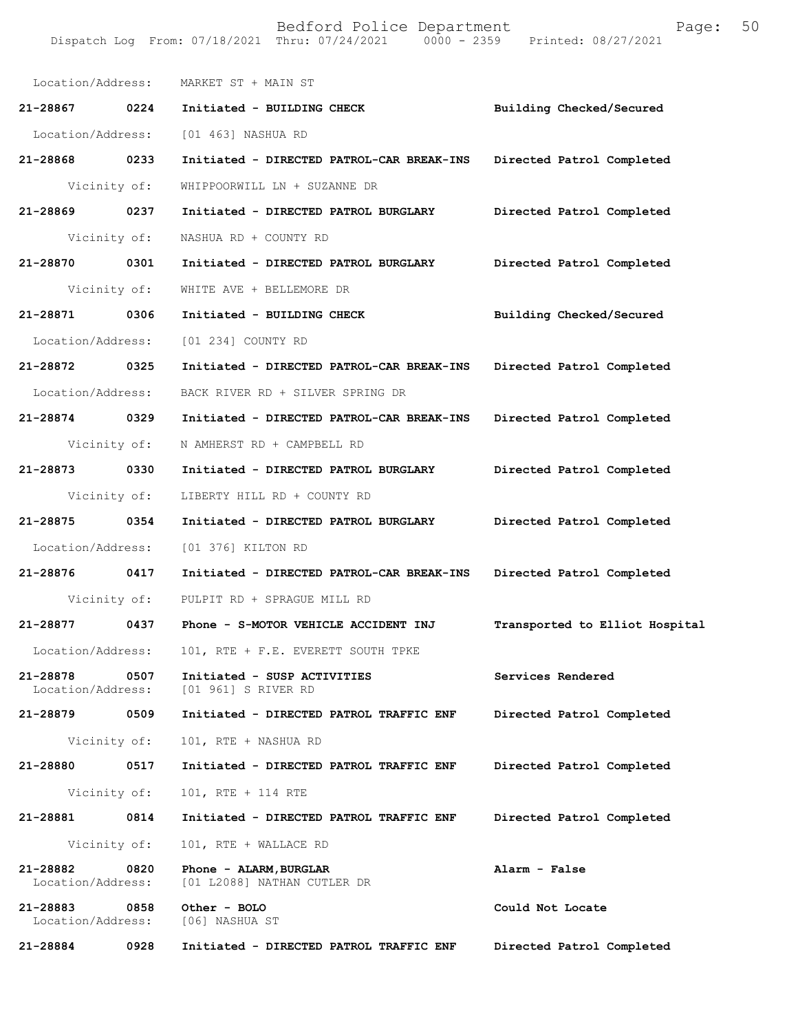Location/Address: MARKET ST + MAIN ST

**21-28867 0224 Initiated - BUILDING CHECK** **Building Checked/Secured**

Location/Address: [01 463] NASHUA RD

**21-28868 0233 Initiated - DIRECTED PATROL-CAR BREAK-INS** **Directed Patrol Completed**

Vicinity of: WHIPPOORWILL LN + SUZANNE DR

**21-28869 0237 Initiated - DIRECTED PATROL BURGLARY** **Directed Patrol Completed**

Vicinity of: NASHUA RD + COUNTY RD

**21-28870 0301 Initiated - DIRECTED PATROL BURGLARY** **Directed Patrol Completed**

Vicinity of: WHITE AVE + BELLEMORE DR

**21-28871 0306 Initiated - BUILDING CHECK** **Building Checked/Secured**

Location/Address: [01 234] COUNTY RD

**21-28872 0325 Initiated - DIRECTED PATROL-CAR BREAK-INS** **Directed Patrol Completed**

Location/Address: BACK RIVER RD + SILVER SPRING DR

**21-28874 0329 Initiated - DIRECTED PATROL-CAR BREAK-INS** **Directed Patrol Completed**

Vicinity of: N AMHERST RD + CAMPBELL RD

**21-28873 0330 Initiated - DIRECTED PATROL BURGLARY** **Directed Patrol Completed**

Vicinity of: LIBERTY HILL RD + COUNTY RD

**21-28875 0354 Initiated - DIRECTED PATROL BURGLARY** **Directed Patrol Completed**

Location/Address: [01 376] KILTON RD

**21-28876 0417 Initiated - DIRECTED PATROL-CAR BREAK-INS** **Directed Patrol Completed**

Vicinity of: PULPIT RD + SPRAGUE MILL RD

**21-28877 0437 Phone - S-MOTOR VEHICLE ACCIDENT INJ** **Transported to Elliot Hospital**

Location/Address: 101, RTE + F.E. EVERETT SOUTH TPKE

**21-28878 0507 Initiated - SUSP ACTIVITIES** **Services Rendered**
Location/Address: [01 961] S RIVER RD

**21-28879 0509 Initiated - DIRECTED PATROL TRAFFIC ENF** **Directed Patrol Completed**

Vicinity of: 101, RTE + NASHUA RD

**21-28880 0517 Initiated - DIRECTED PATROL TRAFFIC ENF** **Directed Patrol Completed**

Vicinity of: 101, RTE + 114 RTE

**21-28881 0814 Initiated - DIRECTED PATROL TRAFFIC ENF** **Directed Patrol Completed**

Vicinity of: 101, RTE + WALLACE RD

**21-28882 0820 Phone - ALARM, BURGLAR** **Alarm - False**
Location/Address: [01 L2088] NATHAN CUTLER DR

**21-28883 0858 Other - BOLO** **Could Not Locate**
Location/Address: [06] NASHUA ST

**21-28884 0928 Initiated - DIRECTED PATROL TRAFFIC ENF** **Directed Patrol Completed**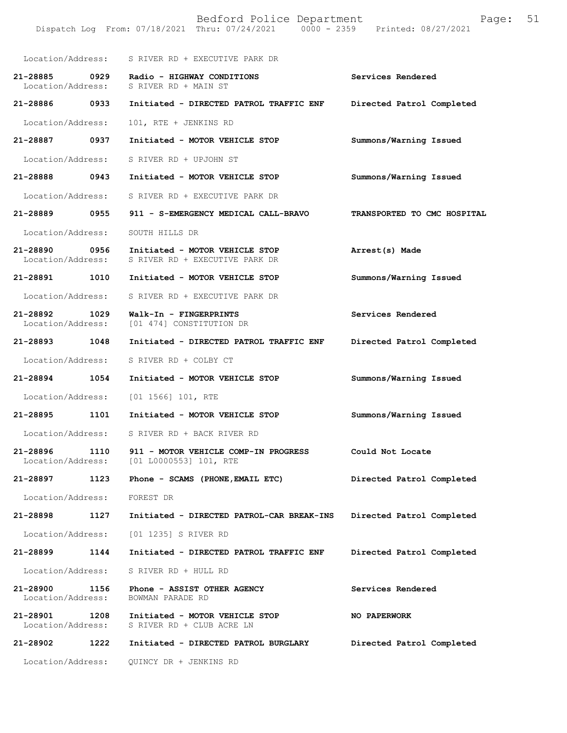Location/Address: S RIVER RD + EXECUTIVE PARK DR

**21-28885 0929 Radio - HIGHWAY CONDITIONS** **Services Rendered**
Location/Address: S RIVER RD + MAIN ST

**21-28886 0933 Initiated - DIRECTED PATROL TRAFFIC ENF** **Directed Patrol Completed**

Location/Address: 101, RTE + JENKINS RD

**21-28887 0937 Initiated - MOTOR VEHICLE STOP** **Summons/Warning Issued**

Location/Address: S RIVER RD + UPJOHN ST

**21-28888 0943 Initiated - MOTOR VEHICLE STOP** **Summons/Warning Issued**

Location/Address: S RIVER RD + EXECUTIVE PARK DR

**21-28889 0955 911 - S-EMERGENCY MEDICAL CALL-BRAVO** **TRANSPORTED TO CMC HOSPITAL**

Location/Address: SOUTH HILLS DR

**21-28890 0956 Initiated - MOTOR VEHICLE STOP** **Arrest(s) Made**
Location/Address: S RIVER RD + EXECUTIVE PARK DR

**21-28891 1010 Initiated - MOTOR VEHICLE STOP** **Summons/Warning Issued**

Location/Address: S RIVER RD + EXECUTIVE PARK DR

**21-28892 1029 Walk-In - FINGERPRINTS** **Services Rendered**
Location/Address: [01 474] CONSTITUTION DR

**21-28893 1048 Initiated - DIRECTED PATROL TRAFFIC ENF** **Directed Patrol Completed**

Location/Address: S RIVER RD + COLBY CT

**21-28894 1054 Initiated - MOTOR VEHICLE STOP** **Summons/Warning Issued**

Location/Address: [01 1566] 101, RTE

**21-28895 1101 Initiated - MOTOR VEHICLE STOP** **Summons/Warning Issued**

Location/Address: S RIVER RD + BACK RIVER RD

**21-28896 1110 911 - MOTOR VEHICLE COMP-IN PROGRESS** **Could Not Locate**
Location/Address: [01 L0000553] 101, RTE

**21-28897 1123 Phone - SCAMS (PHONE,EMAIL ETC)** **Directed Patrol Completed**

Location/Address: FOREST DR

**21-28898 1127 Initiated - DIRECTED PATROL-CAR BREAK-INS** **Directed Patrol Completed**

Location/Address: [01 1235] S RIVER RD

**21-28899 1144 Initiated - DIRECTED PATROL TRAFFIC ENF** **Directed Patrol Completed**

Location/Address: S RIVER RD + HULL RD

**21-28900 1156 Phone - ASSIST OTHER AGENCY** **Services Rendered**
Location/Address: BOWMAN PARADE RD

**21-28901 1208 Initiated - MOTOR VEHICLE STOP** **NO PAPERWORK**
Location/Address: S RIVER RD + CLUB ACRE LN

**21-28902 1222 Initiated - DIRECTED PATROL BURGLARY** **Directed Patrol Completed**

Location/Address: QUINCY DR + JENKINS RD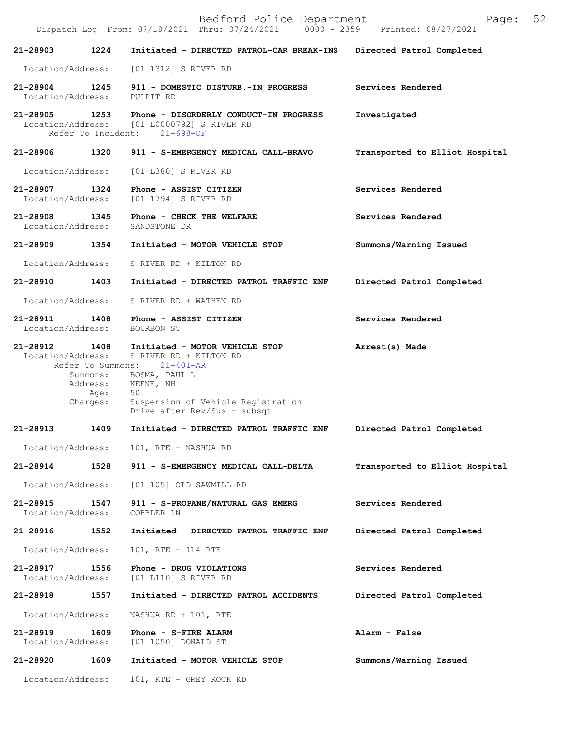21-28903 1224 Initiated - DIRECTED PATROL-CAR BREAK-INS Directed Patrol Completed

Location/Address: [01 1312] S RIVER RD

21-28904 1245 911 - DOMESTIC DISTURB.-IN PROGRESS Services Rendered
Location/Address: PULPIT RD

21-28905 1253 Phone - DISORDERLY CONDUCT-IN PROGRESS Investigated
Location/Address: [01 L0000792] S RIVER RD
Refer To Incident: 21-698-OF

21-28906 1320 911 - S-EMERGENCY MEDICAL CALL-BRAVO Transported to Elliot Hospital

Location/Address: [01 L380] S RIVER RD

21-28907 1324 Phone - ASSIST CITIZEN Services Rendered
Location/Address: [01 1794] S RIVER RD

21-28908 1345 Phone - CHECK THE WELFARE Services Rendered
Location/Address: SANDSTONE DR

21-28909 1354 Initiated - MOTOR VEHICLE STOP Summons/Warning Issued

Location/Address: S RIVER RD + KILTON RD

21-28910 1403 Initiated - DIRECTED PATROL TRAFFIC ENF Directed Patrol Completed

Location/Address: S RIVER RD + WATHEN RD

21-28911 1408 Phone - ASSIST CITIZEN Services Rendered
Location/Address: BOURBON ST

21-28912 1408 Initiated - MOTOR VEHICLE STOP Arrest(s) Made
Location/Address: S RIVER RD + KILTON RD
Refer To Summons: 21-401-AR
Summons: BOSMA, PAUL L
Address: KEENE, NH
Age: 50
Charges: Suspension of Vehicle Registration
Drive after Rev/Sus - subsqt

21-28913 1409 Initiated - DIRECTED PATROL TRAFFIC ENF Directed Patrol Completed

Location/Address: 101, RTE + NASHUA RD

21-28914 1528 911 - S-EMERGENCY MEDICAL CALL-DELTA Transported to Elliot Hospital

Location/Address: [01 105] OLD SAWMILL RD

21-28915 1547 911 - S-PROPANE/NATURAL GAS EMERG Services Rendered
Location/Address: COBBLER LN

21-28916 1552 Initiated - DIRECTED PATROL TRAFFIC ENF Directed Patrol Completed

Location/Address: 101, RTE + 114 RTE

21-28917 1556 Phone - DRUG VIOLATIONS Services Rendered
Location/Address: [01 L110] S RIVER RD

21-28918 1557 Initiated - DIRECTED PATROL ACCIDENTS Directed Patrol Completed

Location/Address: NASHUA RD + 101, RTE

21-28919 1609 Phone - S-FIRE ALARM Alarm - False
Location/Address: [01 1050] DONALD ST

21-28920 1609 Initiated - MOTOR VEHICLE STOP Summons/Warning Issued

Location/Address: 101, RTE + GREY ROCK RD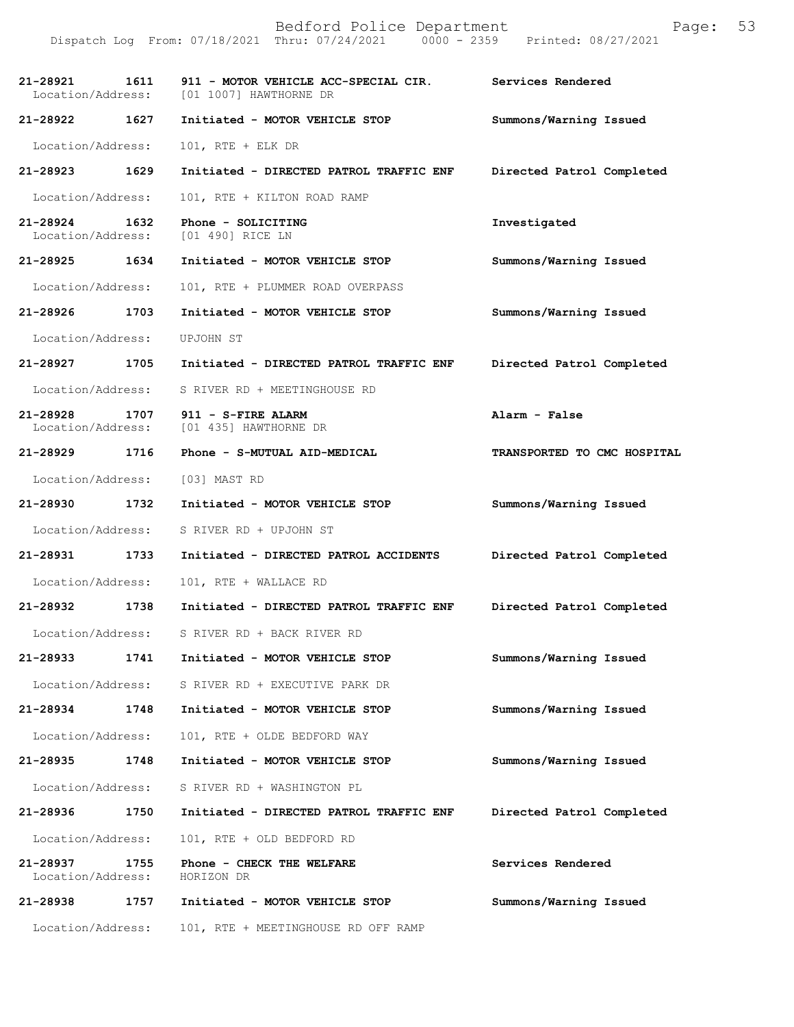| Call Number | Time | Call Reason | Action |
|---|---|---|---|
| 21-28921 | 1611 | 911 - MOTOR VEHICLE ACC-SPECIAL CIR. | Services Rendered |
| Location/Address: | | [01 1007] HAWTHORNE DR | |
| 21-28922 | 1627 | Initiated - MOTOR VEHICLE STOP | Summons/Warning Issued |
| Location/Address: | | 101, RTE + ELK DR | |
| 21-28923 | 1629 | Initiated - DIRECTED PATROL TRAFFIC ENF | Directed Patrol Completed |
| Location/Address: | | 101, RTE + KILTON ROAD RAMP | |
| 21-28924 | 1632 | Phone - SOLICITING | Investigated |
| Location/Address: | | [01 490] RICE LN | |
| 21-28925 | 1634 | Initiated - MOTOR VEHICLE STOP | Summons/Warning Issued |
| Location/Address: | | 101, RTE + PLUMMER ROAD OVERPASS | |
| 21-28926 | 1703 | Initiated - MOTOR VEHICLE STOP | Summons/Warning Issued |
| Location/Address: | | UPJOHN ST | |
| 21-28927 | 1705 | Initiated - DIRECTED PATROL TRAFFIC ENF | Directed Patrol Completed |
| Location/Address: | | S RIVER RD + MEETINGHOUSE RD | |
| 21-28928 | 1707 | 911 - S-FIRE ALARM | Alarm - False |
| Location/Address: | | [01 435] HAWTHORNE DR | |
| 21-28929 | 1716 | Phone - S-MUTUAL AID-MEDICAL | TRANSPORTED TO CMC HOSPITAL |
| Location/Address: | | [03] MAST RD | |
| 21-28930 | 1732 | Initiated - MOTOR VEHICLE STOP | Summons/Warning Issued |
| Location/Address: | | S RIVER RD + UPJOHN ST | |
| 21-28931 | 1733 | Initiated - DIRECTED PATROL ACCIDENTS | Directed Patrol Completed |
| Location/Address: | | 101, RTE + WALLACE RD | |
| 21-28932 | 1738 | Initiated - DIRECTED PATROL TRAFFIC ENF | Directed Patrol Completed |
| Location/Address: | | S RIVER RD + BACK RIVER RD | |
| 21-28933 | 1741 | Initiated - MOTOR VEHICLE STOP | Summons/Warning Issued |
| Location/Address: | | S RIVER RD + EXECUTIVE PARK DR | |
| 21-28934 | 1748 | Initiated - MOTOR VEHICLE STOP | Summons/Warning Issued |
| Location/Address: | | 101, RTE + OLDE BEDFORD WAY | |
| 21-28935 | 1748 | Initiated - MOTOR VEHICLE STOP | Summons/Warning Issued |
| Location/Address: | | S RIVER RD + WASHINGTON PL | |
| 21-28936 | 1750 | Initiated - DIRECTED PATROL TRAFFIC ENF | Directed Patrol Completed |
| Location/Address: | | 101, RTE + OLD BEDFORD RD | |
| 21-28937 | 1755 | Phone - CHECK THE WELFARE | Services Rendered |
| Location/Address: | | HORIZON DR | |
| 21-28938 | 1757 | Initiated - MOTOR VEHICLE STOP | Summons/Warning Issued |
| Location/Address: | | 101, RTE + MEETINGHOUSE RD OFF RAMP | |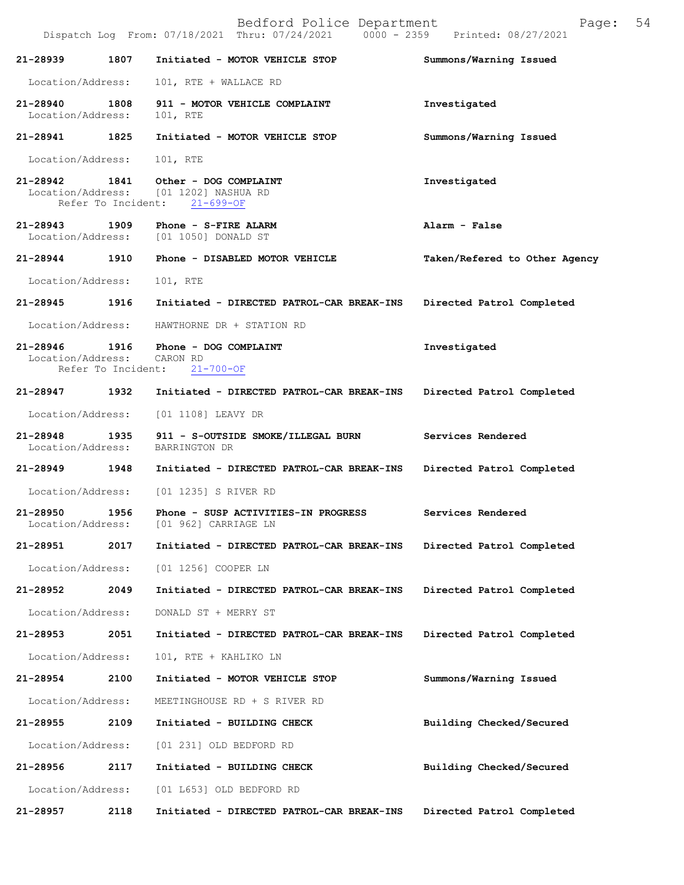| Call Number | Time | Call Reason | Action |
|---|---|---|---|
| 21-28939 | 1807 | Initiated - MOTOR VEHICLE STOP | Summons/Warning Issued |

Location/Address: 101, RTE + WALLACE RD

| | | | |
|---|---|---|---|
| 21-28940 | 1808 | 911 - MOTOR VEHICLE COMPLAINT | Investigated |

Location/Address: 101, RTE

| | | | |
|---|---|---|---|
| 21-28941 | 1825 | Initiated - MOTOR VEHICLE STOP | Summons/Warning Issued |

Location/Address: 101, RTE

| | | | |
|---|---|---|---|
| 21-28942 | 1841 | Other - DOG COMPLAINT | Investigated |

Location/Address: [01 1202] NASHUA RD
Refer To Incident: 21-699-OF

| | | | |
|---|---|---|---|
| 21-28943 | 1909 | Phone - S-FIRE ALARM | Alarm - False |

Location/Address: [01 1050] DONALD ST

| | | | |
|---|---|---|---|
| 21-28944 | 1910 | Phone - DISABLED MOTOR VEHICLE | Taken/Refered to Other Agency |

Location/Address: 101, RTE

| | | | |
|---|---|---|---|
| 21-28945 | 1916 | Initiated - DIRECTED PATROL-CAR BREAK-INS | Directed Patrol Completed |

Location/Address: HAWTHORNE DR + STATION RD

| | | | |
|---|---|---|---|
| 21-28946 | 1916 | Phone - DOG COMPLAINT | Investigated |

Location/Address: CARON RD
Refer To Incident: 21-700-OF

| | | | |
|---|---|---|---|
| 21-28947 | 1932 | Initiated - DIRECTED PATROL-CAR BREAK-INS | Directed Patrol Completed |

Location/Address: [01 1108] LEAVY DR

| | | | |
|---|---|---|---|
| 21-28948 | 1935 | 911 - S-OUTSIDE SMOKE/ILLEGAL BURN | Services Rendered |

Location/Address: BARRINGTON DR

| | | | |
|---|---|---|---|
| 21-28949 | 1948 | Initiated - DIRECTED PATROL-CAR BREAK-INS | Directed Patrol Completed |

Location/Address: [01 1235] S RIVER RD

| | | | |
|---|---|---|---|
| 21-28950 | 1956 | Phone - SUSP ACTIVITIES-IN PROGRESS | Services Rendered |

Location/Address: [01 962] CARRIAGE LN

| | | | |
|---|---|---|---|
| 21-28951 | 2017 | Initiated - DIRECTED PATROL-CAR BREAK-INS | Directed Patrol Completed |

Location/Address: [01 1256] COOPER LN

| | | | |
|---|---|---|---|
| 21-28952 | 2049 | Initiated - DIRECTED PATROL-CAR BREAK-INS | Directed Patrol Completed |

Location/Address: DONALD ST + MERRY ST

| | | | |
|---|---|---|---|
| 21-28953 | 2051 | Initiated - DIRECTED PATROL-CAR BREAK-INS | Directed Patrol Completed |

Location/Address: 101, RTE + KAHLIKO LN

| | | | |
|---|---|---|---|
| 21-28954 | 2100 | Initiated - MOTOR VEHICLE STOP | Summons/Warning Issued |

Location/Address: MEETINGHOUSE RD + S RIVER RD

| | | | |
|---|---|---|---|
| 21-28955 | 2109 | Initiated - BUILDING CHECK | Building Checked/Secured |

Location/Address: [01 231] OLD BEDFORD RD

| | | | |
|---|---|---|---|
| 21-28956 | 2117 | Initiated - BUILDING CHECK | Building Checked/Secured |

Location/Address: [01 L653] OLD BEDFORD RD

| | | | |
|---|---|---|---|
| 21-28957 | 2118 | Initiated - DIRECTED PATROL-CAR BREAK-INS | Directed Patrol Completed |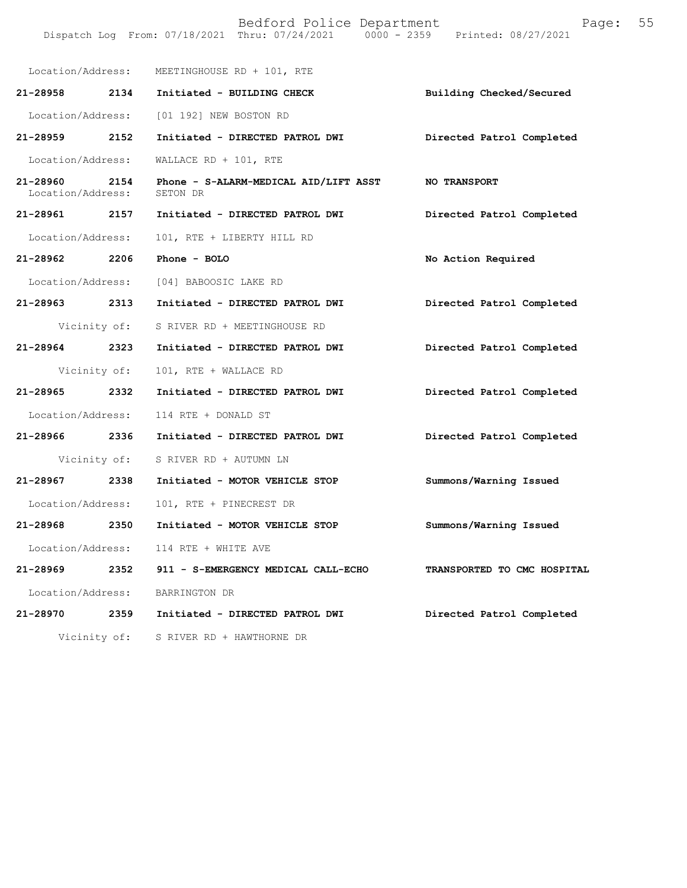Location/Address: MEETINGHOUSE RD + 101, RTE

**21-28958 2134 Initiated - BUILDING CHECK** **Building Checked/Secured**

Location/Address: [01 192] NEW BOSTON RD

**21-28959 2152 Initiated - DIRECTED PATROL DWI** **Directed Patrol Completed**

Location/Address: WALLACE RD + 101, RTE

**21-28960 2154 Phone - S-ALARM-MEDICAL AID/LIFT ASST** **NO TRANSPORT**

Location/Address: SETON DR

**21-28961 2157 Initiated - DIRECTED PATROL DWI** **Directed Patrol Completed**

Location/Address: 101, RTE + LIBERTY HILL RD

**21-28962 2206 Phone - BOLO** **No Action Required**

Location/Address: [04] BABOOSIC LAKE RD

**21-28963 2313 Initiated - DIRECTED PATROL DWI** **Directed Patrol Completed**

Vicinity of: S RIVER RD + MEETINGHOUSE RD

**21-28964 2323 Initiated - DIRECTED PATROL DWI** **Directed Patrol Completed**

Vicinity of: 101, RTE + WALLACE RD

**21-28965 2332 Initiated - DIRECTED PATROL DWI** **Directed Patrol Completed**

Location/Address: 114 RTE + DONALD ST

**21-28966 2336 Initiated - DIRECTED PATROL DWI** **Directed Patrol Completed**

Vicinity of: S RIVER RD + AUTUMN LN

**21-28967 2338 Initiated - MOTOR VEHICLE STOP** **Summons/Warning Issued**

Location/Address: 101, RTE + PINECREST DR

**21-28968 2350 Initiated - MOTOR VEHICLE STOP** **Summons/Warning Issued**

Location/Address: 114 RTE + WHITE AVE

**21-28969 2352 911 - S-EMERGENCY MEDICAL CALL-ECHO** **TRANSPORTED TO CMC HOSPITAL**

Location/Address: BARRINGTON DR

**21-28970 2359 Initiated - DIRECTED PATROL DWI** **Directed Patrol Completed**

Vicinity of: S RIVER RD + HAWTHORNE DR